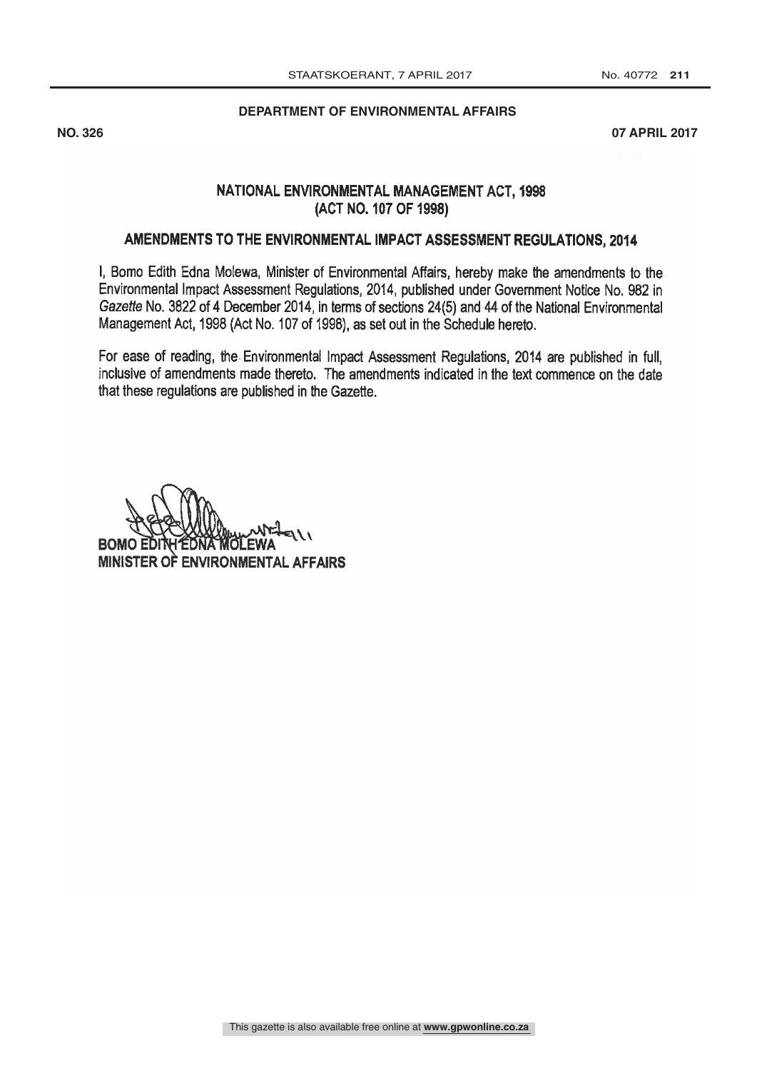**DEPARTMENT OF ENVIRONMENTAL AFFAIRS**

**NO. 326** **07 APRIL 2017**

# NATIONAL ENVIRONMENTAL MANAGEMENT ACT, 1998 (ACT NO. 107 OF 1998)

## AMENDMENTS TO THE ENVIRONMENTAL IMPACT ASSESSMENT REGULATIONS, 2014

I, Bomo Edith Edna Molewa, Minister of Environmental Affairs, hereby make the amendments to the Environmental Impact Assessment Regulations, 2014, published under Government Notice No. 982 in *Gazette* No. 3822 of 4 December 2014, in terms of sections 24(5) and 44 of the National Environmental Management Act, 1998 (Act No. 107 of 1998), as set out in the Schedule hereto.

For ease of reading, the Environmental Impact Assessment Regulations, 2014 are published in full, inclusive of amendments made thereto. The amendments indicated in the text commence on the date that these regulations are published in the Gazette.

**BOMO EDITH EDNA MOLEWA**
**MINISTER OF ENVIRONMENTAL AFFAIRS**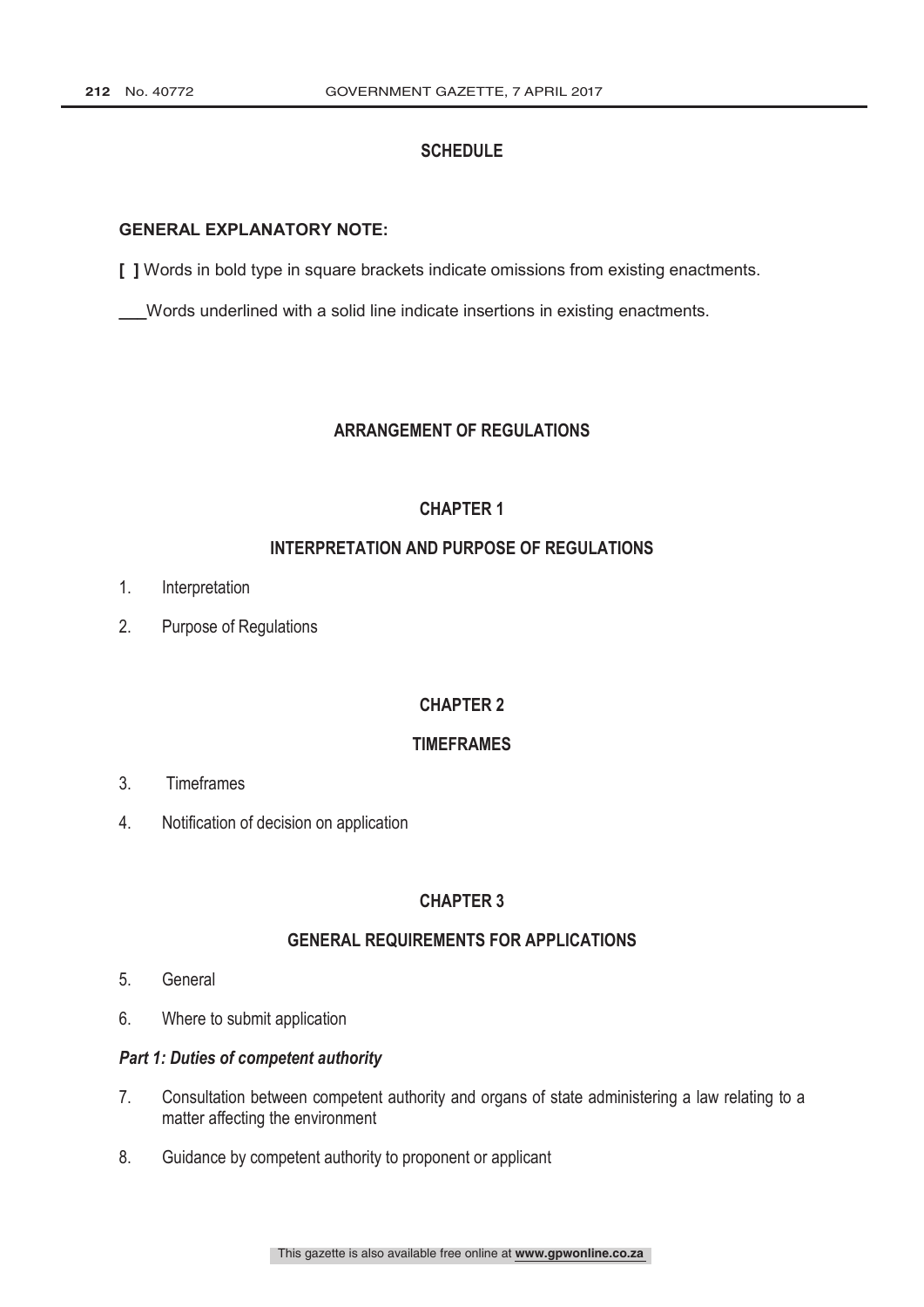## SCHEDULE

**GENERAL EXPLANATORY NOTE:**

**[ ]** Words in bold type in square brackets indicate omissions from existing enactments.

___ Words underlined with a solid line indicate insertions in existing enactments.

## ARRANGEMENT OF REGULATIONS

### CHAPTER 1

### INTERPRETATION AND PURPOSE OF REGULATIONS

1. Interpretation
2. Purpose of Regulations

### CHAPTER 2

### TIMEFRAMES

3. Timeframes
4. Notification of decision on application

### CHAPTER 3

### GENERAL REQUIREMENTS FOR APPLICATIONS

5. General
6. Where to submit application

***Part 1: Duties of competent authority***

7. Consultation between competent authority and organs of state administering a law relating to a matter affecting the environment
8. Guidance by competent authority to proponent or applicant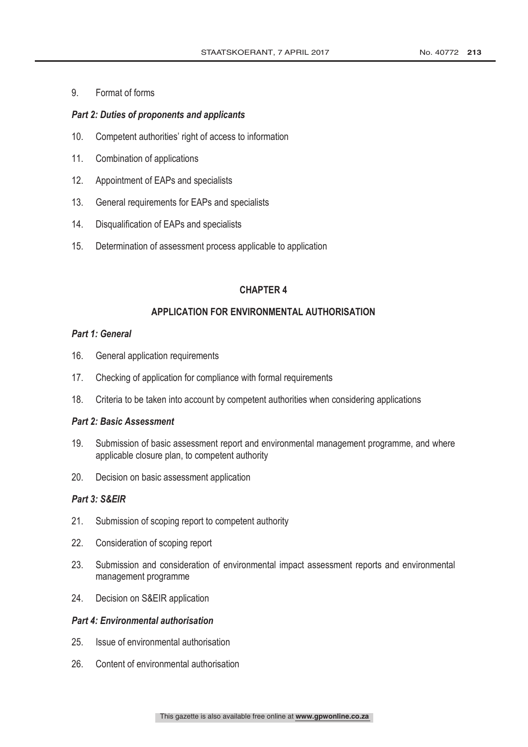9. Format of forms

***Part 2: Duties of proponents and applicants***

10. Competent authorities' right of access to information
11. Combination of applications
12. Appointment of EAPs and specialists
13. General requirements for EAPs and specialists
14. Disqualification of EAPs and specialists
15. Determination of assessment process applicable to application

## CHAPTER 4

## APPLICATION FOR ENVIRONMENTAL AUTHORISATION

***Part 1: General***

16. General application requirements
17. Checking of application for compliance with formal requirements
18. Criteria to be taken into account by competent authorities when considering applications

***Part 2: Basic Assessment***

19. Submission of basic assessment report and environmental management programme, and where applicable closure plan, to competent authority
20. Decision on basic assessment application

***Part 3: S&EIR***

21. Submission of scoping report to competent authority
22. Consideration of scoping report
23. Submission and consideration of environmental impact assessment reports and environmental management programme
24. Decision on S&EIR application

***Part 4: Environmental authorisation***

25. Issue of environmental authorisation
26. Content of environmental authorisation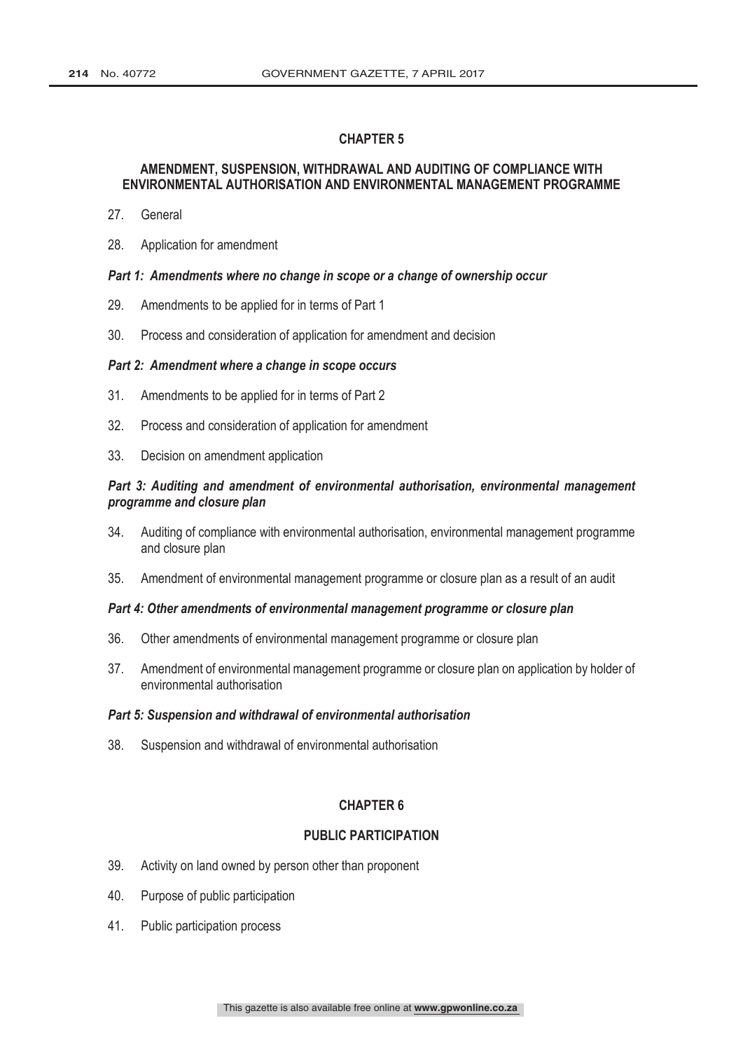## CHAPTER 5

### AMENDMENT, SUSPENSION, WITHDRAWAL AND AUDITING OF COMPLIANCE WITH ENVIRONMENTAL AUTHORISATION AND ENVIRONMENTAL MANAGEMENT PROGRAMME

27. General

28. Application for amendment

***Part 1: Amendments where no change in scope or a change of ownership occur***

29. Amendments to be applied for in terms of Part 1

30. Process and consideration of application for amendment and decision

***Part 2: Amendment where a change in scope occurs***

31. Amendments to be applied for in terms of Part 2

32. Process and consideration of application for amendment

33. Decision on amendment application

***Part 3: Auditing and amendment of environmental authorisation, environmental management programme and closure plan***

34. Auditing of compliance with environmental authorisation, environmental management programme and closure plan

35. Amendment of environmental management programme or closure plan as a result of an audit

***Part 4: Other amendments of environmental management programme or closure plan***

36. Other amendments of environmental management programme or closure plan

37. Amendment of environmental management programme or closure plan on application by holder of environmental authorisation

***Part 5: Suspension and withdrawal of environmental authorisation***

38. Suspension and withdrawal of environmental authorisation

## CHAPTER 6

### PUBLIC PARTICIPATION

39. Activity on land owned by person other than proponent

40. Purpose of public participation

41. Public participation process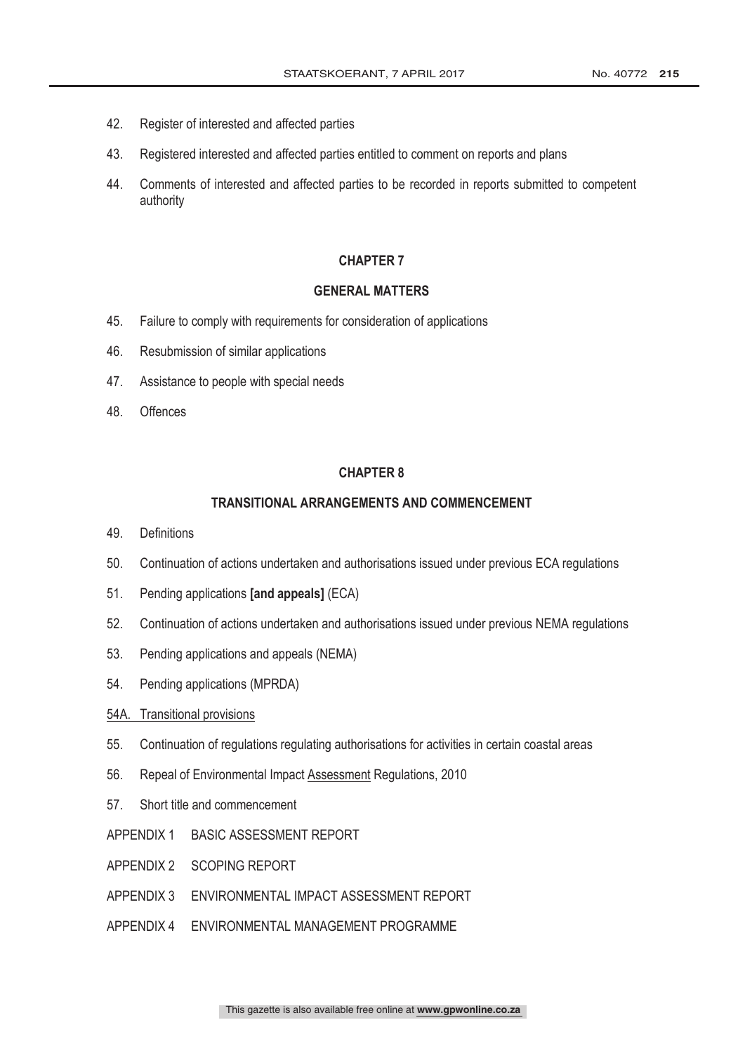42. Register of interested and affected parties

43. Registered interested and affected parties entitled to comment on reports and plans

44. Comments of interested and affected parties to be recorded in reports submitted to competent authority

**CHAPTER 7**

**GENERAL MATTERS**

45. Failure to comply with requirements for consideration of applications

46. Resubmission of similar applications

47. Assistance to people with special needs

48. Offences

**CHAPTER 8**

**TRANSITIONAL ARRANGEMENTS AND COMMENCEMENT**

49. Definitions

50. Continuation of actions undertaken and authorisations issued under previous ECA regulations

51. Pending applications **[and appeals]** (ECA)

52. Continuation of actions undertaken and authorisations issued under previous NEMA regulations

53. Pending applications and appeals (NEMA)

54. Pending applications (MPRDA)

<u>54A. Transitional provisions</u>

55. Continuation of regulations regulating authorisations for activities in certain coastal areas

56. Repeal of Environmental Impact <u>Assessment</u> Regulations, 2010

57. Short title and commencement

APPENDIX 1 BASIC ASSESSMENT REPORT

APPENDIX 2 SCOPING REPORT

APPENDIX 3 ENVIRONMENTAL IMPACT ASSESSMENT REPORT

APPENDIX 4 ENVIRONMENTAL MANAGEMENT PROGRAMME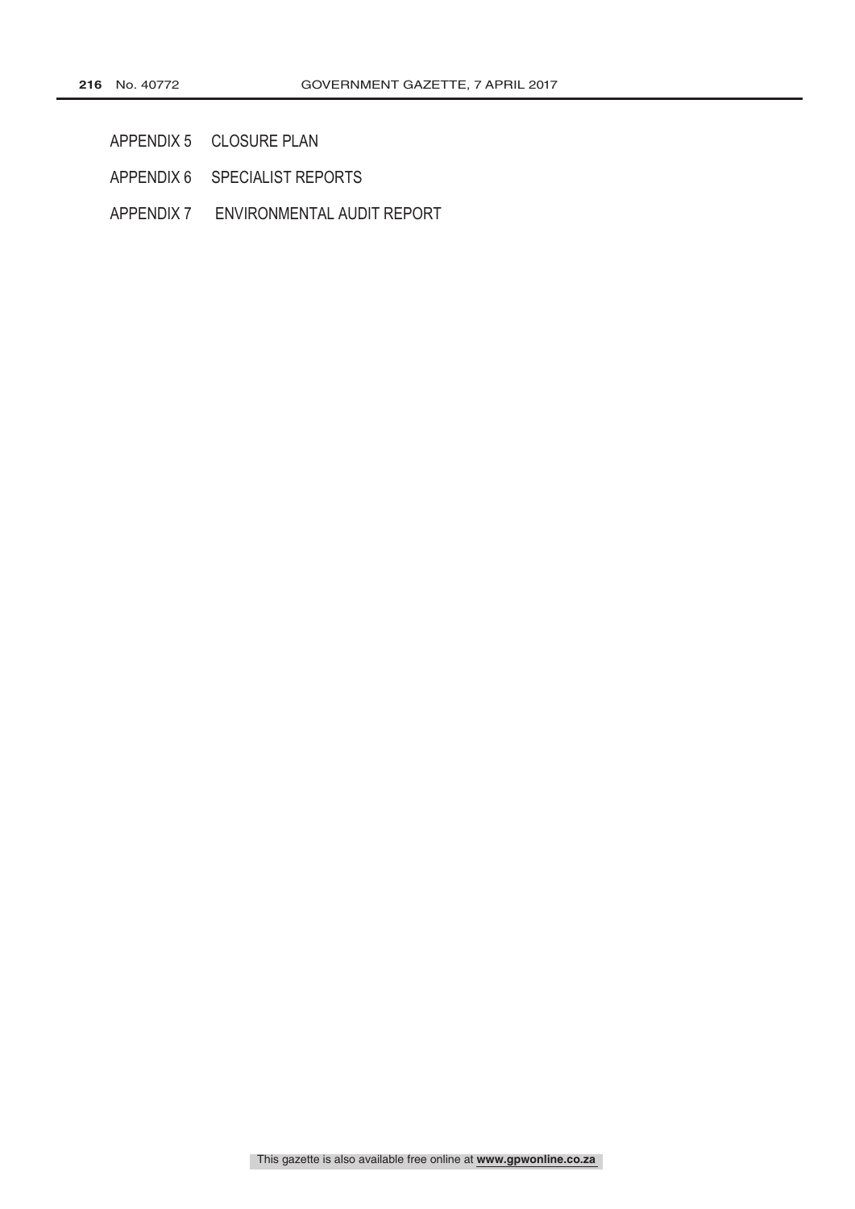APPENDIX 5 CLOSURE PLAN

APPENDIX 6 SPECIALIST REPORTS

APPENDIX 7 ENVIRONMENTAL AUDIT REPORT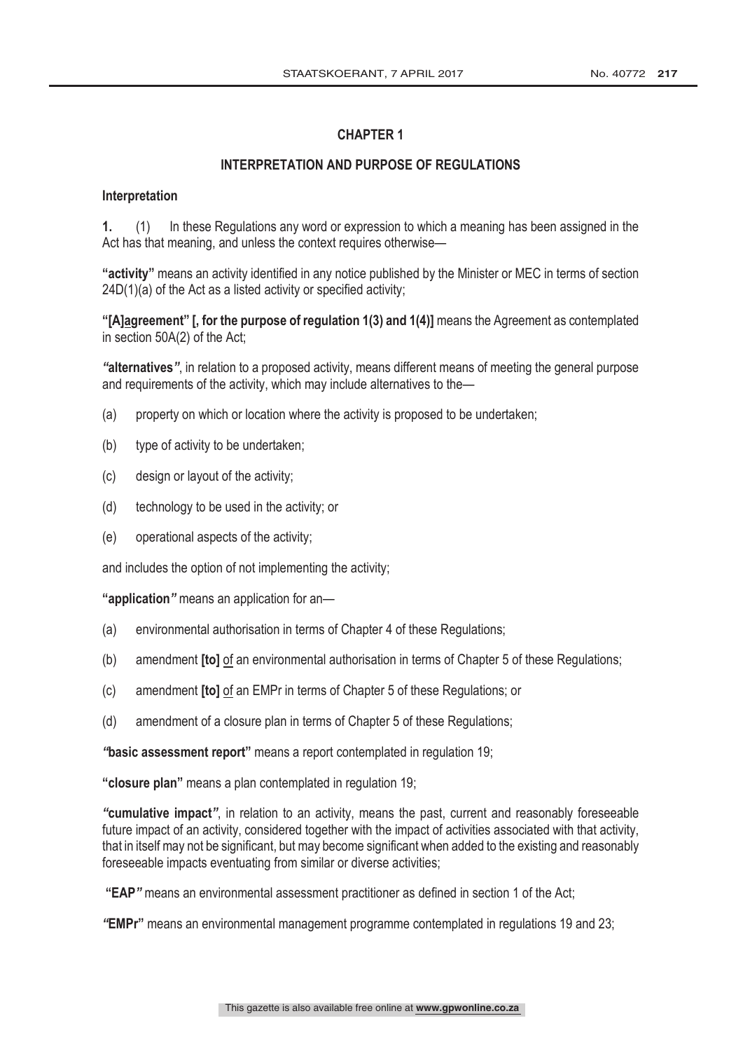## CHAPTER 1

## INTERPRETATION AND PURPOSE OF REGULATIONS

### Interpretation

**1.** (1) In these Regulations any word or expression to which a meaning has been assigned in the Act has that meaning, and unless the context requires otherwise—

**"activity"** means an activity identified in any notice published by the Minister or MEC in terms of section 24D(1)(a) of the Act as a listed activity or specified activity;

**"[A]<u>a</u>greement" [, for the purpose of regulation 1(3) and 1(4)]** means the Agreement as contemplated in section 50A(2) of the Act;

***"*alternatives*"***, in relation to a proposed activity, means different means of meeting the general purpose and requirements of the activity, which may include alternatives to the—

(a) property on which or location where the activity is proposed to be undertaken;

(b) type of activity to be undertaken;

(c) design or layout of the activity;

(d) technology to be used in the activity; or

(e) operational aspects of the activity;

and includes the option of not implementing the activity;

**"application*"*** means an application for an—

(a) environmental authorisation in terms of Chapter 4 of these Regulations;

(b) amendment **[to]** <u>of</u> an environmental authorisation in terms of Chapter 5 of these Regulations;

(c) amendment **[to]** <u>of</u> an EMPr in terms of Chapter 5 of these Regulations; or

(d) amendment of a closure plan in terms of Chapter 5 of these Regulations;

***"*basic assessment report"** means a report contemplated in regulation 19;

**"closure plan"** means a plan contemplated in regulation 19;

***"*cumulative impact*"***, in relation to an activity, means the past, current and reasonably foreseeable future impact of an activity, considered together with the impact of activities associated with that activity, that in itself may not be significant, but may become significant when added to the existing and reasonably foreseeable impacts eventuating from similar or diverse activities;

**"EAP*"*** means an environmental assessment practitioner as defined in section 1 of the Act;

***"*EMPr"** means an environmental management programme contemplated in regulations 19 and 23;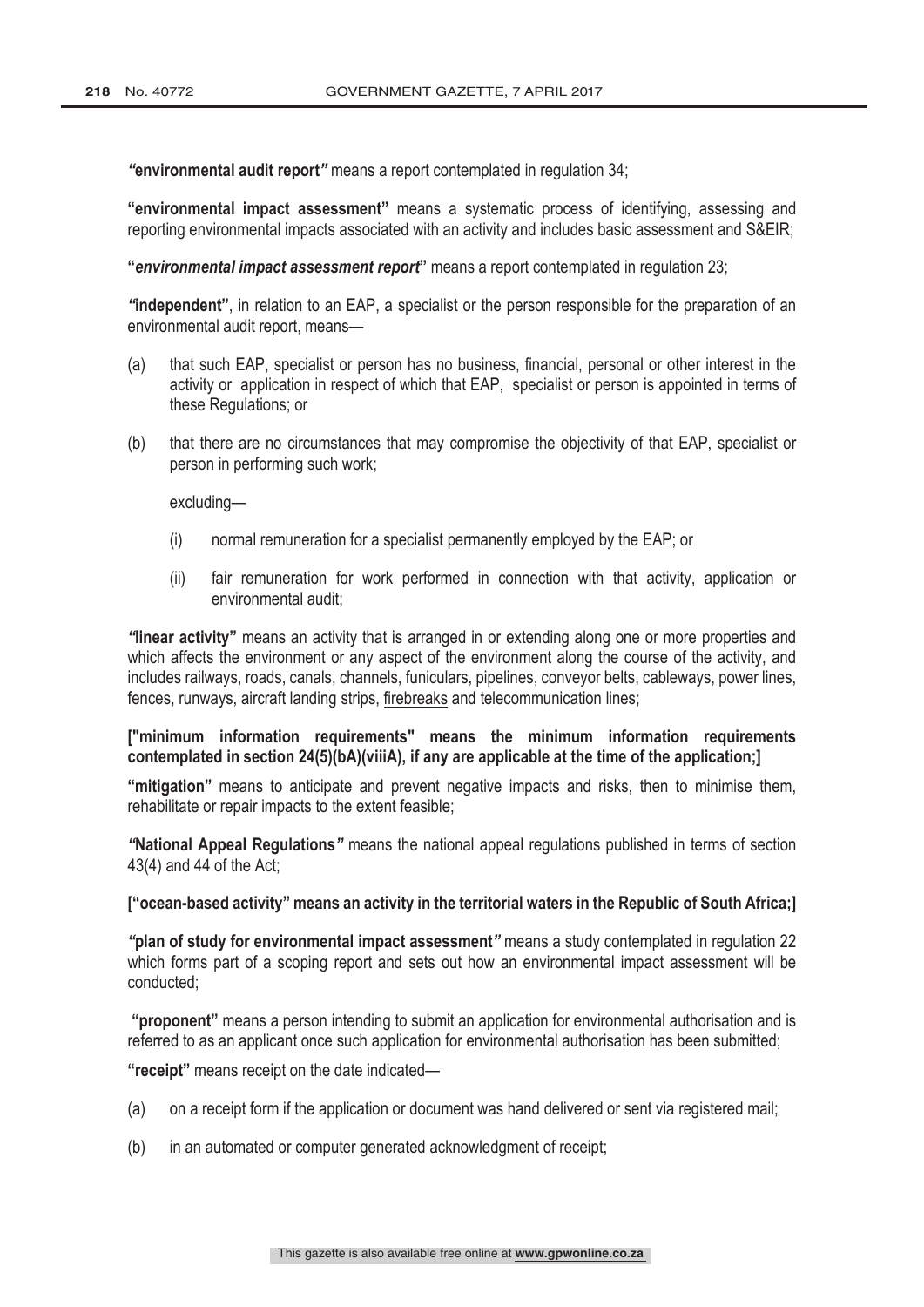**"environmental audit report"** means a report contemplated in regulation 34;

**"environmental impact assessment"** means a systematic process of identifying, assessing and reporting environmental impacts associated with an activity and includes basic assessment and S&EIR;

**"*environmental impact assessment report*"** means a report contemplated in regulation 23;

**"independent"**, in relation to an EAP, a specialist or the person responsible for the preparation of an environmental audit report, means—

(a) that such EAP, specialist or person has no business, financial, personal or other interest in the activity or application in respect of which that EAP, specialist or person is appointed in terms of these Regulations; or

(b) that there are no circumstances that may compromise the objectivity of that EAP, specialist or person in performing such work;

excluding—

(i) normal remuneration for a specialist permanently employed by the EAP; or

(ii) fair remuneration for work performed in connection with that activity, application or environmental audit;

**"linear activity"** means an activity that is arranged in or extending along one or more properties and which affects the environment or any aspect of the environment along the course of the activity, and includes railways, roads, canals, channels, funiculars, pipelines, conveyor belts, cableways, power lines, fences, runways, aircraft landing strips, <u>firebreaks</u> and telecommunication lines;

**["minimum information requirements" means the minimum information requirements contemplated in section 24(5)(bA)(viiiA), if any are applicable at the time of the application;]**

**"mitigation"** means to anticipate and prevent negative impacts and risks, then to minimise them, rehabilitate or repair impacts to the extent feasible;

**"National Appeal Regulations"** means the national appeal regulations published in terms of section 43(4) and 44 of the Act;

**["ocean-based activity" means an activity in the territorial waters in the Republic of South Africa;]**

**"plan of study for environmental impact assessment"** means a study contemplated in regulation 22 which forms part of a scoping report and sets out how an environmental impact assessment will be conducted;

**"proponent"** means a person intending to submit an application for environmental authorisation and is referred to as an applicant once such application for environmental authorisation has been submitted;

**"receipt"** means receipt on the date indicated—

(a) on a receipt form if the application or document was hand delivered or sent via registered mail;

(b) in an automated or computer generated acknowledgment of receipt;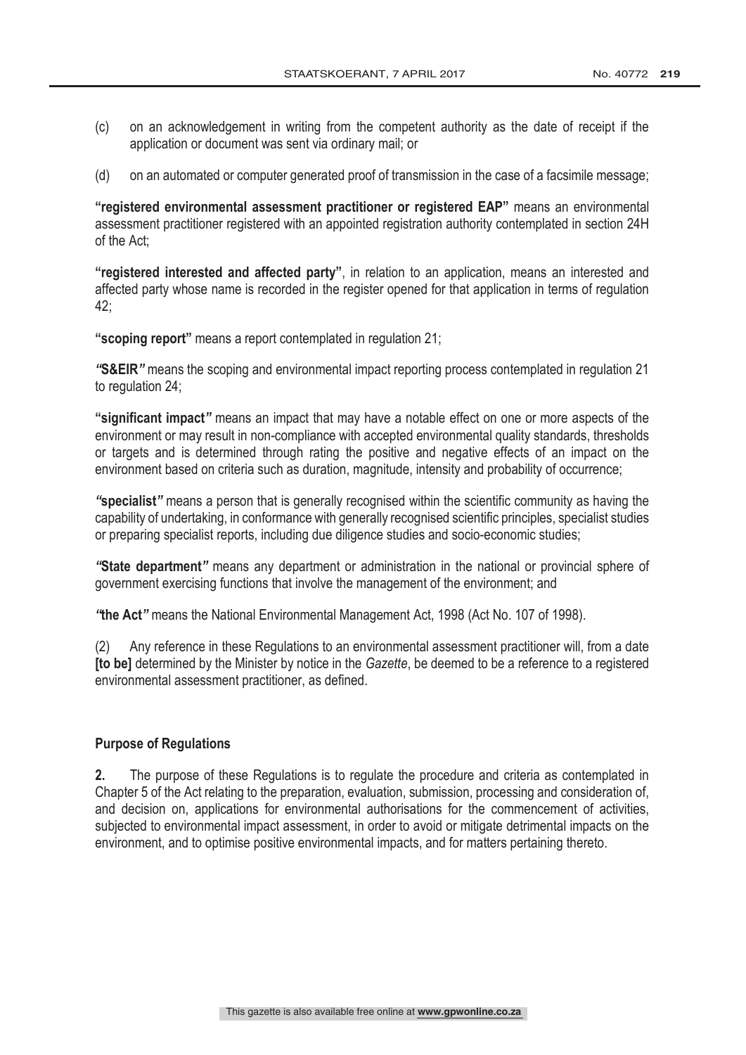(c) on an acknowledgement in writing from the competent authority as the date of receipt if the application or document was sent via ordinary mail; or

(d) on an automated or computer generated proof of transmission in the case of a facsimile message;

**"registered environmental assessment practitioner or registered EAP"** means an environmental assessment practitioner registered with an appointed registration authority contemplated in section 24H of the Act;

**"registered interested and affected party"**, in relation to an application, means an interested and affected party whose name is recorded in the register opened for that application in terms of regulation 42;

**"scoping report"** means a report contemplated in regulation 21;

**"S&EIR"** means the scoping and environmental impact reporting process contemplated in regulation 21 to regulation 24;

**"significant impact"** means an impact that may have a notable effect on one or more aspects of the environment or may result in non-compliance with accepted environmental quality standards, thresholds or targets and is determined through rating the positive and negative effects of an impact on the environment based on criteria such as duration, magnitude, intensity and probability of occurrence;

**"specialist"** means a person that is generally recognised within the scientific community as having the capability of undertaking, in conformance with generally recognised scientific principles, specialist studies or preparing specialist reports, including due diligence studies and socio-economic studies;

**"State department"** means any department or administration in the national or provincial sphere of government exercising functions that involve the management of the environment; and

**"the Act"** means the National Environmental Management Act, 1998 (Act No. 107 of 1998).

(2) Any reference in these Regulations to an environmental assessment practitioner will, from a date **[to be]** determined by the Minister by notice in the *Gazette*, be deemed to be a reference to a registered environmental assessment practitioner, as defined.

**Purpose of Regulations**

**2.** The purpose of these Regulations is to regulate the procedure and criteria as contemplated in Chapter 5 of the Act relating to the preparation, evaluation, submission, processing and consideration of, and decision on, applications for environmental authorisations for the commencement of activities, subjected to environmental impact assessment, in order to avoid or mitigate detrimental impacts on the environment, and to optimise positive environmental impacts, and for matters pertaining thereto.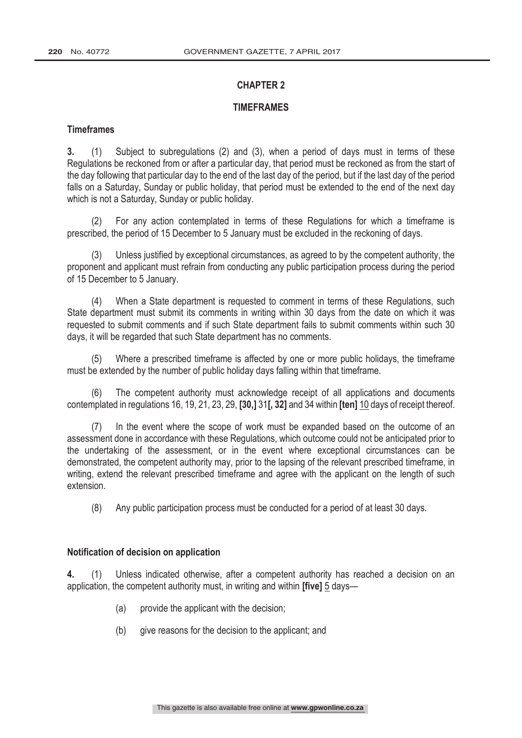## CHAPTER 2

## TIMEFRAMES

### Timeframes

**3.** (1) Subject to subregulations (2) and (3), when a period of days must in terms of these Regulations be reckoned from or after a particular day, that period must be reckoned as from the start of the day following that particular day to the end of the last day of the period, but if the last day of the period falls on a Saturday, Sunday or public holiday, that period must be extended to the end of the next day which is not a Saturday, Sunday or public holiday.

(2) For any action contemplated in terms of these Regulations for which a timeframe is prescribed, the period of 15 December to 5 January must be excluded in the reckoning of days.

(3) Unless justified by exceptional circumstances, as agreed to by the competent authority, the proponent and applicant must refrain from conducting any public participation process during the period of 15 December to 5 January.

(4) When a State department is requested to comment in terms of these Regulations, such State department must submit its comments in writing within 30 days from the date on which it was requested to submit comments and if such State department fails to submit comments within such 30 days, it will be regarded that such State department has no comments.

(5) Where a prescribed timeframe is affected by one or more public holidays, the timeframe must be extended by the number of public holiday days falling within that timeframe.

(6) The competent authority must acknowledge receipt of all applications and documents contemplated in regulations 16, 19, 21, 23, 29, **[30,]** 31**[, 32]** and 34 within **[ten]** <u>10</u> days of receipt thereof.

(7) In the event where the scope of work must be expanded based on the outcome of an assessment done in accordance with these Regulations, which outcome could not be anticipated prior to the undertaking of the assessment, or in the event where exceptional circumstances can be demonstrated, the competent authority may, prior to the lapsing of the relevant prescribed timeframe, in writing, extend the relevant prescribed timeframe and agree with the applicant on the length of such extension.

(8) Any public participation process must be conducted for a period of at least 30 days.

### Notification of decision on application

**4.** (1) Unless indicated otherwise, after a competent authority has reached a decision on an application, the competent authority must, in writing and within **[five]** <u>5</u> days—

(a) provide the applicant with the decision;

(b) give reasons for the decision to the applicant; and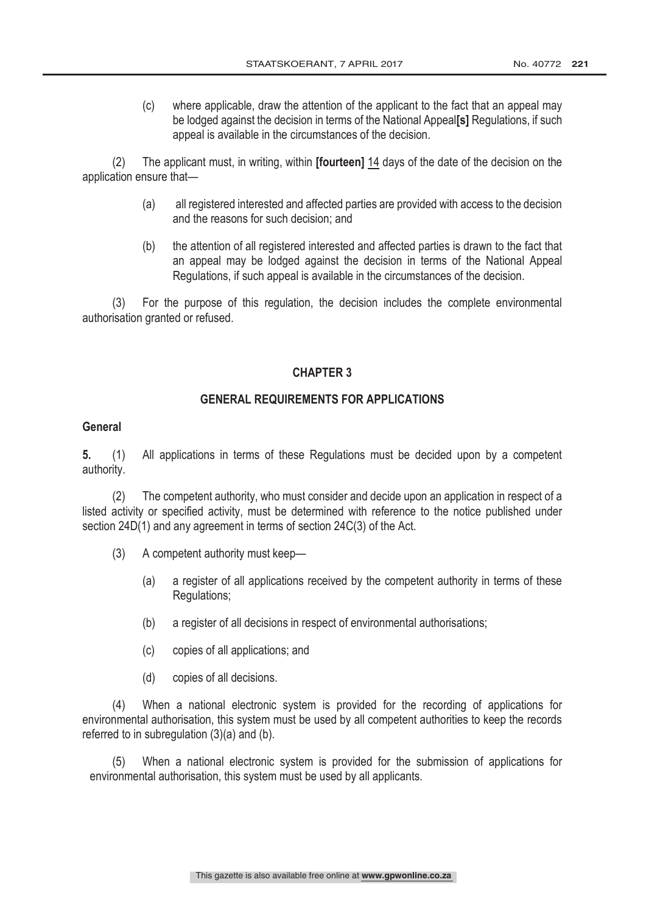(c) where applicable, draw the attention of the applicant to the fact that an appeal may be lodged against the decision in terms of the National Appeal**[s]** Regulations, if such appeal is available in the circumstances of the decision.

(2) The applicant must, in writing, within **[fourteen]** <u>14</u> days of the date of the decision on the application ensure that—

(a) all registered interested and affected parties are provided with access to the decision and the reasons for such decision; and

(b) the attention of all registered interested and affected parties is drawn to the fact that an appeal may be lodged against the decision in terms of the National Appeal Regulations, if such appeal is available in the circumstances of the decision.

(3) For the purpose of this regulation, the decision includes the complete environmental authorisation granted or refused.

## CHAPTER 3

## GENERAL REQUIREMENTS FOR APPLICATIONS

### General

**5.** (1) All applications in terms of these Regulations must be decided upon by a competent authority.

(2) The competent authority, who must consider and decide upon an application in respect of a listed activity or specified activity, must be determined with reference to the notice published under section 24D(1) and any agreement in terms of section 24C(3) of the Act.

(3) A competent authority must keep—

(a) a register of all applications received by the competent authority in terms of these Regulations;

(b) a register of all decisions in respect of environmental authorisations;

(c) copies of all applications; and

(d) copies of all decisions.

(4) When a national electronic system is provided for the recording of applications for environmental authorisation, this system must be used by all competent authorities to keep the records referred to in subregulation (3)(a) and (b).

(5) When a national electronic system is provided for the submission of applications for environmental authorisation, this system must be used by all applicants.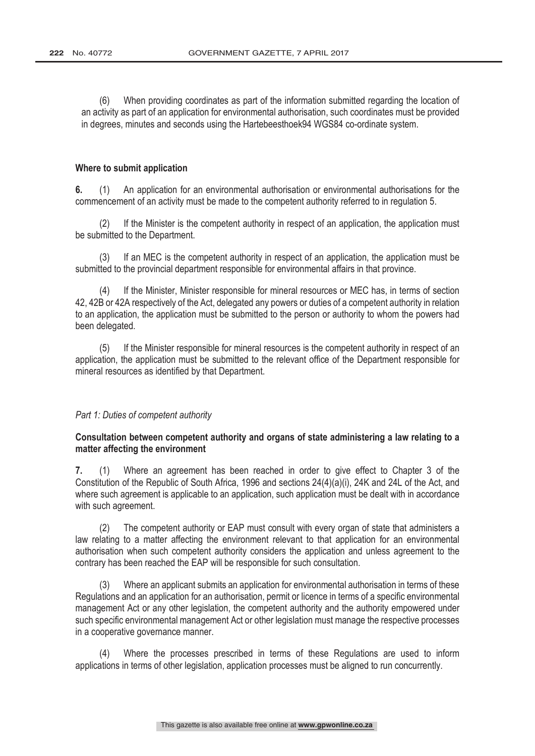(6) When providing coordinates as part of the information submitted regarding the location of an activity as part of an application for environmental authorisation, such coordinates must be provided in degrees, minutes and seconds using the Hartebeesthoek94 WGS84 co-ordinate system.

**Where to submit application**

**6.** (1) An application for an environmental authorisation or environmental authorisations for the commencement of an activity must be made to the competent authority referred to in regulation 5.

(2) If the Minister is the competent authority in respect of an application, the application must be submitted to the Department.

(3) If an MEC is the competent authority in respect of an application, the application must be submitted to the provincial department responsible for environmental affairs in that province.

(4) If the Minister, Minister responsible for mineral resources or MEC has, in terms of section 42, 42B or 42A respectively of the Act, delegated any powers or duties of a competent authority in relation to an application, the application must be submitted to the person or authority to whom the powers had been delegated.

(5) If the Minister responsible for mineral resources is the competent authority in respect of an application, the application must be submitted to the relevant office of the Department responsible for mineral resources as identified by that Department.

*Part 1: Duties of competent authority*

**Consultation between competent authority and organs of state administering a law relating to a matter affecting the environment**

**7.** (1) Where an agreement has been reached in order to give effect to Chapter 3 of the Constitution of the Republic of South Africa, 1996 and sections 24(4)(a)(i), 24K and 24L of the Act, and where such agreement is applicable to an application, such application must be dealt with in accordance with such agreement.

(2) The competent authority or EAP must consult with every organ of state that administers a law relating to a matter affecting the environment relevant to that application for an environmental authorisation when such competent authority considers the application and unless agreement to the contrary has been reached the EAP will be responsible for such consultation.

(3) Where an applicant submits an application for environmental authorisation in terms of these Regulations and an application for an authorisation, permit or licence in terms of a specific environmental management Act or any other legislation, the competent authority and the authority empowered under such specific environmental management Act or other legislation must manage the respective processes in a cooperative governance manner.

(4) Where the processes prescribed in terms of these Regulations are used to inform applications in terms of other legislation, application processes must be aligned to run concurrently.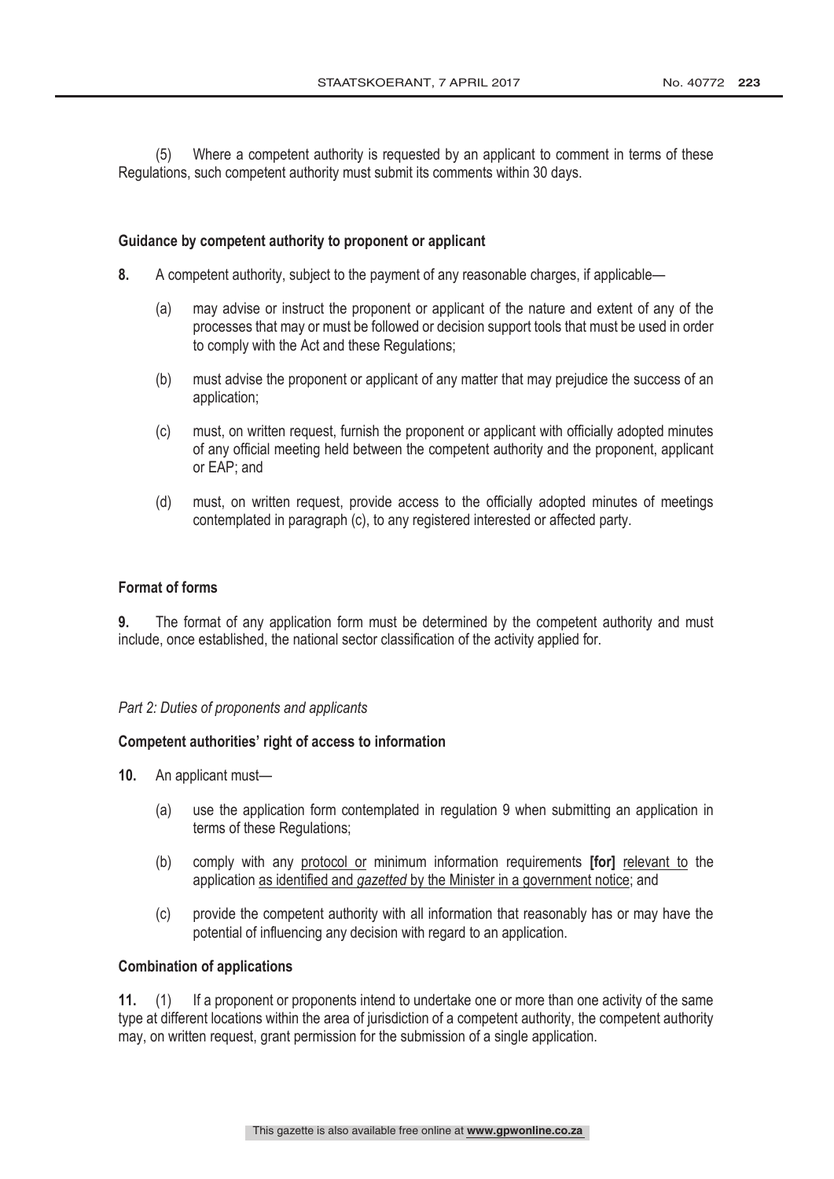(5) Where a competent authority is requested by an applicant to comment in terms of these Regulations, such competent authority must submit its comments within 30 days.

**Guidance by competent authority to proponent or applicant**

**8.** A competent authority, subject to the payment of any reasonable charges, if applicable—

(a) may advise or instruct the proponent or applicant of the nature and extent of any of the processes that may or must be followed or decision support tools that must be used in order to comply with the Act and these Regulations;

(b) must advise the proponent or applicant of any matter that may prejudice the success of an application;

(c) must, on written request, furnish the proponent or applicant with officially adopted minutes of any official meeting held between the competent authority and the proponent, applicant or EAP; and

(d) must, on written request, provide access to the officially adopted minutes of meetings contemplated in paragraph (c), to any registered interested or affected party.

**Format of forms**

**9.** The format of any application form must be determined by the competent authority and must include, once established, the national sector classification of the activity applied for.

*Part 2: Duties of proponents and applicants*

**Competent authorities' right of access to information**

**10.** An applicant must—

(a) use the application form contemplated in regulation 9 when submitting an application in terms of these Regulations;

(b) comply with any <u>protocol or</u> minimum information requirements **[for]** <u>relevant to</u> the application <u>as identified and *gazetted* by the Minister in a government notice</u>; and

(c) provide the competent authority with all information that reasonably has or may have the potential of influencing any decision with regard to an application.

**Combination of applications**

**11.** (1) If a proponent or proponents intend to undertake one or more than one activity of the same type at different locations within the area of jurisdiction of a competent authority, the competent authority may, on written request, grant permission for the submission of a single application.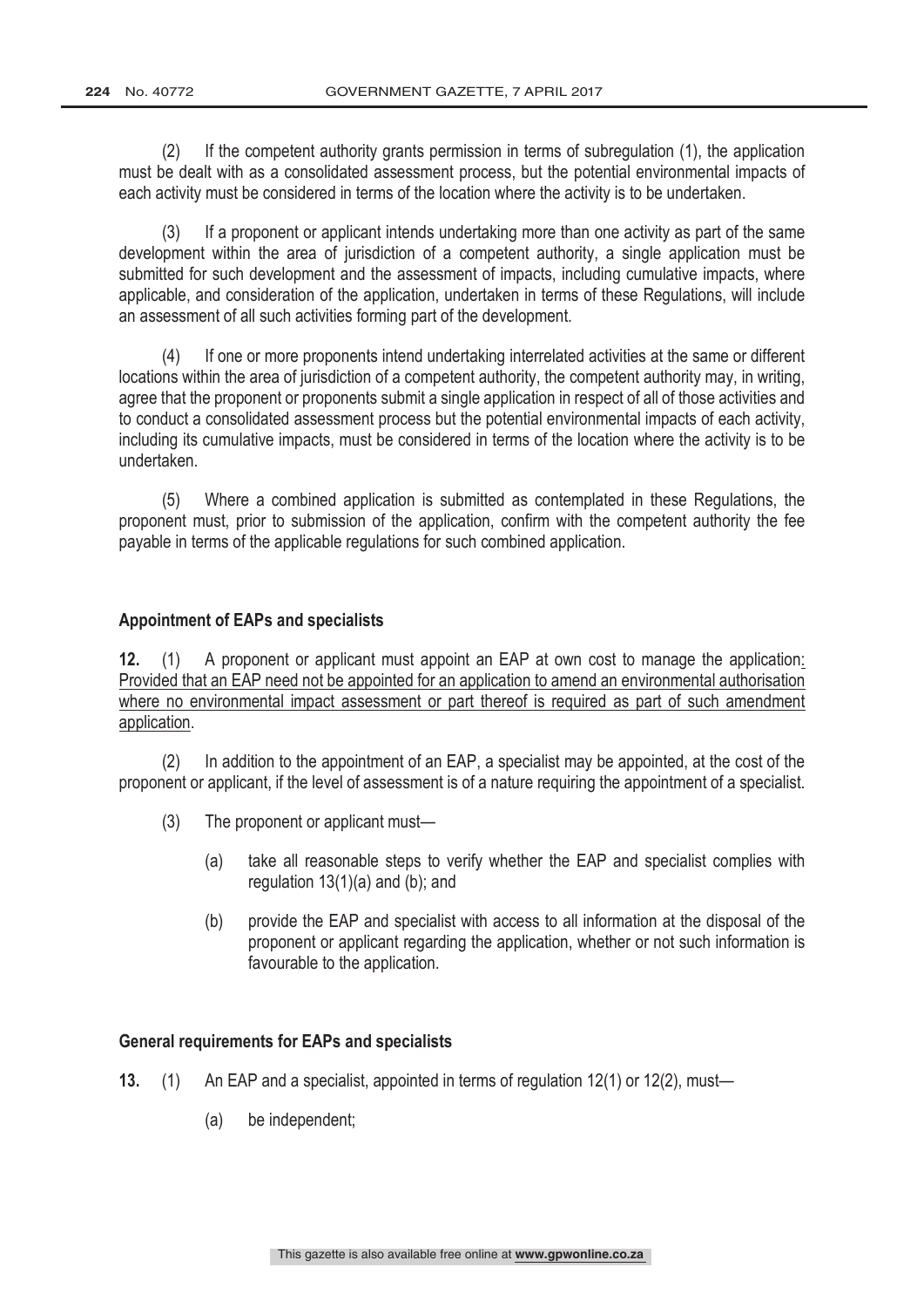(2) If the competent authority grants permission in terms of subregulation (1), the application must be dealt with as a consolidated assessment process, but the potential environmental impacts of each activity must be considered in terms of the location where the activity is to be undertaken.

(3) If a proponent or applicant intends undertaking more than one activity as part of the same development within the area of jurisdiction of a competent authority, a single application must be submitted for such development and the assessment of impacts, including cumulative impacts, where applicable, and consideration of the application, undertaken in terms of these Regulations, will include an assessment of all such activities forming part of the development.

(4) If one or more proponents intend undertaking interrelated activities at the same or different locations within the area of jurisdiction of a competent authority, the competent authority may, in writing, agree that the proponent or proponents submit a single application in respect of all of those activities and to conduct a consolidated assessment process but the potential environmental impacts of each activity, including its cumulative impacts, must be considered in terms of the location where the activity is to be undertaken.

(5) Where a combined application is submitted as contemplated in these Regulations, the proponent must, prior to submission of the application, confirm with the competent authority the fee payable in terms of the applicable regulations for such combined application.

**Appointment of EAPs and specialists**

**12.** (1) A proponent or applicant must appoint an EAP at own cost to manage the application: Provided that an EAP need not be appointed for an application to amend an environmental authorisation where no environmental impact assessment or part thereof is required as part of such amendment application.

(2) In addition to the appointment of an EAP, a specialist may be appointed, at the cost of the proponent or applicant, if the level of assessment is of a nature requiring the appointment of a specialist.

(3) The proponent or applicant must—

(a) take all reasonable steps to verify whether the EAP and specialist complies with regulation 13(1)(a) and (b); and

(b) provide the EAP and specialist with access to all information at the disposal of the proponent or applicant regarding the application, whether or not such information is favourable to the application.

**General requirements for EAPs and specialists**

**13.** (1) An EAP and a specialist, appointed in terms of regulation 12(1) or 12(2), must—

(a) be independent;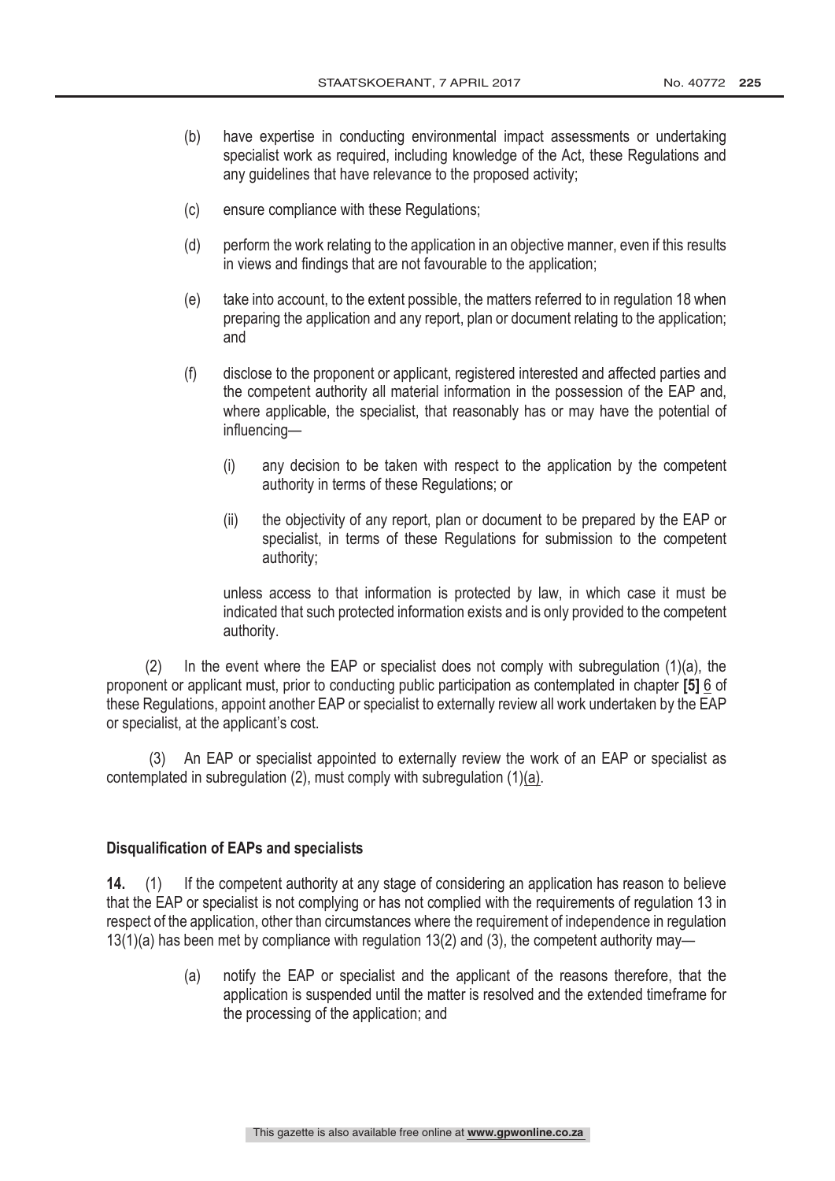(b) have expertise in conducting environmental impact assessments or undertaking specialist work as required, including knowledge of the Act, these Regulations and any guidelines that have relevance to the proposed activity;

(c) ensure compliance with these Regulations;

(d) perform the work relating to the application in an objective manner, even if this results in views and findings that are not favourable to the application;

(e) take into account, to the extent possible, the matters referred to in regulation 18 when preparing the application and any report, plan or document relating to the application; and

(f) disclose to the proponent or applicant, registered interested and affected parties and the competent authority all material information in the possession of the EAP and, where applicable, the specialist, that reasonably has or may have the potential of influencing—

(i) any decision to be taken with respect to the application by the competent authority in terms of these Regulations; or

(ii) the objectivity of any report, plan or document to be prepared by the EAP or specialist, in terms of these Regulations for submission to the competent authority;

unless access to that information is protected by law, in which case it must be indicated that such protected information exists and is only provided to the competent authority.

(2) In the event where the EAP or specialist does not comply with subregulation (1)(a), the proponent or applicant must, prior to conducting public participation as contemplated in chapter **[5]** 6 of these Regulations, appoint another EAP or specialist to externally review all work undertaken by the EAP or specialist, at the applicant's cost.

(3) An EAP or specialist appointed to externally review the work of an EAP or specialist as contemplated in subregulation (2), must comply with subregulation (1)(a).

**Disqualification of EAPs and specialists**

**14.** (1) If the competent authority at any stage of considering an application has reason to believe that the EAP or specialist is not complying or has not complied with the requirements of regulation 13 in respect of the application, other than circumstances where the requirement of independence in regulation 13(1)(a) has been met by compliance with regulation 13(2) and (3), the competent authority may—

(a) notify the EAP or specialist and the applicant of the reasons therefore, that the application is suspended until the matter is resolved and the extended timeframe for the processing of the application; and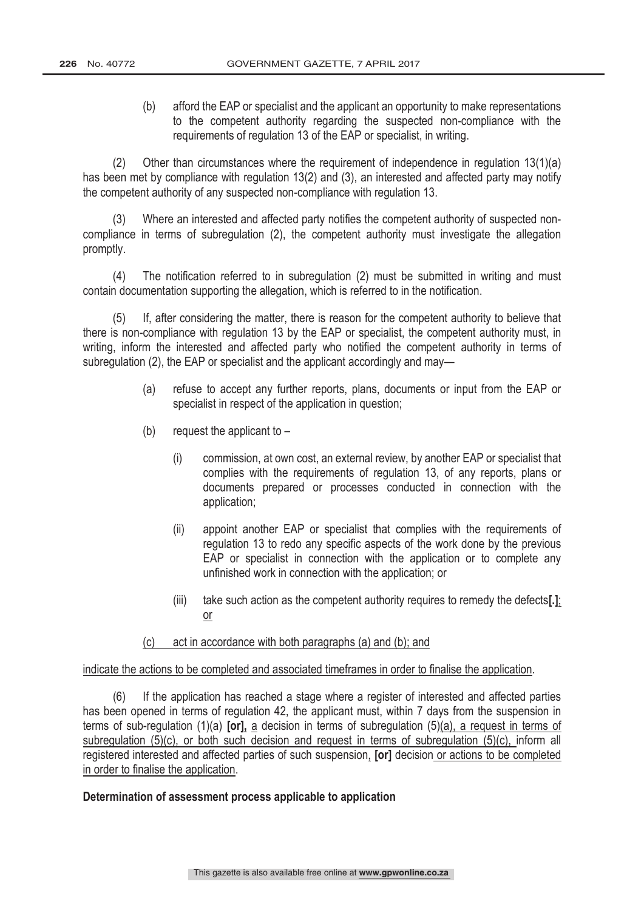(b) afford the EAP or specialist and the applicant an opportunity to make representations to the competent authority regarding the suspected non-compliance with the requirements of regulation 13 of the EAP or specialist, in writing.

(2) Other than circumstances where the requirement of independence in regulation 13(1)(a) has been met by compliance with regulation 13(2) and (3), an interested and affected party may notify the competent authority of any suspected non-compliance with regulation 13.

(3) Where an interested and affected party notifies the competent authority of suspected non-compliance in terms of subregulation (2), the competent authority must investigate the allegation promptly.

(4) The notification referred to in subregulation (2) must be submitted in writing and must contain documentation supporting the allegation, which is referred to in the notification.

(5) If, after considering the matter, there is reason for the competent authority to believe that there is non-compliance with regulation 13 by the EAP or specialist, the competent authority must, in writing, inform the interested and affected party who notified the competent authority in terms of subregulation (2), the EAP or specialist and the applicant accordingly and may—

(a) refuse to accept any further reports, plans, documents or input from the EAP or specialist in respect of the application in question;

(b) request the applicant to –

(i) commission, at own cost, an external review, by another EAP or specialist that complies with the requirements of regulation 13, of any reports, plans or documents prepared or processes conducted in connection with the application;

(ii) appoint another EAP or specialist that complies with the requirements of regulation 13 to redo any specific aspects of the work done by the previous EAP or specialist in connection with the application or to complete any unfinished work in connection with the application; or

(iii) take such action as the competent authority requires to remedy the defects**[.]**; or

(c) act in accordance with both paragraphs (a) and (b); and

indicate the actions to be completed and associated timeframes in order to finalise the application.

(6) If the application has reached a stage where a register of interested and affected parties has been opened in terms of regulation 42, the applicant must, within 7 days from the suspension in terms of sub-regulation (1)(a) **[or]**, a decision in terms of subregulation (5)(a), a request in terms of subregulation (5)(c), or both such decision and request in terms of subregulation (5)(c), inform all registered interested and affected parties of such suspension, **[or]** decision or actions to be completed in order to finalise the application.

**Determination of assessment process applicable to application**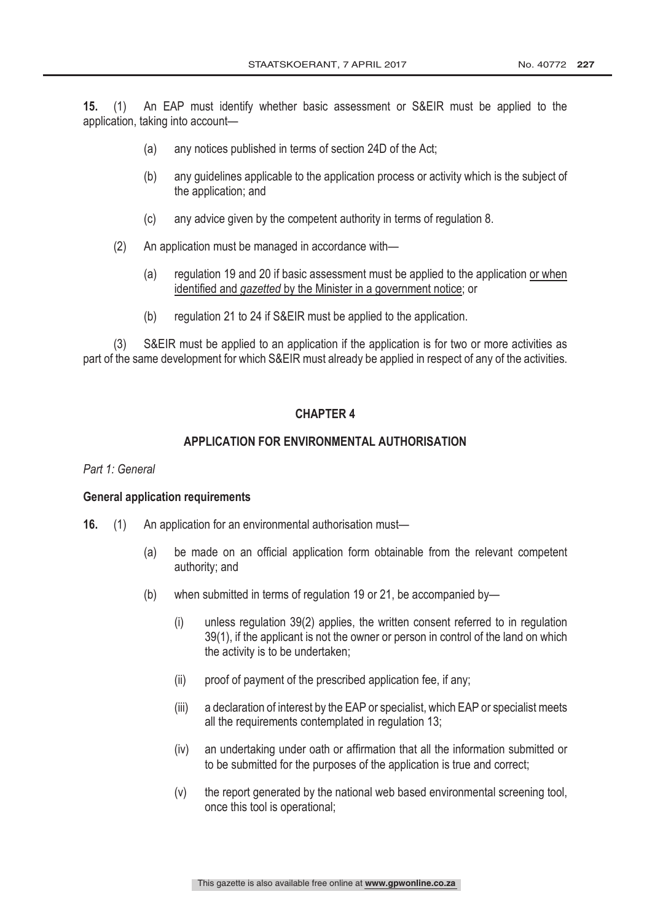**15.** (1) An EAP must identify whether basic assessment or S&EIR must be applied to the application, taking into account—

(a) any notices published in terms of section 24D of the Act;

(b) any guidelines applicable to the application process or activity which is the subject of the application; and

(c) any advice given by the competent authority in terms of regulation 8.

(2) An application must be managed in accordance with—

(a) regulation 19 and 20 if basic assessment must be applied to the application or when identified and *gazetted* by the Minister in a government notice; or

(b) regulation 21 to 24 if S&EIR must be applied to the application.

(3) S&EIR must be applied to an application if the application is for two or more activities as part of the same development for which S&EIR must already be applied in respect of any of the activities.

## CHAPTER 4

## APPLICATION FOR ENVIRONMENTAL AUTHORISATION

*Part 1: General*

**General application requirements**

**16.** (1) An application for an environmental authorisation must—

(a) be made on an official application form obtainable from the relevant competent authority; and

(b) when submitted in terms of regulation 19 or 21, be accompanied by—

(i) unless regulation 39(2) applies, the written consent referred to in regulation 39(1), if the applicant is not the owner or person in control of the land on which the activity is to be undertaken;

(ii) proof of payment of the prescribed application fee, if any;

(iii) a declaration of interest by the EAP or specialist, which EAP or specialist meets all the requirements contemplated in regulation 13;

(iv) an undertaking under oath or affirmation that all the information submitted or to be submitted for the purposes of the application is true and correct;

(v) the report generated by the national web based environmental screening tool, once this tool is operational;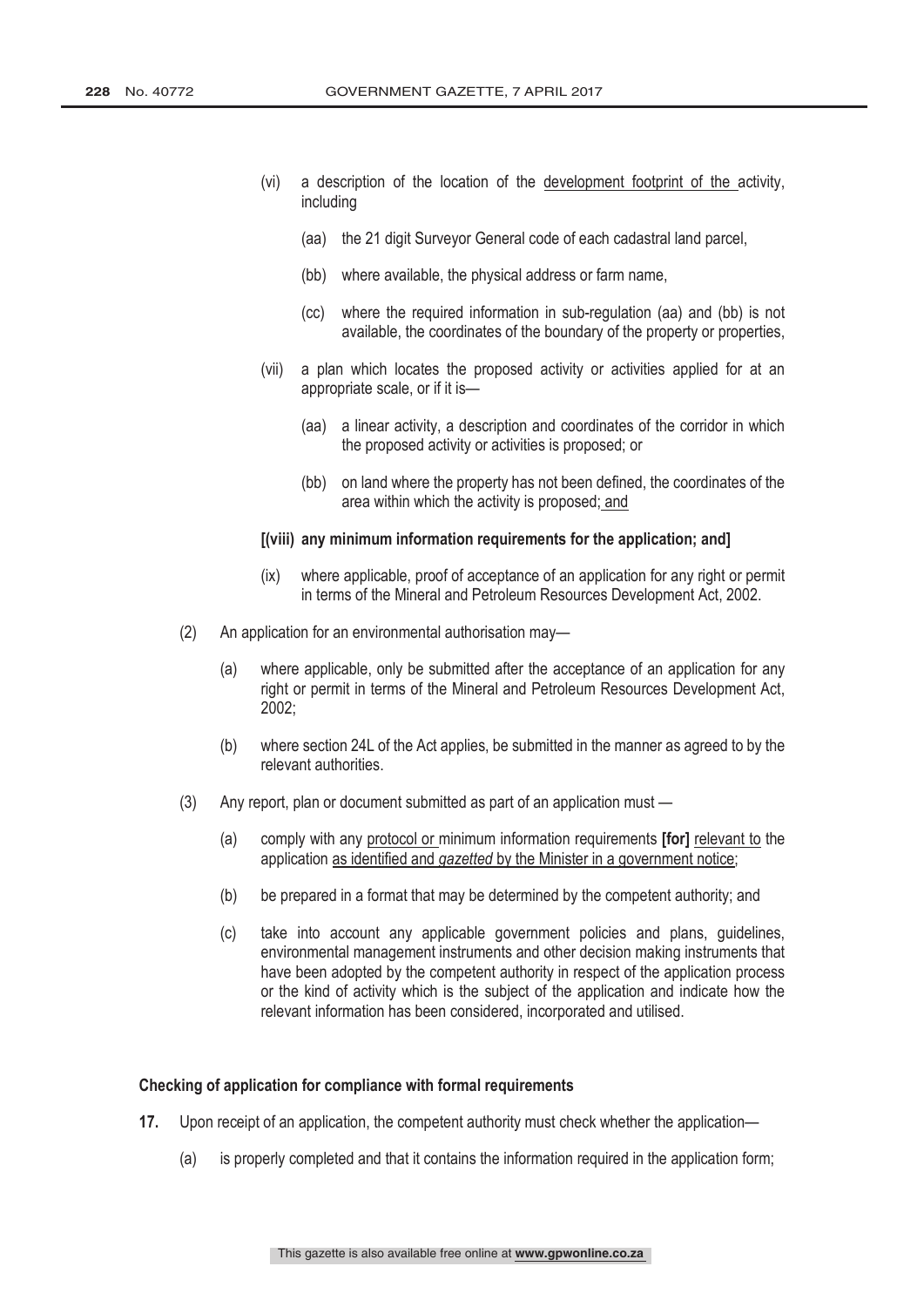(vi) a description of the location of the <u>development footprint of the</u> activity, including

(aa) the 21 digit Surveyor General code of each cadastral land parcel,

(bb) where available, the physical address or farm name,

(cc) where the required information in sub-regulation (aa) and (bb) is not available, the coordinates of the boundary of the property or properties,

(vii) a plan which locates the proposed activity or activities applied for at an appropriate scale, or if it is—

(aa) a linear activity, a description and coordinates of the corridor in which the proposed activity or activities is proposed; or

(bb) on land where the property has not been defined, the coordinates of the area within which the activity is proposed<u>; and</u>

**[(viii) any minimum information requirements for the application; and]**

(ix) where applicable, proof of acceptance of an application for any right or permit in terms of the Mineral and Petroleum Resources Development Act, 2002.

(2) An application for an environmental authorisation may—

(a) where applicable, only be submitted after the acceptance of an application for any right or permit in terms of the Mineral and Petroleum Resources Development Act, 2002;

(b) where section 24L of the Act applies, be submitted in the manner as agreed to by the relevant authorities.

(3) Any report, plan or document submitted as part of an application must —

(a) comply with any <u>protocol or</u> minimum information requirements **[for]** <u>relevant to</u> the application <u>as identified and *gazetted* by the Minister in a government notice</u>;

(b) be prepared in a format that may be determined by the competent authority; and

(c) take into account any applicable government policies and plans, guidelines, environmental management instruments and other decision making instruments that have been adopted by the competent authority in respect of the application process or the kind of activity which is the subject of the application and indicate how the relevant information has been considered, incorporated and utilised.

**Checking of application for compliance with formal requirements**

**17.** Upon receipt of an application, the competent authority must check whether the application—

(a) is properly completed and that it contains the information required in the application form;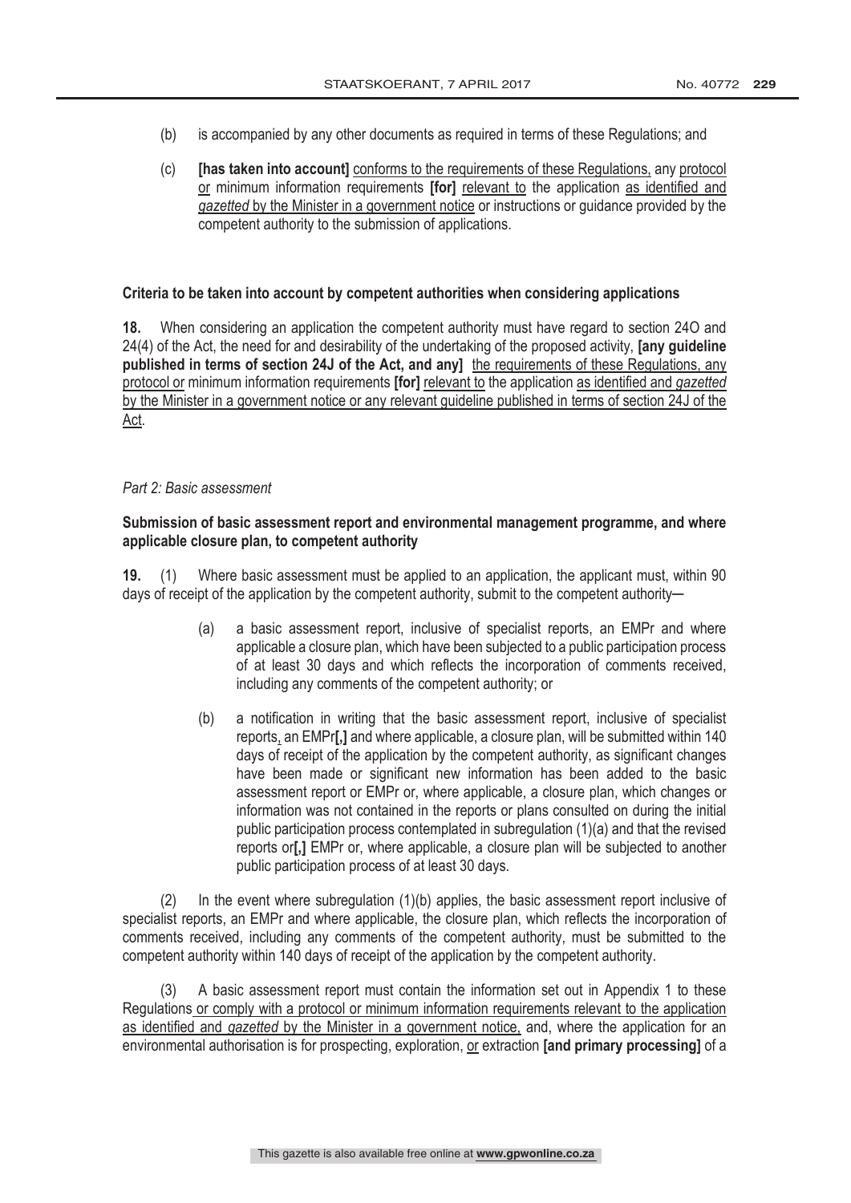(b) is accompanied by any other documents as required in terms of these Regulations; and

(c) **[has taken into account]** conforms to the requirements of these Regulations, any protocol or minimum information requirements **[for]** relevant to the application as identified and *gazetted* by the Minister in a government notice or instructions or guidance provided by the competent authority to the submission of applications.

**Criteria to be taken into account by competent authorities when considering applications**

**18.** When considering an application the competent authority must have regard to section 24O and 24(4) of the Act, the need for and desirability of the undertaking of the proposed activity, **[any guideline published in terms of section 24J of the Act, and any]** the requirements of these Regulations, any protocol or minimum information requirements **[for]** relevant to the application as identified and *gazetted* by the Minister in a government notice or any relevant guideline published in terms of section 24J of the Act.

*Part 2: Basic assessment*

**Submission of basic assessment report and environmental management programme, and where applicable closure plan, to competent authority**

**19.** (1) Where basic assessment must be applied to an application, the applicant must, within 90 days of receipt of the application by the competent authority, submit to the competent authority—

(a) a basic assessment report, inclusive of specialist reports, an EMPr and where applicable a closure plan, which have been subjected to a public participation process of at least 30 days and which reflects the incorporation of comments received, including any comments of the competent authority; or

(b) a notification in writing that the basic assessment report, inclusive of specialist reports, an EMPr**[,]** and where applicable, a closure plan, will be submitted within 140 days of receipt of the application by the competent authority, as significant changes have been made or significant new information has been added to the basic assessment report or EMPr or, where applicable, a closure plan, which changes or information was not contained in the reports or plans consulted on during the initial public participation process contemplated in subregulation (1)(a) and that the revised reports or**[,]** EMPr or, where applicable, a closure plan will be subjected to another public participation process of at least 30 days.

(2) In the event where subregulation (1)(b) applies, the basic assessment report inclusive of specialist reports, an EMPr and where applicable, the closure plan, which reflects the incorporation of comments received, including any comments of the competent authority, must be submitted to the competent authority within 140 days of receipt of the application by the competent authority.

(3) A basic assessment report must contain the information set out in Appendix 1 to these Regulations or comply with a protocol or minimum information requirements relevant to the application as identified and *gazetted* by the Minister in a government notice, and, where the application for an environmental authorisation is for prospecting, exploration, or extraction **[and primary processing]** of a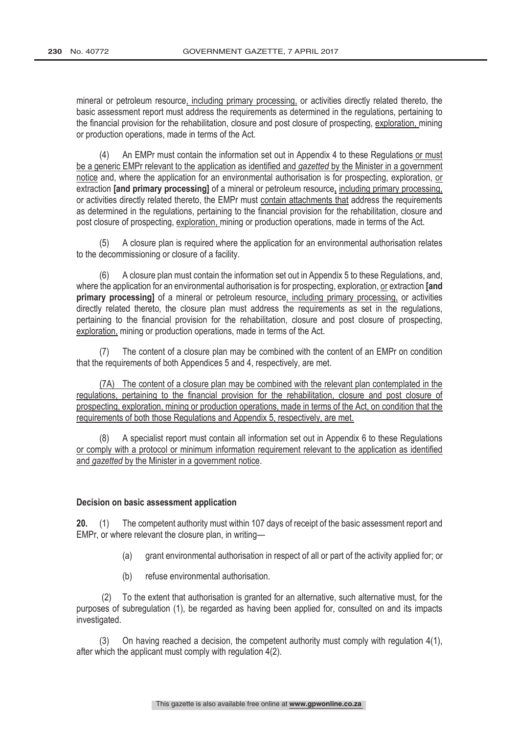mineral or petroleum resource, including primary processing, or activities directly related thereto, the basic assessment report must address the requirements as determined in the regulations, pertaining to the financial provision for the rehabilitation, closure and post closure of prospecting, exploration, mining or production operations, made in terms of the Act.

(4) An EMPr must contain the information set out in Appendix 4 to these Regulations or must be a generic EMPr relevant to the application as identified and *gazetted* by the Minister in a government notice and, where the application for an environmental authorisation is for prospecting, exploration, or extraction **[and primary processing]** of a mineral or petroleum resource**,** including primary processing, or activities directly related thereto, the EMPr must contain attachments that address the requirements as determined in the regulations, pertaining to the financial provision for the rehabilitation, closure and post closure of prospecting, exploration, mining or production operations, made in terms of the Act.

(5) A closure plan is required where the application for an environmental authorisation relates to the decommissioning or closure of a facility.

(6) A closure plan must contain the information set out in Appendix 5 to these Regulations, and, where the application for an environmental authorisation is for prospecting, exploration, or extraction **[and primary processing]** of a mineral or petroleum resource, including primary processing, or activities directly related thereto, the closure plan must address the requirements as set in the regulations, pertaining to the financial provision for the rehabilitation, closure and post closure of prospecting, exploration, mining or production operations, made in terms of the Act.

(7) The content of a closure plan may be combined with the content of an EMPr on condition that the requirements of both Appendices 5 and 4, respectively, are met.

(7A) The content of a closure plan may be combined with the relevant plan contemplated in the regulations, pertaining to the financial provision for the rehabilitation, closure and post closure of prospecting, exploration, mining or production operations, made in terms of the Act, on condition that the requirements of both those Regulations and Appendix 5, respectively, are met.

(8) A specialist report must contain all information set out in Appendix 6 to these Regulations or comply with a protocol or minimum information requirement relevant to the application as identified and *gazetted* by the Minister in a government notice.

**Decision on basic assessment application**

**20.** (1) The competent authority must within 107 days of receipt of the basic assessment report and EMPr, or where relevant the closure plan, in writing—

(a) grant environmental authorisation in respect of all or part of the activity applied for; or

(b) refuse environmental authorisation.

(2) To the extent that authorisation is granted for an alternative, such alternative must, for the purposes of subregulation (1), be regarded as having been applied for, consulted on and its impacts investigated.

(3) On having reached a decision, the competent authority must comply with regulation 4(1), after which the applicant must comply with regulation 4(2).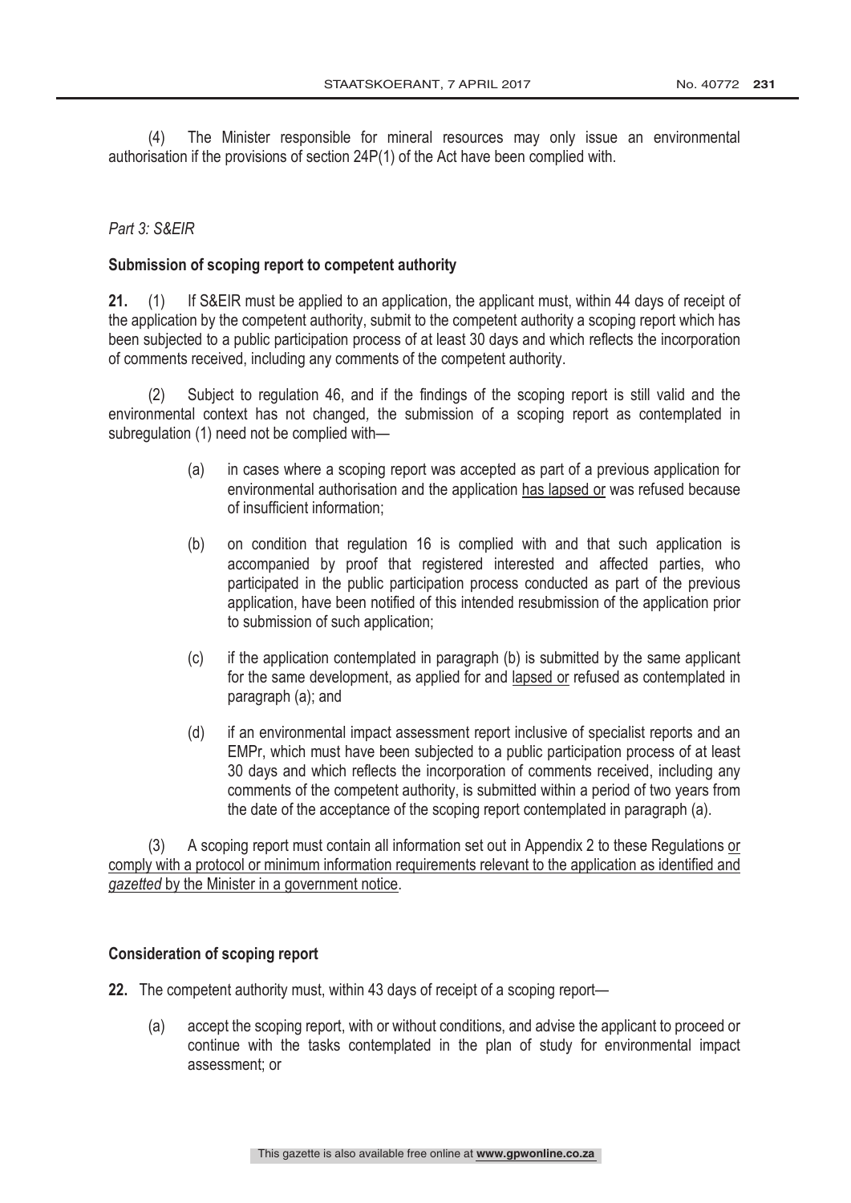(4) The Minister responsible for mineral resources may only issue an environmental authorisation if the provisions of section 24P(1) of the Act have been complied with.

*Part 3: S&EIR*

**Submission of scoping report to competent authority**

**21.** (1) If S&EIR must be applied to an application, the applicant must, within 44 days of receipt of the application by the competent authority, submit to the competent authority a scoping report which has been subjected to a public participation process of at least 30 days and which reflects the incorporation of comments received, including any comments of the competent authority.

(2) Subject to regulation 46, and if the findings of the scoping report is still valid and the environmental context has not changed, the submission of a scoping report as contemplated in subregulation (1) need not be complied with—

(a) in cases where a scoping report was accepted as part of a previous application for environmental authorisation and the application <u>has lapsed or</u> was refused because of insufficient information;

(b) on condition that regulation 16 is complied with and that such application is accompanied by proof that registered interested and affected parties, who participated in the public participation process conducted as part of the previous application, have been notified of this intended resubmission of the application prior to submission of such application;

(c) if the application contemplated in paragraph (b) is submitted by the same applicant for the same development, as applied for and <u>lapsed or</u> refused as contemplated in paragraph (a); and

(d) if an environmental impact assessment report inclusive of specialist reports and an EMPr, which must have been subjected to a public participation process of at least 30 days and which reflects the incorporation of comments received, including any comments of the competent authority, is submitted within a period of two years from the date of the acceptance of the scoping report contemplated in paragraph (a).

(3) A scoping report must contain all information set out in Appendix 2 to these Regulations <u>or comply with a protocol or minimum information requirements relevant to the application as identified and *gazetted* by the Minister in a government notice</u>.

**Consideration of scoping report**

**22.** The competent authority must, within 43 days of receipt of a scoping report—

(a) accept the scoping report, with or without conditions, and advise the applicant to proceed or continue with the tasks contemplated in the plan of study for environmental impact assessment; or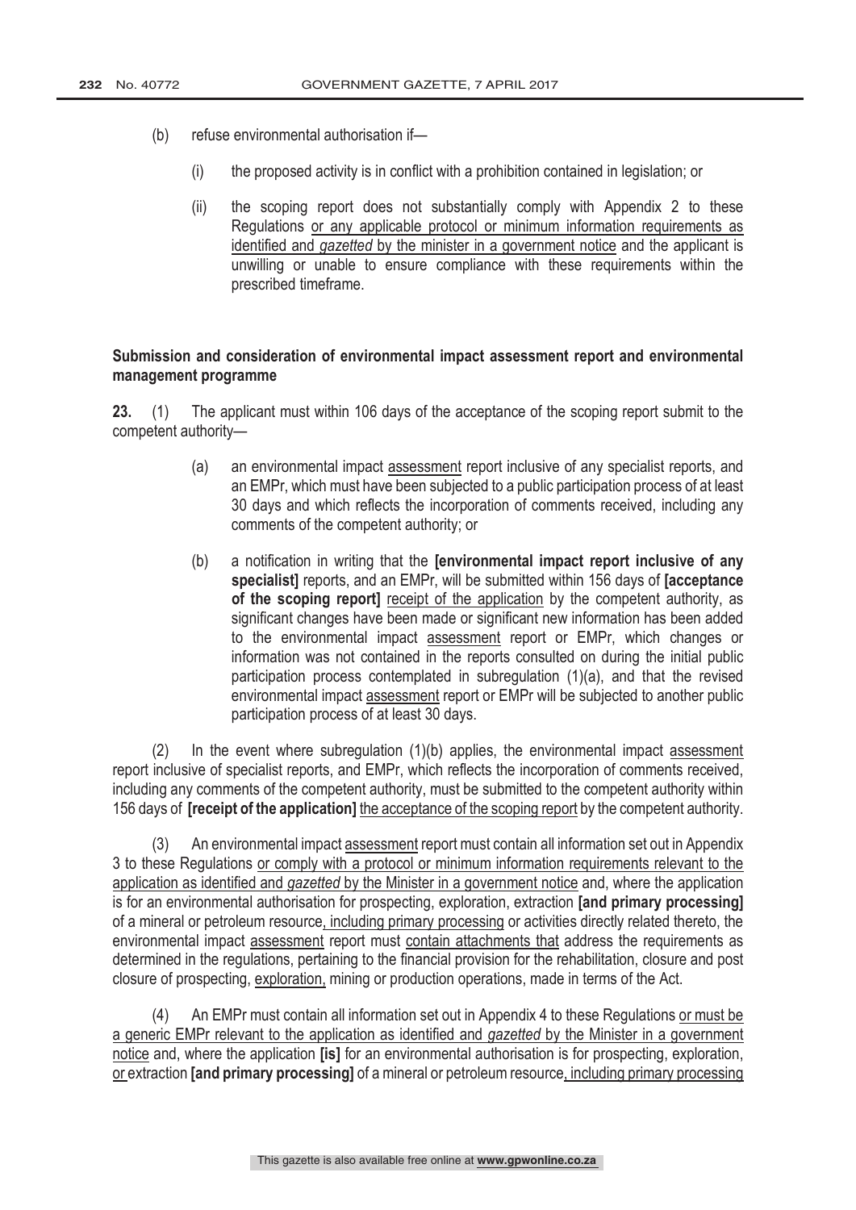(b) refuse environmental authorisation if—

(i) the proposed activity is in conflict with a prohibition contained in legislation; or

(ii) the scoping report does not substantially comply with Appendix 2 to these Regulations <u>or any applicable protocol or minimum information requirements as identified and *gazetted* by the minister in a government notice</u> and the applicant is unwilling or unable to ensure compliance with these requirements within the prescribed timeframe.

**Submission and consideration of environmental impact assessment report and environmental management programme**

**23.** (1) The applicant must within 106 days of the acceptance of the scoping report submit to the competent authority—

(a) an environmental impact <u>assessment</u> report inclusive of any specialist reports, and an EMPr, which must have been subjected to a public participation process of at least 30 days and which reflects the incorporation of comments received, including any comments of the competent authority; or

(b) a notification in writing that the **[environmental impact report inclusive of any specialist]** reports, and an EMPr, will be submitted within 156 days of **[acceptance of the scoping report]** <u>receipt of the application</u> by the competent authority, as significant changes have been made or significant new information has been added to the environmental impact <u>assessment</u> report or EMPr, which changes or information was not contained in the reports consulted on during the initial public participation process contemplated in subregulation (1)(a), and that the revised environmental impact <u>assessment</u> report or EMPr will be subjected to another public participation process of at least 30 days.

(2) In the event where subregulation (1)(b) applies, the environmental impact <u>assessment</u> report inclusive of specialist reports, and EMPr, which reflects the incorporation of comments received, including any comments of the competent authority, must be submitted to the competent authority within 156 days of **[receipt of the application]** <u>the acceptance of the scoping report</u> by the competent authority.

(3) An environmental impact <u>assessment</u> report must contain all information set out in Appendix 3 to these Regulations <u>or comply with a protocol or minimum information requirements relevant to the application as identified and *gazetted* by the Minister in a government notice</u> and, where the application is for an environmental authorisation for prospecting, exploration, extraction **[and primary processing]** of a mineral or petroleum resource<u>, including primary processing</u> or activities directly related thereto, the environmental impact <u>assessment</u> report must <u>contain attachments that</u> address the requirements as determined in the regulations, pertaining to the financial provision for the rehabilitation, closure and post closure of prospecting, <u>exploration,</u> mining or production operations, made in terms of the Act.

(4) An EMPr must contain all information set out in Appendix 4 to these Regulations <u>or must be a generic EMPr relevant to the application as identified and *gazetted* by the Minister in a government notice</u> and, where the application **[is]** for an environmental authorisation is for prospecting, exploration, <u>or</u> extraction **[and primary processing]** of a mineral or petroleum resource<u>, including primary processing</u>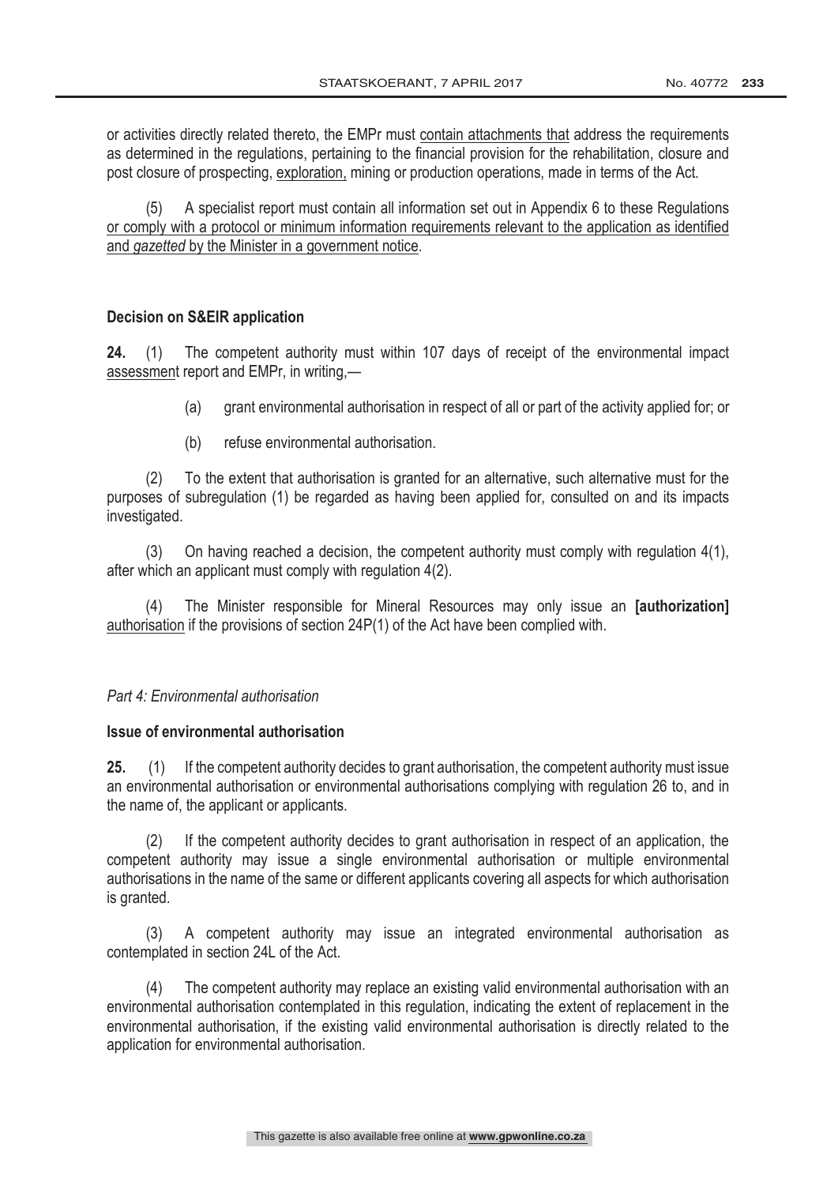or activities directly related thereto, the EMPr must contain attachments that address the requirements as determined in the regulations, pertaining to the financial provision for the rehabilitation, closure and post closure of prospecting, exploration, mining or production operations, made in terms of the Act.

(5) A specialist report must contain all information set out in Appendix 6 to these Regulations or comply with a protocol or minimum information requirements relevant to the application as identified and *gazetted* by the Minister in a government notice.

**Decision on S&EIR application**

**24.** (1) The competent authority must within 107 days of receipt of the environmental impact assessment report and EMPr, in writing,—

(a) grant environmental authorisation in respect of all or part of the activity applied for; or

(b) refuse environmental authorisation.

(2) To the extent that authorisation is granted for an alternative, such alternative must for the purposes of subregulation (1) be regarded as having been applied for, consulted on and its impacts investigated.

(3) On having reached a decision, the competent authority must comply with regulation 4(1), after which an applicant must comply with regulation 4(2).

(4) The Minister responsible for Mineral Resources may only issue an **[authorization]** authorisation if the provisions of section 24P(1) of the Act have been complied with.

*Part 4: Environmental authorisation*

**Issue of environmental authorisation**

**25.** (1) If the competent authority decides to grant authorisation, the competent authority must issue an environmental authorisation or environmental authorisations complying with regulation 26 to, and in the name of, the applicant or applicants.

(2) If the competent authority decides to grant authorisation in respect of an application, the competent authority may issue a single environmental authorisation or multiple environmental authorisations in the name of the same or different applicants covering all aspects for which authorisation is granted.

(3) A competent authority may issue an integrated environmental authorisation as contemplated in section 24L of the Act.

(4) The competent authority may replace an existing valid environmental authorisation with an environmental authorisation contemplated in this regulation, indicating the extent of replacement in the environmental authorisation, if the existing valid environmental authorisation is directly related to the application for environmental authorisation.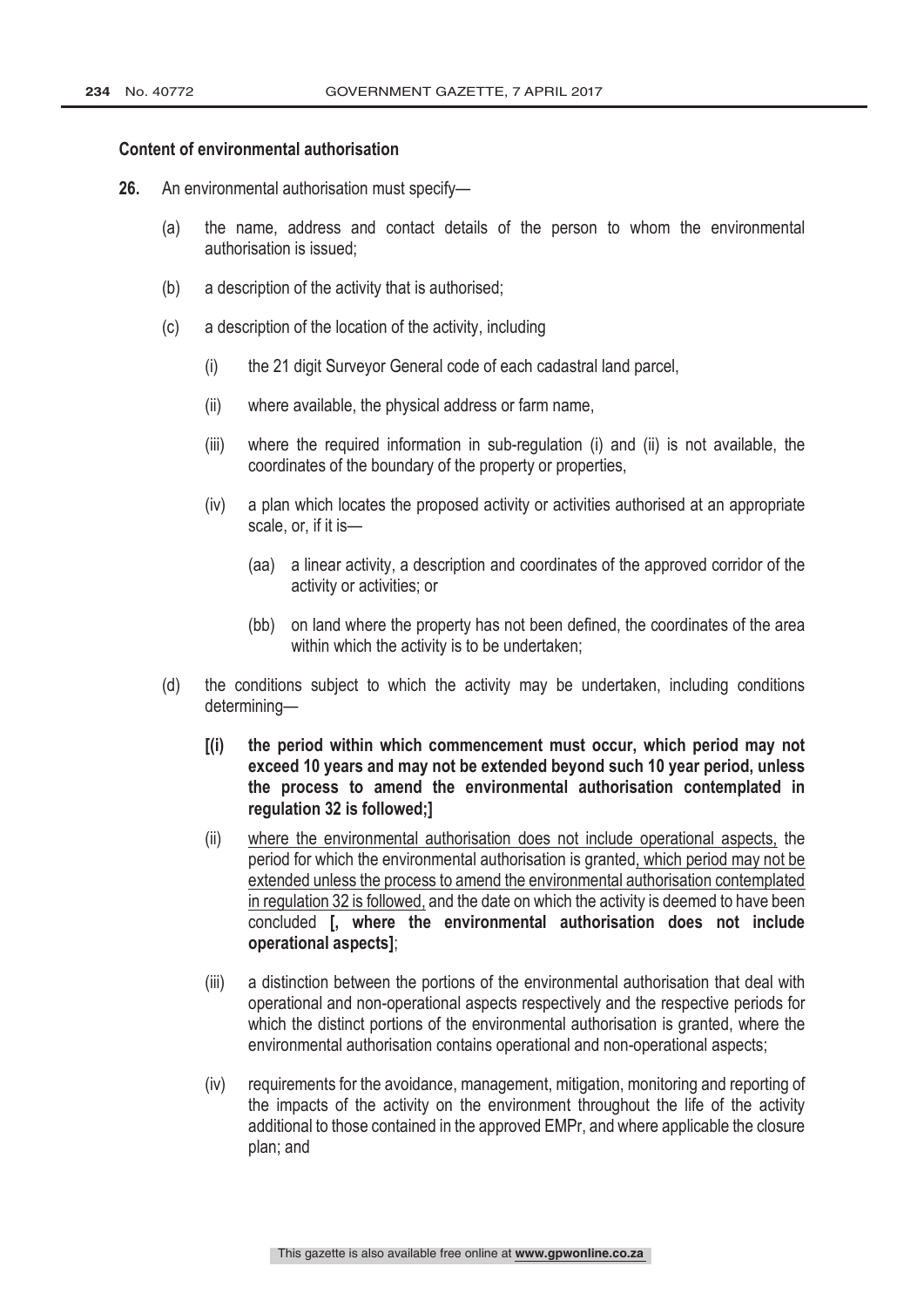**Content of environmental authorisation**

**26.** An environmental authorisation must specify—

(a) the name, address and contact details of the person to whom the environmental authorisation is issued;

(b) a description of the activity that is authorised;

(c) a description of the location of the activity, including

(i) the 21 digit Surveyor General code of each cadastral land parcel,

(ii) where available, the physical address or farm name,

(iii) where the required information in sub-regulation (i) and (ii) is not available, the coordinates of the boundary of the property or properties,

(iv) a plan which locates the proposed activity or activities authorised at an appropriate scale, or, if it is—

(aa) a linear activity, a description and coordinates of the approved corridor of the activity or activities; or

(bb) on land where the property has not been defined, the coordinates of the area within which the activity is to be undertaken;

(d) the conditions subject to which the activity may be undertaken, including conditions determining—

**[(i) the period within which commencement must occur, which period may not exceed 10 years and may not be extended beyond such 10 year period, unless the process to amend the environmental authorisation contemplated in regulation 32 is followed;]**

(ii) <u>where the environmental authorisation does not include operational aspects,</u> the period for which the environmental authorisation is granted<u>, which period may not be extended unless the process to amend the environmental authorisation contemplated in regulation 32 is followed,</u> and the date on which the activity is deemed to have been concluded **[, where the environmental authorisation does not include operational aspects]**;

(iii) a distinction between the portions of the environmental authorisation that deal with operational and non-operational aspects respectively and the respective periods for which the distinct portions of the environmental authorisation is granted, where the environmental authorisation contains operational and non-operational aspects;

(iv) requirements for the avoidance, management, mitigation, monitoring and reporting of the impacts of the activity on the environment throughout the life of the activity additional to those contained in the approved EMPr, and where applicable the closure plan; and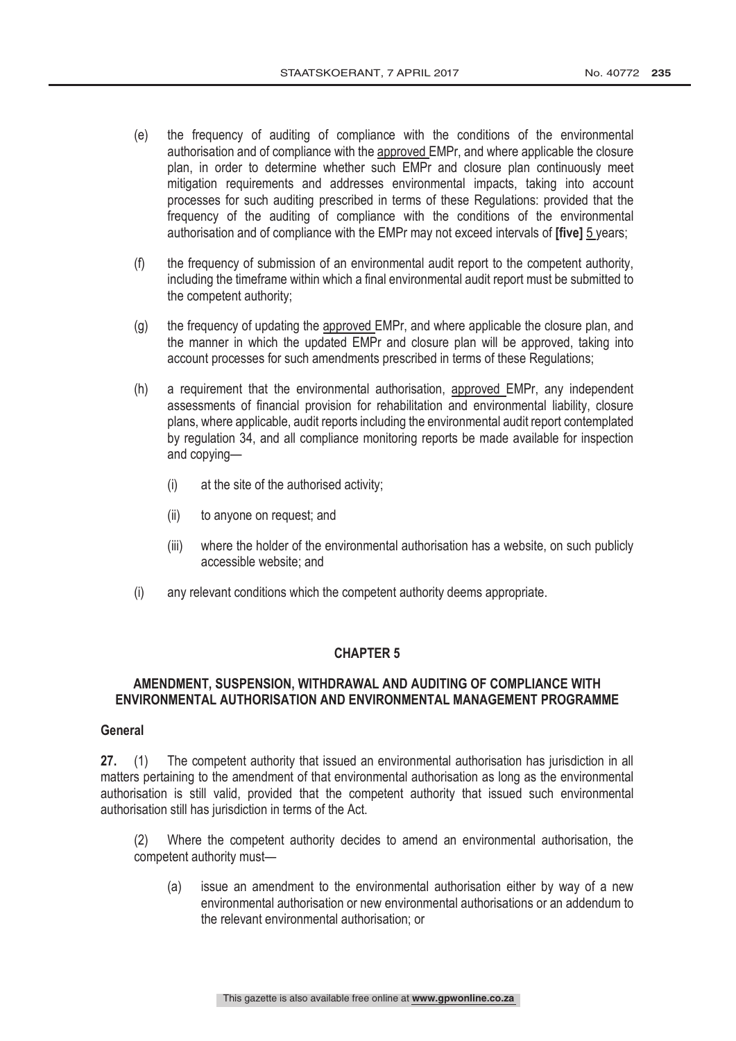(e) the frequency of auditing of compliance with the conditions of the environmental authorisation and of compliance with the approved EMPr, and where applicable the closure plan, in order to determine whether such EMPr and closure plan continuously meet mitigation requirements and addresses environmental impacts, taking into account processes for such auditing prescribed in terms of these Regulations: provided that the frequency of the auditing of compliance with the conditions of the environmental authorisation and of compliance with the EMPr may not exceed intervals of **[five]** 5 years;

(f) the frequency of submission of an environmental audit report to the competent authority, including the timeframe within which a final environmental audit report must be submitted to the competent authority;

(g) the frequency of updating the approved EMPr, and where applicable the closure plan, and the manner in which the updated EMPr and closure plan will be approved, taking into account processes for such amendments prescribed in terms of these Regulations;

(h) a requirement that the environmental authorisation, approved EMPr, any independent assessments of financial provision for rehabilitation and environmental liability, closure plans, where applicable, audit reports including the environmental audit report contemplated by regulation 34, and all compliance monitoring reports be made available for inspection and copying—

  (i) at the site of the authorised activity;

  (ii) to anyone on request; and

  (iii) where the holder of the environmental authorisation has a website, on such publicly accessible website; and

(i) any relevant conditions which the competent authority deems appropriate.

## CHAPTER 5

## AMENDMENT, SUSPENSION, WITHDRAWAL AND AUDITING OF COMPLIANCE WITH ENVIRONMENTAL AUTHORISATION AND ENVIRONMENTAL MANAGEMENT PROGRAMME

### General

**27.** (1) The competent authority that issued an environmental authorisation has jurisdiction in all matters pertaining to the amendment of that environmental authorisation as long as the environmental authorisation is still valid, provided that the competent authority that issued such environmental authorisation still has jurisdiction in terms of the Act.

(2) Where the competent authority decides to amend an environmental authorisation, the competent authority must—

  (a) issue an amendment to the environmental authorisation either by way of a new environmental authorisation or new environmental authorisations or an addendum to the relevant environmental authorisation; or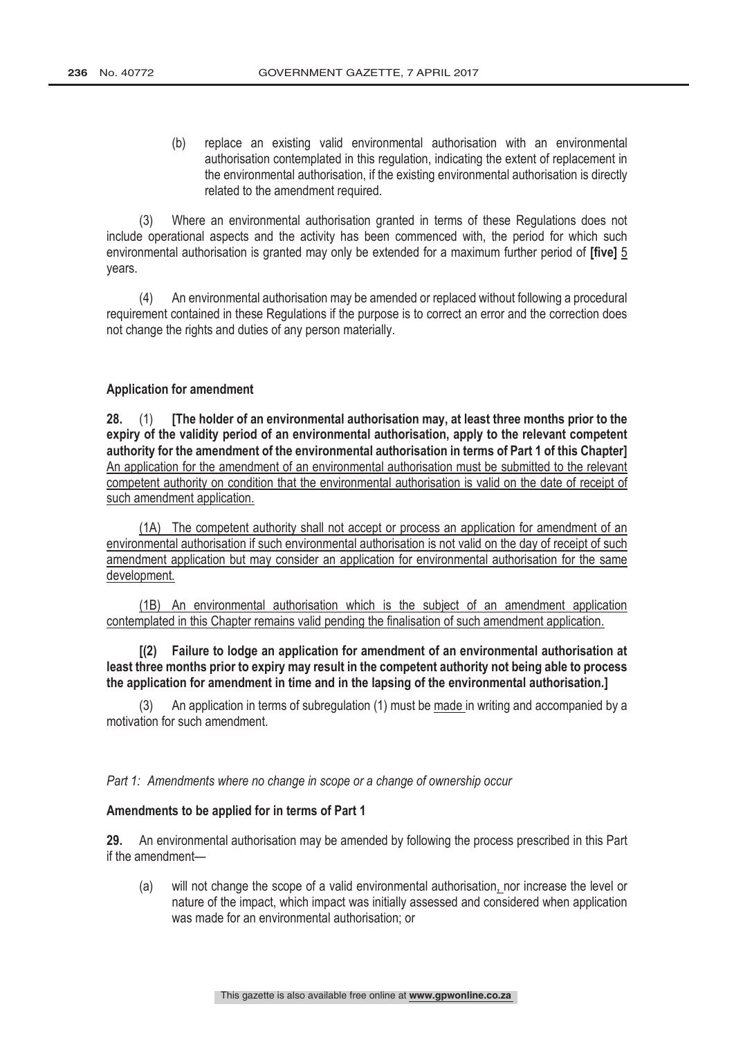(b) replace an existing valid environmental authorisation with an environmental authorisation contemplated in this regulation, indicating the extent of replacement in the environmental authorisation, if the existing environmental authorisation is directly related to the amendment required.

(3) Where an environmental authorisation granted in terms of these Regulations does not include operational aspects and the activity has been commenced with, the period for which such environmental authorisation is granted may only be extended for a maximum further period of **[five]** <u>5</u> years.

(4) An environmental authorisation may be amended or replaced without following a procedural requirement contained in these Regulations if the purpose is to correct an error and the correction does not change the rights and duties of any person materially.

**Application for amendment**

**28.** (1) **[The holder of an environmental authorisation may, at least three months prior to the expiry of the validity period of an environmental authorisation, apply to the relevant competent authority for the amendment of the environmental authorisation in terms of Part 1 of this Chapter]** <u>An application for the amendment of an environmental authorisation must be submitted to the relevant competent authority on condition that the environmental authorisation is valid on the date of receipt of such amendment application.</u>

<u>(1A) The competent authority shall not accept or process an application for amendment of an environmental authorisation if such environmental authorisation is not valid on the day of receipt of such amendment application but may consider an application for environmental authorisation for the same development.</u>

<u>(1B) An environmental authorisation which is the subject of an amendment application contemplated in this Chapter remains valid pending the finalisation of such amendment application.</u>

**[(2) Failure to lodge an application for amendment of an environmental authorisation at least three months prior to expiry may result in the competent authority not being able to process the application for amendment in time and in the lapsing of the environmental authorisation.]**

(3) An application in terms of subregulation (1) must be <u>made</u> in writing and accompanied by a motivation for such amendment.

*Part 1: Amendments where no change in scope or a change of ownership occur*

**Amendments to be applied for in terms of Part 1**

**29.** An environmental authorisation may be amended by following the process prescribed in this Part if the amendment—

(a) will not change the scope of a valid environmental authorisation<u>,</u> nor increase the level or nature of the impact, which impact was initially assessed and considered when application was made for an environmental authorisation; or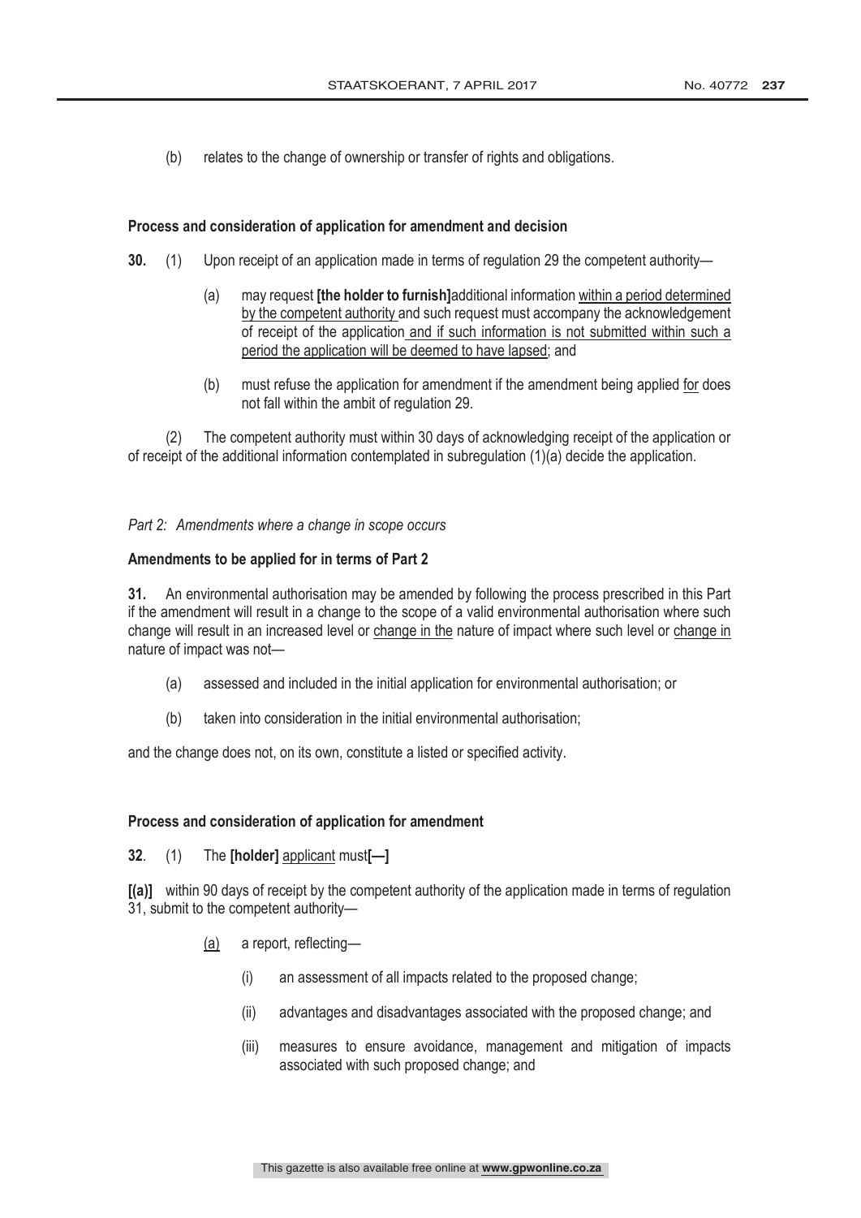(b) relates to the change of ownership or transfer of rights and obligations.

**Process and consideration of application for amendment and decision**

**30.** (1) Upon receipt of an application made in terms of regulation 29 the competent authority—

(a) may request **[the holder to furnish]**additional information within a period determined by the competent authority and such request must accompany the acknowledgement of receipt of the application and if such information is not submitted within such a period the application will be deemed to have lapsed; and

(b) must refuse the application for amendment if the amendment being applied for does not fall within the ambit of regulation 29.

(2) The competent authority must within 30 days of acknowledging receipt of the application or of receipt of the additional information contemplated in subregulation (1)(a) decide the application.

*Part 2: Amendments where a change in scope occurs*

**Amendments to be applied for in terms of Part 2**

**31.** An environmental authorisation may be amended by following the process prescribed in this Part if the amendment will result in a change to the scope of a valid environmental authorisation where such change will result in an increased level or change in the nature of impact where such level or change in nature of impact was not—

(a) assessed and included in the initial application for environmental authorisation; or

(b) taken into consideration in the initial environmental authorisation;

and the change does not, on its own, constitute a listed or specified activity.

**Process and consideration of application for amendment**

**32**. (1) The **[holder]** applicant must**[—]**

**[(a)]** within 90 days of receipt by the competent authority of the application made in terms of regulation 31, submit to the competent authority—

(a) a report, reflecting—

(i) an assessment of all impacts related to the proposed change;

(ii) advantages and disadvantages associated with the proposed change; and

(iii) measures to ensure avoidance, management and mitigation of impacts associated with such proposed change; and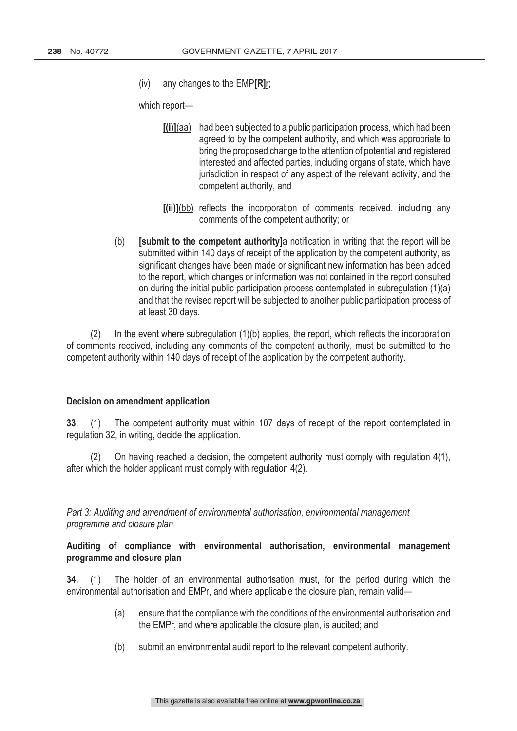(iv) any changes to the EMP**[R]**r;

which report—

**[(i)]**(aa) had been subjected to a public participation process, which had been agreed to by the competent authority, and which was appropriate to bring the proposed change to the attention of potential and registered interested and affected parties, including organs of state, which have jurisdiction in respect of any aspect of the relevant activity, and the competent authority, and

**[(ii)]**(bb) reflects the incorporation of comments received, including any comments of the competent authority; or

(b) **[submit to the competent authority]**a notification in writing that the report will be submitted within 140 days of receipt of the application by the competent authority, as significant changes have been made or significant new information has been added to the report, which changes or information was not contained in the report consulted on during the initial public participation process contemplated in subregulation (1)(a) and that the revised report will be subjected to another public participation process of at least 30 days.

(2) In the event where subregulation (1)(b) applies, the report, which reflects the incorporation of comments received, including any comments of the competent authority, must be submitted to the competent authority within 140 days of receipt of the application by the competent authority.

**Decision on amendment application**

**33.** (1) The competent authority must within 107 days of receipt of the report contemplated in regulation 32, in writing, decide the application.

(2) On having reached a decision, the competent authority must comply with regulation 4(1), after which the holder applicant must comply with regulation 4(2).

*Part 3: Auditing and amendment of environmental authorisation, environmental management programme and closure plan*

**Auditing of compliance with environmental authorisation, environmental management programme and closure plan**

**34.** (1) The holder of an environmental authorisation must, for the period during which the environmental authorisation and EMPr, and where applicable the closure plan, remain valid—

(a) ensure that the compliance with the conditions of the environmental authorisation and the EMPr, and where applicable the closure plan, is audited; and

(b) submit an environmental audit report to the relevant competent authority.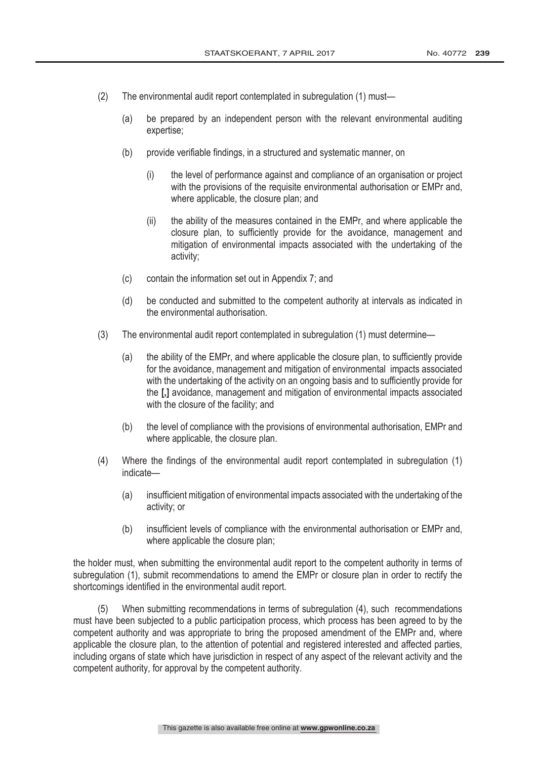(2) The environmental audit report contemplated in subregulation (1) must—

(a) be prepared by an independent person with the relevant environmental auditing expertise;

(b) provide verifiable findings, in a structured and systematic manner, on

(i) the level of performance against and compliance of an organisation or project with the provisions of the requisite environmental authorisation or EMPr and, where applicable, the closure plan; and

(ii) the ability of the measures contained in the EMPr, and where applicable the closure plan, to sufficiently provide for the avoidance, management and mitigation of environmental impacts associated with the undertaking of the activity;

(c) contain the information set out in Appendix 7; and

(d) be conducted and submitted to the competent authority at intervals as indicated in the environmental authorisation.

(3) The environmental audit report contemplated in subregulation (1) must determine—

(a) the ability of the EMPr, and where applicable the closure plan, to sufficiently provide for the avoidance, management and mitigation of environmental impacts associated with the undertaking of the activity on an ongoing basis and to sufficiently provide for the **[,]** avoidance, management and mitigation of environmental impacts associated with the closure of the facility; and

(b) the level of compliance with the provisions of environmental authorisation, EMPr and where applicable, the closure plan.

(4) Where the findings of the environmental audit report contemplated in subregulation (1) indicate—

(a) insufficient mitigation of environmental impacts associated with the undertaking of the activity; or

(b) insufficient levels of compliance with the environmental authorisation or EMPr and, where applicable the closure plan;

the holder must, when submitting the environmental audit report to the competent authority in terms of subregulation (1), submit recommendations to amend the EMPr or closure plan in order to rectify the shortcomings identified in the environmental audit report.

(5) When submitting recommendations in terms of subregulation (4), such recommendations must have been subjected to a public participation process, which process has been agreed to by the competent authority and was appropriate to bring the proposed amendment of the EMPr and, where applicable the closure plan, to the attention of potential and registered interested and affected parties, including organs of state which have jurisdiction in respect of any aspect of the relevant activity and the competent authority, for approval by the competent authority.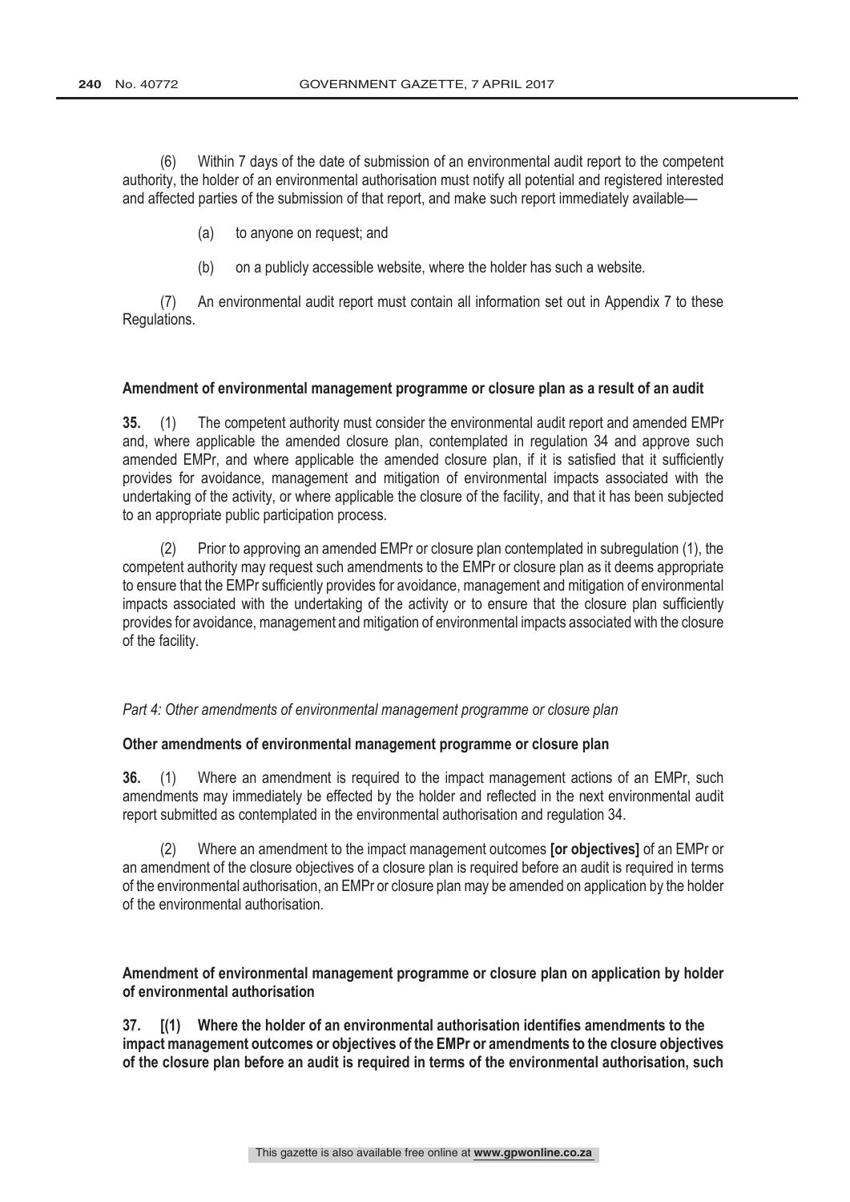(6) Within 7 days of the date of submission of an environmental audit report to the competent authority, the holder of an environmental authorisation must notify all potential and registered interested and affected parties of the submission of that report, and make such report immediately available—

(a) to anyone on request; and

(b) on a publicly accessible website, where the holder has such a website.

(7) An environmental audit report must contain all information set out in Appendix 7 to these Regulations.

**Amendment of environmental management programme or closure plan as a result of an audit**

**35.** (1) The competent authority must consider the environmental audit report and amended EMPr and, where applicable the amended closure plan, contemplated in regulation 34 and approve such amended EMPr, and where applicable the amended closure plan, if it is satisfied that it sufficiently provides for avoidance, management and mitigation of environmental impacts associated with the undertaking of the activity, or where applicable the closure of the facility, and that it has been subjected to an appropriate public participation process.

(2) Prior to approving an amended EMPr or closure plan contemplated in subregulation (1), the competent authority may request such amendments to the EMPr or closure plan as it deems appropriate to ensure that the EMPr sufficiently provides for avoidance, management and mitigation of environmental impacts associated with the undertaking of the activity or to ensure that the closure plan sufficiently provides for avoidance, management and mitigation of environmental impacts associated with the closure of the facility.

*Part 4: Other amendments of environmental management programme or closure plan*

**Other amendments of environmental management programme or closure plan**

**36.** (1) Where an amendment is required to the impact management actions of an EMPr, such amendments may immediately be effected by the holder and reflected in the next environmental audit report submitted as contemplated in the environmental authorisation and regulation 34.

(2) Where an amendment to the impact management outcomes **[or objectives]** of an EMPr or an amendment of the closure objectives of a closure plan is required before an audit is required in terms of the environmental authorisation, an EMPr or closure plan may be amended on application by the holder of the environmental authorisation.

**Amendment of environmental management programme or closure plan on application by holder of environmental authorisation**

**37. [(1) Where the holder of an environmental authorisation identifies amendments to the impact management outcomes or objectives of the EMPr or amendments to the closure objectives of the closure plan before an audit is required in terms of the environmental authorisation, such**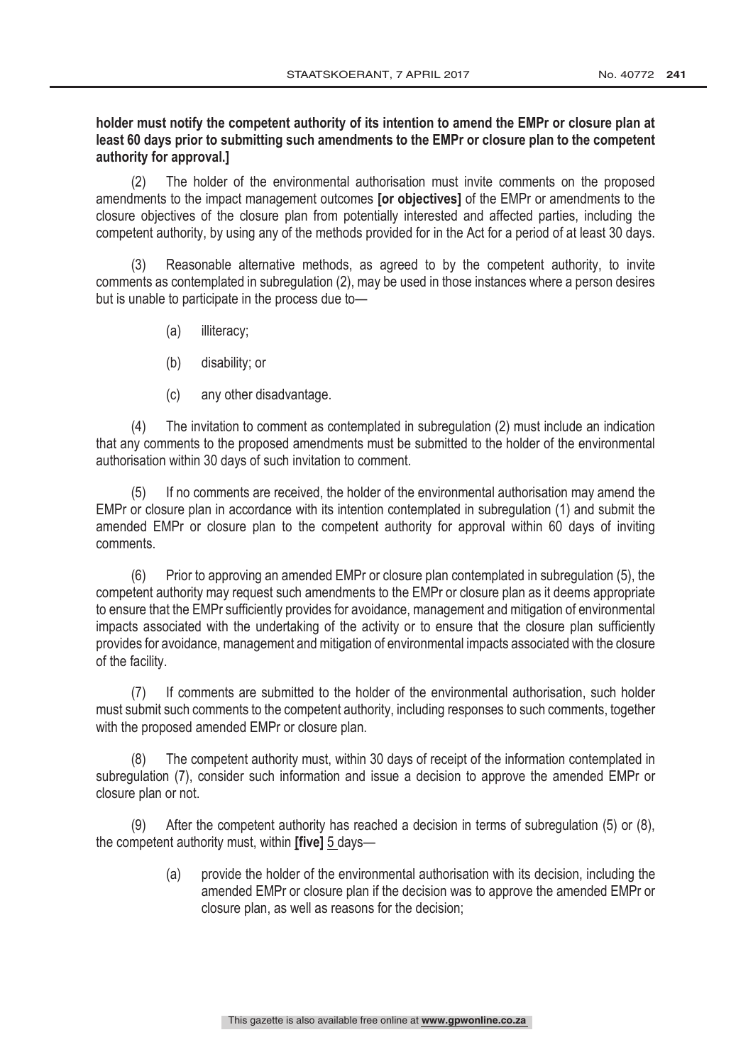**holder must notify the competent authority of its intention to amend the EMPr or closure plan at least 60 days prior to submitting such amendments to the EMPr or closure plan to the competent authority for approval.]**

(2) The holder of the environmental authorisation must invite comments on the proposed amendments to the impact management outcomes **[or objectives]** of the EMPr or amendments to the closure objectives of the closure plan from potentially interested and affected parties, including the competent authority, by using any of the methods provided for in the Act for a period of at least 30 days.

(3) Reasonable alternative methods, as agreed to by the competent authority, to invite comments as contemplated in subregulation (2), may be used in those instances where a person desires but is unable to participate in the process due to—

- (a) illiteracy;
- (b) disability; or
- (c) any other disadvantage.

(4) The invitation to comment as contemplated in subregulation (2) must include an indication that any comments to the proposed amendments must be submitted to the holder of the environmental authorisation within 30 days of such invitation to comment.

(5) If no comments are received, the holder of the environmental authorisation may amend the EMPr or closure plan in accordance with its intention contemplated in subregulation (1) and submit the amended EMPr or closure plan to the competent authority for approval within 60 days of inviting comments.

(6) Prior to approving an amended EMPr or closure plan contemplated in subregulation (5), the competent authority may request such amendments to the EMPr or closure plan as it deems appropriate to ensure that the EMPr sufficiently provides for avoidance, management and mitigation of environmental impacts associated with the undertaking of the activity or to ensure that the closure plan sufficiently provides for avoidance, management and mitigation of environmental impacts associated with the closure of the facility.

(7) If comments are submitted to the holder of the environmental authorisation, such holder must submit such comments to the competent authority, including responses to such comments, together with the proposed amended EMPr or closure plan.

(8) The competent authority must, within 30 days of receipt of the information contemplated in subregulation (7), consider such information and issue a decision to approve the amended EMPr or closure plan or not.

(9) After the competent authority has reached a decision in terms of subregulation (5) or (8), the competent authority must, within **[five]** <u>5</u> days—

- (a) provide the holder of the environmental authorisation with its decision, including the amended EMPr or closure plan if the decision was to approve the amended EMPr or closure plan, as well as reasons for the decision;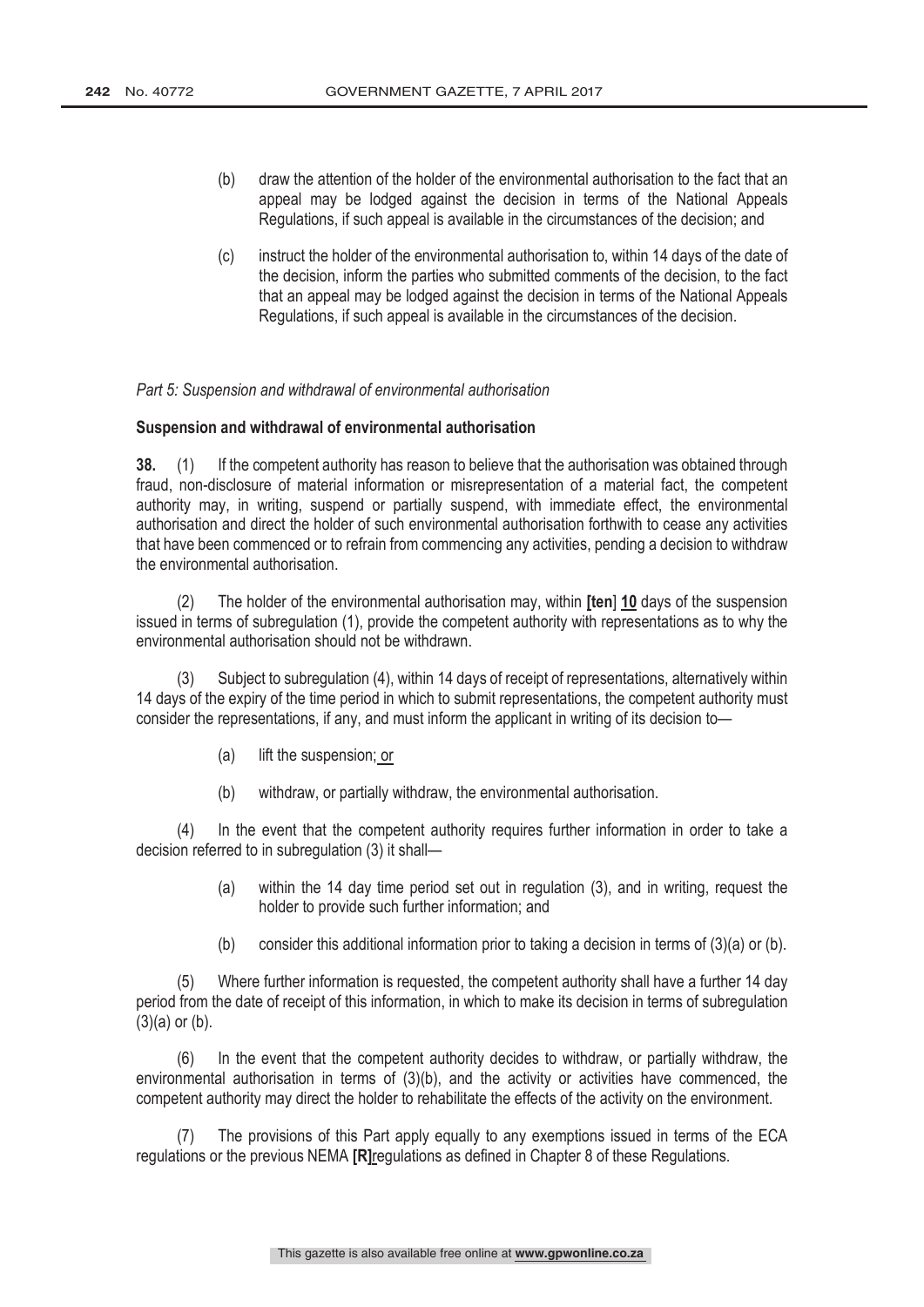(b) draw the attention of the holder of the environmental authorisation to the fact that an appeal may be lodged against the decision in terms of the National Appeals Regulations, if such appeal is available in the circumstances of the decision; and

(c) instruct the holder of the environmental authorisation to, within 14 days of the date of the decision, inform the parties who submitted comments of the decision, to the fact that an appeal may be lodged against the decision in terms of the National Appeals Regulations, if such appeal is available in the circumstances of the decision.

*Part 5: Suspension and withdrawal of environmental authorisation*

**Suspension and withdrawal of environmental authorisation**

**38.** (1) If the competent authority has reason to believe that the authorisation was obtained through fraud, non-disclosure of material information or misrepresentation of a material fact, the competent authority may, in writing, suspend or partially suspend, with immediate effect, the environmental authorisation and direct the holder of such environmental authorisation forthwith to cease any activities that have been commenced or to refrain from commencing any activities, pending a decision to withdraw the environmental authorisation.

(2) The holder of the environmental authorisation may, within **[ten]** **10** days of the suspension issued in terms of subregulation (1), provide the competent authority with representations as to why the environmental authorisation should not be withdrawn.

(3) Subject to subregulation (4), within 14 days of receipt of representations, alternatively within 14 days of the expiry of the time period in which to submit representations, the competent authority must consider the representations, if any, and must inform the applicant in writing of its decision to—

(a) lift the suspension; or

(b) withdraw, or partially withdraw, the environmental authorisation.

(4) In the event that the competent authority requires further information in order to take a decision referred to in subregulation (3) it shall—

(a) within the 14 day time period set out in regulation (3), and in writing, request the holder to provide such further information; and

(b) consider this additional information prior to taking a decision in terms of (3)(a) or (b).

(5) Where further information is requested, the competent authority shall have a further 14 day period from the date of receipt of this information, in which to make its decision in terms of subregulation (3)(a) or (b).

(6) In the event that the competent authority decides to withdraw, or partially withdraw, the environmental authorisation in terms of (3)(b), and the activity or activities have commenced, the competent authority may direct the holder to rehabilitate the effects of the activity on the environment.

(7) The provisions of this Part apply equally to any exemptions issued in terms of the ECA regulations or the previous NEMA **[R]**regulations as defined in Chapter 8 of these Regulations.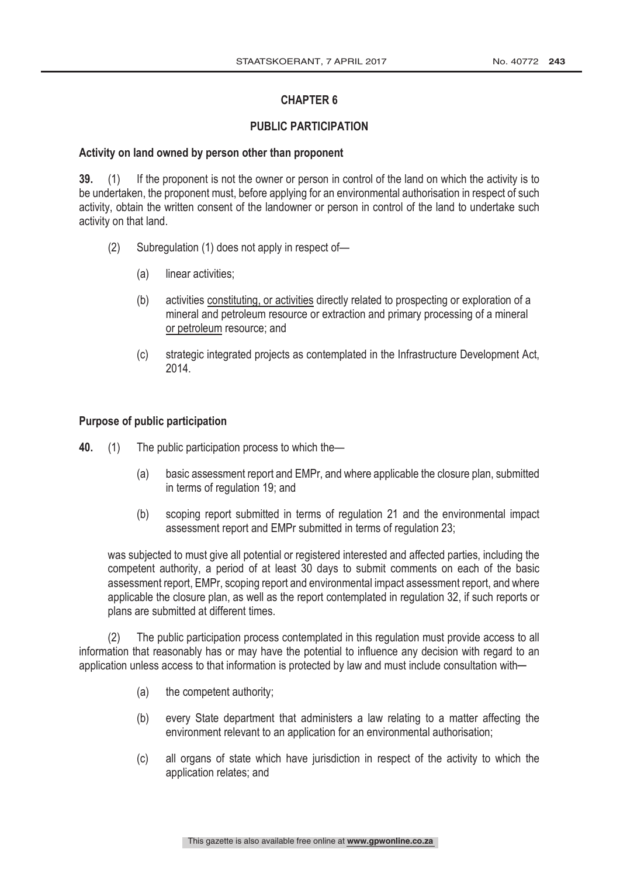## CHAPTER 6

## PUBLIC PARTICIPATION

### Activity on land owned by person other than proponent

**39.** (1) If the proponent is not the owner or person in control of the land on which the activity is to be undertaken, the proponent must, before applying for an environmental authorisation in respect of such activity, obtain the written consent of the landowner or person in control of the land to undertake such activity on that land.

(2) Subregulation (1) does not apply in respect of—

(a) linear activities;

(b) activities <u>constituting, or activities</u> directly related to prospecting or exploration of a mineral and petroleum resource or extraction and primary processing of a mineral <u>or petroleum</u> resource; and

(c) strategic integrated projects as contemplated in the Infrastructure Development Act, 2014.

### Purpose of public participation

**40.** (1) The public participation process to which the—

(a) basic assessment report and EMPr, and where applicable the closure plan, submitted in terms of regulation 19; and

(b) scoping report submitted in terms of regulation 21 and the environmental impact assessment report and EMPr submitted in terms of regulation 23;

was subjected to must give all potential or registered interested and affected parties, including the competent authority, a period of at least 30 days to submit comments on each of the basic assessment report, EMPr, scoping report and environmental impact assessment report, and where applicable the closure plan, as well as the report contemplated in regulation 32, if such reports or plans are submitted at different times.

(2) The public participation process contemplated in this regulation must provide access to all information that reasonably has or may have the potential to influence any decision with regard to an application unless access to that information is protected by law and must include consultation with—

(a) the competent authority;

(b) every State department that administers a law relating to a matter affecting the environment relevant to an application for an environmental authorisation;

(c) all organs of state which have jurisdiction in respect of the activity to which the application relates; and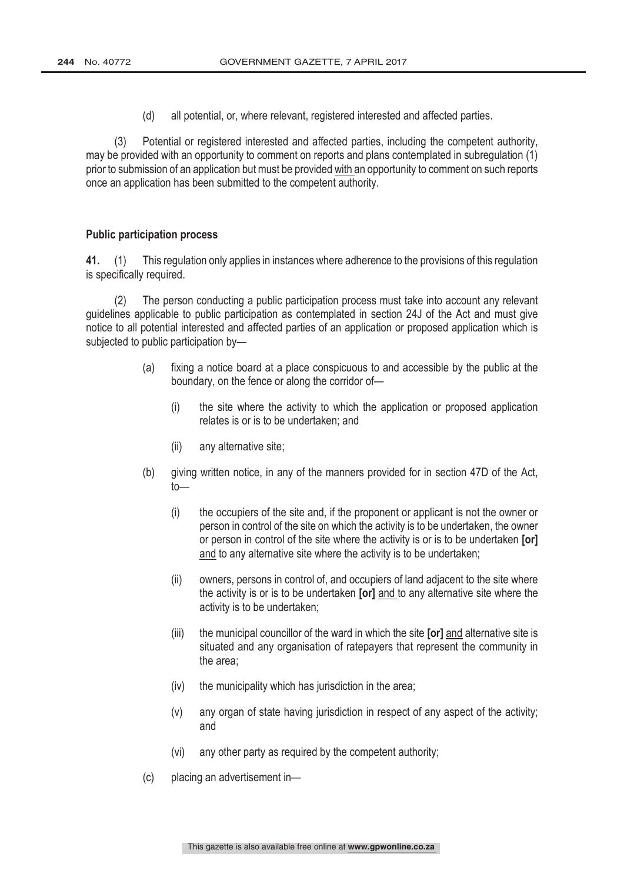(d) all potential, or, where relevant, registered interested and affected parties.

(3) Potential or registered interested and affected parties, including the competent authority, may be provided with an opportunity to comment on reports and plans contemplated in subregulation (1) prior to submission of an application but must be provided with an opportunity to comment on such reports once an application has been submitted to the competent authority.

**Public participation process**

**41.** (1) This regulation only applies in instances where adherence to the provisions of this regulation is specifically required.

(2) The person conducting a public participation process must take into account any relevant guidelines applicable to public participation as contemplated in section 24J of the Act and must give notice to all potential interested and affected parties of an application or proposed application which is subjected to public participation by—

(a) fixing a notice board at a place conspicuous to and accessible by the public at the boundary, on the fence or along the corridor of—

(i) the site where the activity to which the application or proposed application relates is or is to be undertaken; and

(ii) any alternative site;

(b) giving written notice, in any of the manners provided for in section 47D of the Act, to—

(i) the occupiers of the site and, if the proponent or applicant is not the owner or person in control of the site on which the activity is to be undertaken, the owner or person in control of the site where the activity is or is to be undertaken **[or]** and to any alternative site where the activity is to be undertaken;

(ii) owners, persons in control of, and occupiers of land adjacent to the site where the activity is or is to be undertaken **[or]** and to any alternative site where the activity is to be undertaken;

(iii) the municipal councillor of the ward in which the site **[or]** and alternative site is situated and any organisation of ratepayers that represent the community in the area;

(iv) the municipality which has jurisdiction in the area;

(v) any organ of state having jurisdiction in respect of any aspect of the activity; and

(vi) any other party as required by the competent authority;

(c) placing an advertisement in—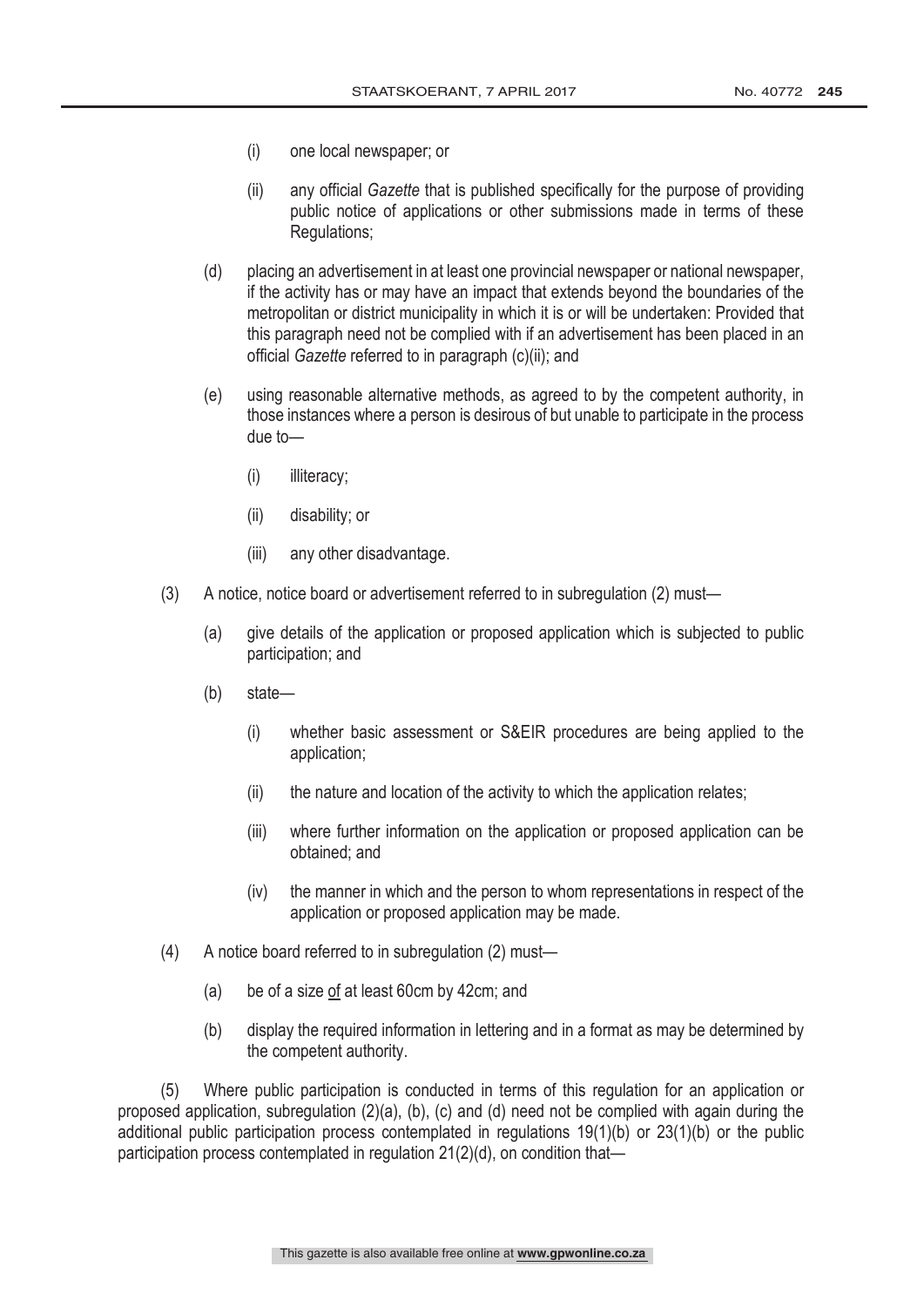- (i) one local newspaper; or
- (ii) any official *Gazette* that is published specifically for the purpose of providing public notice of applications or other submissions made in terms of these Regulations;

(d) placing an advertisement in at least one provincial newspaper or national newspaper, if the activity has or may have an impact that extends beyond the boundaries of the metropolitan or district municipality in which it is or will be undertaken: Provided that this paragraph need not be complied with if an advertisement has been placed in an official *Gazette* referred to in paragraph (c)(ii); and

(e) using reasonable alternative methods, as agreed to by the competent authority, in those instances where a person is desirous of but unable to participate in the process due to—

- (i) illiteracy;
- (ii) disability; or
- (iii) any other disadvantage.

(3) A notice, notice board or advertisement referred to in subregulation (2) must—

(a) give details of the application or proposed application which is subjected to public participation; and

(b) state—

- (i) whether basic assessment or S&EIR procedures are being applied to the application;
- (ii) the nature and location of the activity to which the application relates;
- (iii) where further information on the application or proposed application can be obtained; and
- (iv) the manner in which and the person to whom representations in respect of the application or proposed application may be made.

(4) A notice board referred to in subregulation (2) must—

(a) be of a size of at least 60cm by 42cm; and

(b) display the required information in lettering and in a format as may be determined by the competent authority.

(5) Where public participation is conducted in terms of this regulation for an application or proposed application, subregulation (2)(a), (b), (c) and (d) need not be complied with again during the additional public participation process contemplated in regulations 19(1)(b) or 23(1)(b) or the public participation process contemplated in regulation 21(2)(d), on condition that—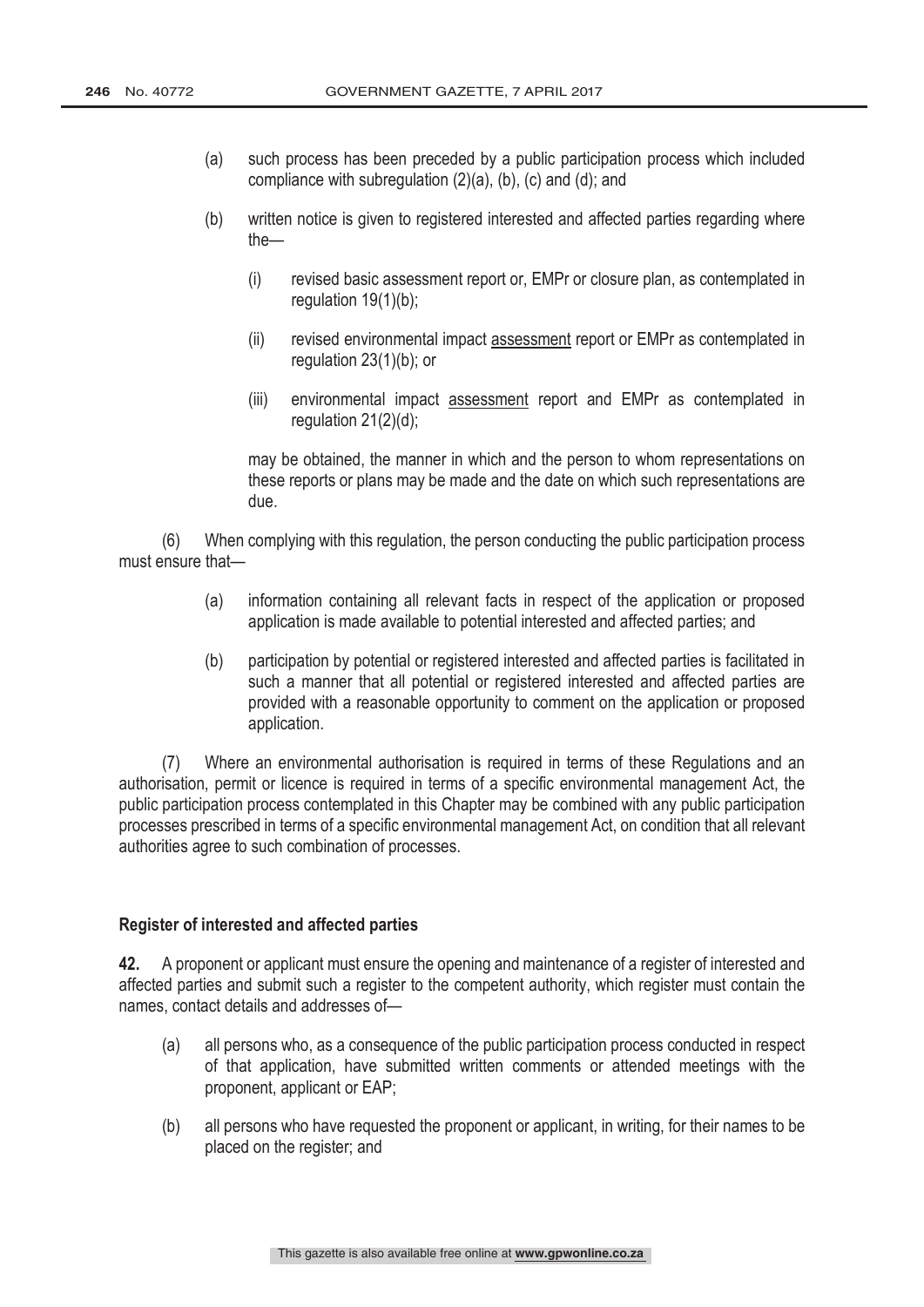(a) such process has been preceded by a public participation process which included compliance with subregulation (2)(a), (b), (c) and (d); and

(b) written notice is given to registered interested and affected parties regarding where the—

(i) revised basic assessment report or, EMPr or closure plan, as contemplated in regulation 19(1)(b);

(ii) revised environmental impact assessment report or EMPr as contemplated in regulation 23(1)(b); or

(iii) environmental impact assessment report and EMPr as contemplated in regulation 21(2)(d);

may be obtained, the manner in which and the person to whom representations on these reports or plans may be made and the date on which such representations are due.

(6) When complying with this regulation, the person conducting the public participation process must ensure that—

(a) information containing all relevant facts in respect of the application or proposed application is made available to potential interested and affected parties; and

(b) participation by potential or registered interested and affected parties is facilitated in such a manner that all potential or registered interested and affected parties are provided with a reasonable opportunity to comment on the application or proposed application.

(7) Where an environmental authorisation is required in terms of these Regulations and an authorisation, permit or licence is required in terms of a specific environmental management Act, the public participation process contemplated in this Chapter may be combined with any public participation processes prescribed in terms of a specific environmental management Act, on condition that all relevant authorities agree to such combination of processes.

**Register of interested and affected parties**

**42.** A proponent or applicant must ensure the opening and maintenance of a register of interested and affected parties and submit such a register to the competent authority, which register must contain the names, contact details and addresses of—

(a) all persons who, as a consequence of the public participation process conducted in respect of that application, have submitted written comments or attended meetings with the proponent, applicant or EAP;

(b) all persons who have requested the proponent or applicant, in writing, for their names to be placed on the register; and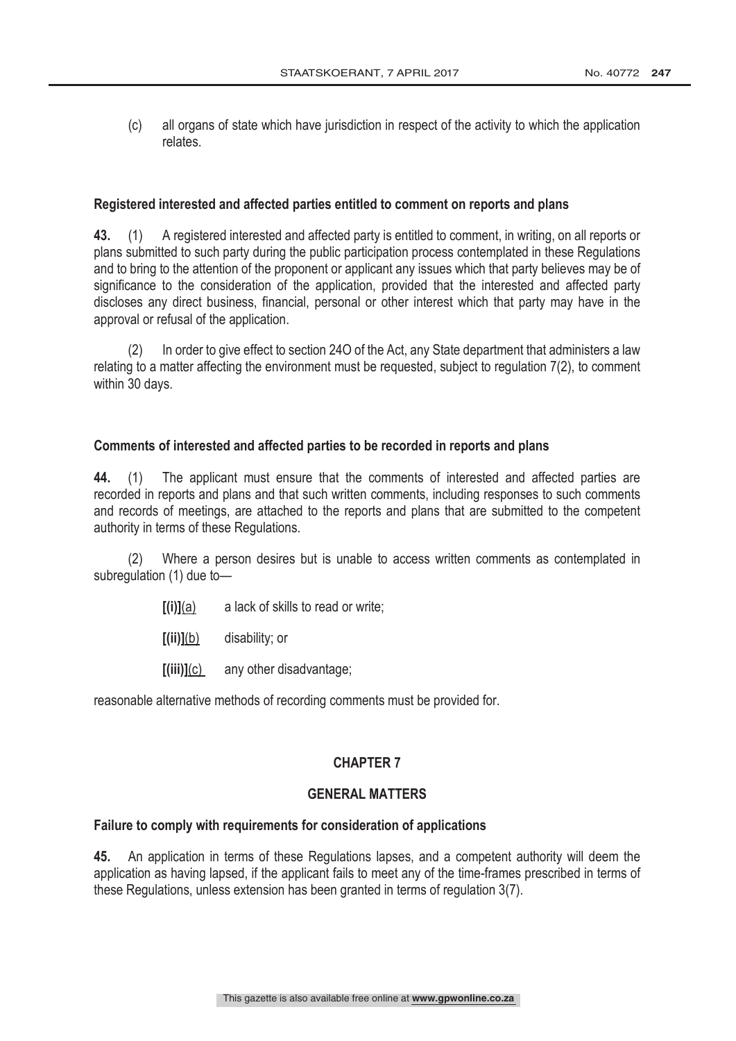(c) all organs of state which have jurisdiction in respect of the activity to which the application relates.

**Registered interested and affected parties entitled to comment on reports and plans**

**43.** (1) A registered interested and affected party is entitled to comment, in writing, on all reports or plans submitted to such party during the public participation process contemplated in these Regulations and to bring to the attention of the proponent or applicant any issues which that party believes may be of significance to the consideration of the application, provided that the interested and affected party discloses any direct business, financial, personal or other interest which that party may have in the approval or refusal of the application.

(2) In order to give effect to section 24O of the Act, any State department that administers a law relating to a matter affecting the environment must be requested, subject to regulation 7(2), to comment within 30 days.

**Comments of interested and affected parties to be recorded in reports and plans**

**44.** (1) The applicant must ensure that the comments of interested and affected parties are recorded in reports and plans and that such written comments, including responses to such comments and records of meetings, are attached to the reports and plans that are submitted to the competent authority in terms of these Regulations.

(2) Where a person desires but is unable to access written comments as contemplated in subregulation (1) due to—

**[(i)]**<u>(a)</u> a lack of skills to read or write;

**[(ii)]**<u>(b)</u> disability; or

**[(iii)]**<u>(c)</u> any other disadvantage;

reasonable alternative methods of recording comments must be provided for.

## CHAPTER 7

## GENERAL MATTERS

**Failure to comply with requirements for consideration of applications**

**45.** An application in terms of these Regulations lapses, and a competent authority will deem the application as having lapsed, if the applicant fails to meet any of the time-frames prescribed in terms of these Regulations, unless extension has been granted in terms of regulation 3(7).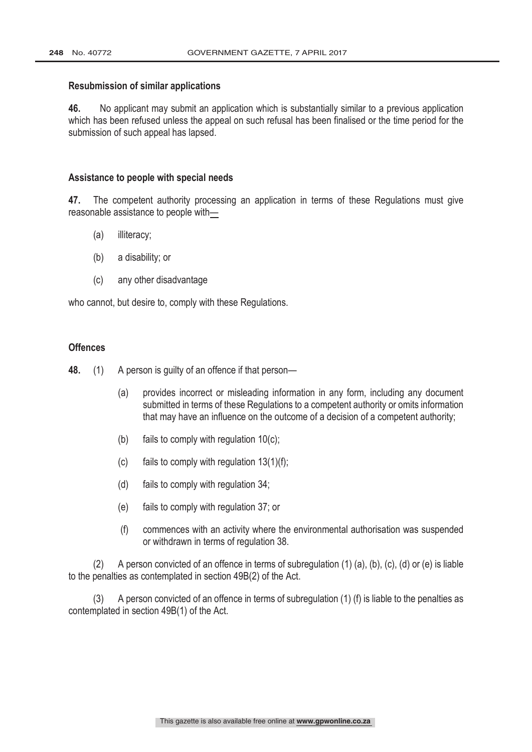**Resubmission of similar applications**

**46.** No applicant may submit an application which is substantially similar to a previous application which has been refused unless the appeal on such refusal has been finalised or the time period for the submission of such appeal has lapsed.

**Assistance to people with special needs**

**47.** The competent authority processing an application in terms of these Regulations must give reasonable assistance to people with—

(a) illiteracy;

(b) a disability; or

(c) any other disadvantage

who cannot, but desire to, comply with these Regulations.

**Offences**

**48.** (1) A person is guilty of an offence if that person—

(a) provides incorrect or misleading information in any form, including any document submitted in terms of these Regulations to a competent authority or omits information that may have an influence on the outcome of a decision of a competent authority;

(b) fails to comply with regulation 10(c);

(c) fails to comply with regulation 13(1)(f);

(d) fails to comply with regulation 34;

(e) fails to comply with regulation 37; or

(f) commences with an activity where the environmental authorisation was suspended or withdrawn in terms of regulation 38.

(2) A person convicted of an offence in terms of subregulation (1) (a), (b), (c), (d) or (e) is liable to the penalties as contemplated in section 49B(2) of the Act.

(3) A person convicted of an offence in terms of subregulation (1) (f) is liable to the penalties as contemplated in section 49B(1) of the Act.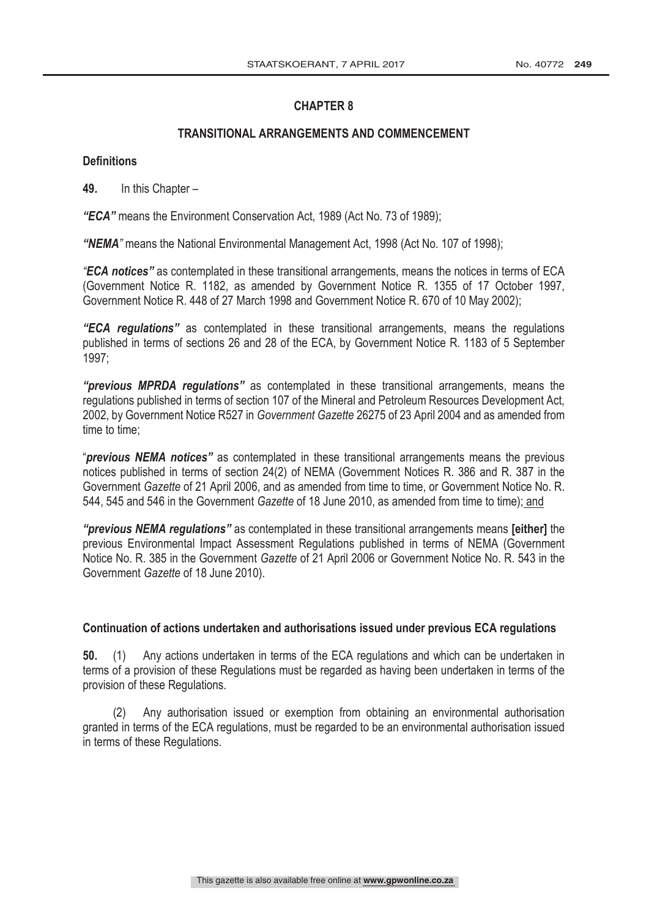## CHAPTER 8

## TRANSITIONAL ARRANGEMENTS AND COMMENCEMENT

### Definitions

**49.** In this Chapter –

***"ECA"*** means the Environment Conservation Act, 1989 (Act No. 73 of 1989);

***"NEMA"*** means the National Environmental Management Act, 1998 (Act No. 107 of 1998);

*"**ECA notices"*** as contemplated in these transitional arrangements, means the notices in terms of ECA (Government Notice R. 1182, as amended by Government Notice R. 1355 of 17 October 1997, Government Notice R. 448 of 27 March 1998 and Government Notice R. 670 of 10 May 2002);

***"ECA regulations"*** as contemplated in these transitional arrangements, means the regulations published in terms of sections 26 and 28 of the ECA, by Government Notice R. 1183 of 5 September 1997;

***"previous MPRDA regulations"*** as contemplated in these transitional arrangements, means the regulations published in terms of section 107 of the Mineral and Petroleum Resources Development Act, 2002, by Government Notice R527 in *Government Gazette* 26275 of 23 April 2004 and as amended from time to time;

"***previous NEMA notices"*** as contemplated in these transitional arrangements means the previous notices published in terms of section 24(2) of NEMA (Government Notices R. 386 and R. 387 in the Government *Gazette* of 21 April 2006, and as amended from time to time, or Government Notice No. R. 544, 545 and 546 in the Government *Gazette* of 18 June 2010, as amended from time to time); <u>and</u>

***"previous NEMA regulations"*** as contemplated in these transitional arrangements means **[either]** the previous Environmental Impact Assessment Regulations published in terms of NEMA (Government Notice No. R. 385 in the Government *Gazette* of 21 April 2006 or Government Notice No. R. 543 in the Government *Gazette* of 18 June 2010).

### Continuation of actions undertaken and authorisations issued under previous ECA regulations

**50.** (1) Any actions undertaken in terms of the ECA regulations and which can be undertaken in terms of a provision of these Regulations must be regarded as having been undertaken in terms of the provision of these Regulations.

(2) Any authorisation issued or exemption from obtaining an environmental authorisation granted in terms of the ECA regulations, must be regarded to be an environmental authorisation issued in terms of these Regulations.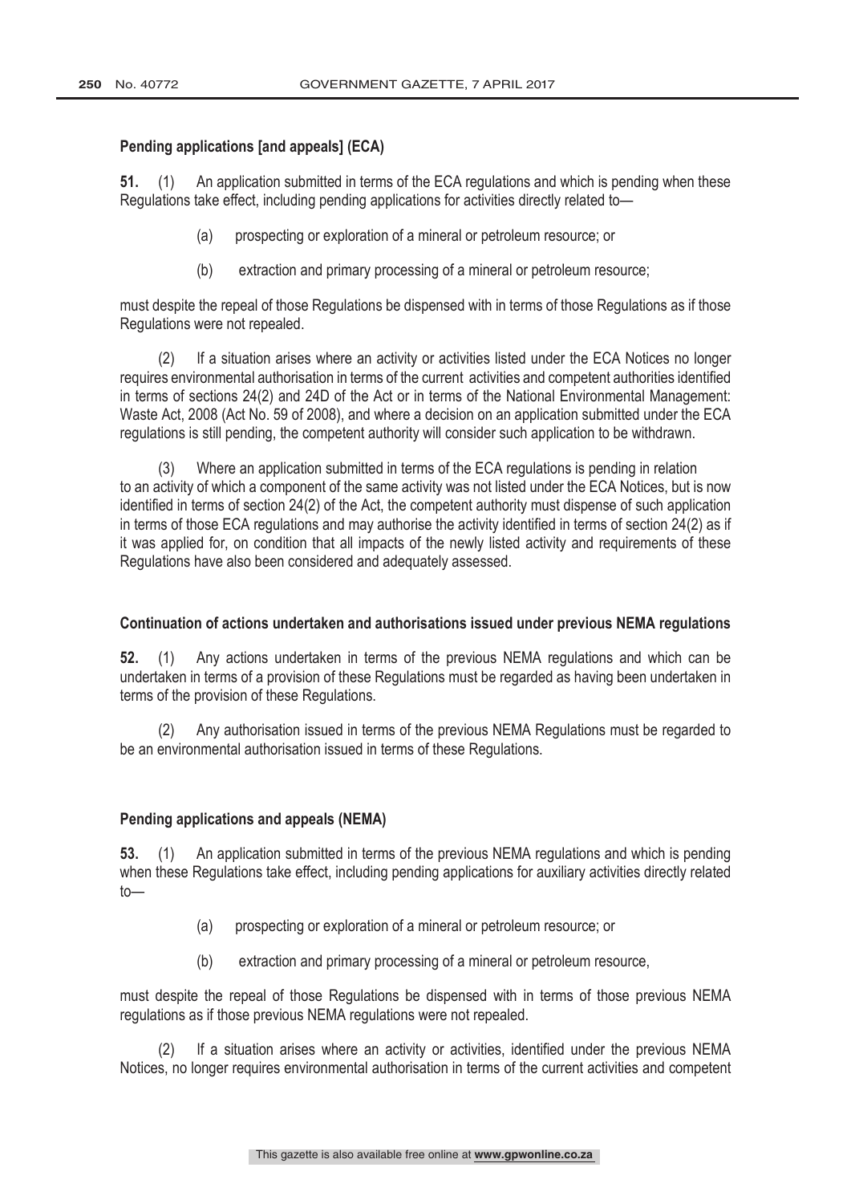**Pending applications [and appeals] (ECA)**

**51.** (1) An application submitted in terms of the ECA regulations and which is pending when these Regulations take effect, including pending applications for activities directly related to—

(a) prospecting or exploration of a mineral or petroleum resource; or

(b) extraction and primary processing of a mineral or petroleum resource;

must despite the repeal of those Regulations be dispensed with in terms of those Regulations as if those Regulations were not repealed.

(2) If a situation arises where an activity or activities listed under the ECA Notices no longer requires environmental authorisation in terms of the current activities and competent authorities identified in terms of sections 24(2) and 24D of the Act or in terms of the National Environmental Management: Waste Act, 2008 (Act No. 59 of 2008), and where a decision on an application submitted under the ECA regulations is still pending, the competent authority will consider such application to be withdrawn.

(3) Where an application submitted in terms of the ECA regulations is pending in relation to an activity of which a component of the same activity was not listed under the ECA Notices, but is now identified in terms of section 24(2) of the Act, the competent authority must dispense of such application in terms of those ECA regulations and may authorise the activity identified in terms of section 24(2) as if it was applied for, on condition that all impacts of the newly listed activity and requirements of these Regulations have also been considered and adequately assessed.

**Continuation of actions undertaken and authorisations issued under previous NEMA regulations**

**52.** (1) Any actions undertaken in terms of the previous NEMA regulations and which can be undertaken in terms of a provision of these Regulations must be regarded as having been undertaken in terms of the provision of these Regulations.

(2) Any authorisation issued in terms of the previous NEMA Regulations must be regarded to be an environmental authorisation issued in terms of these Regulations.

**Pending applications and appeals (NEMA)**

**53.** (1) An application submitted in terms of the previous NEMA regulations and which is pending when these Regulations take effect, including pending applications for auxiliary activities directly related to—

(a) prospecting or exploration of a mineral or petroleum resource; or

(b) extraction and primary processing of a mineral or petroleum resource,

must despite the repeal of those Regulations be dispensed with in terms of those previous NEMA regulations as if those previous NEMA regulations were not repealed.

(2) If a situation arises where an activity or activities, identified under the previous NEMA Notices, no longer requires environmental authorisation in terms of the current activities and competent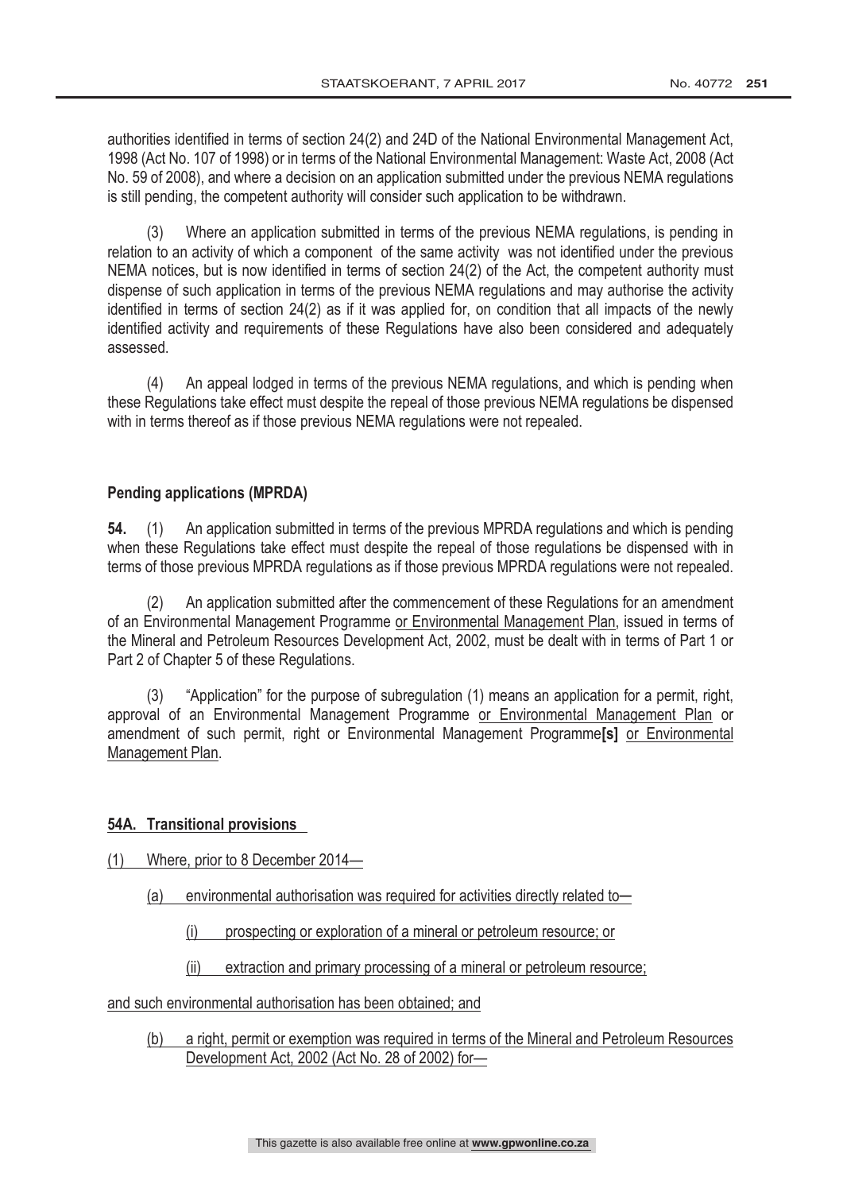authorities identified in terms of section 24(2) and 24D of the National Environmental Management Act, 1998 (Act No. 107 of 1998) or in terms of the National Environmental Management: Waste Act, 2008 (Act No. 59 of 2008), and where a decision on an application submitted under the previous NEMA regulations is still pending, the competent authority will consider such application to be withdrawn.

(3) Where an application submitted in terms of the previous NEMA regulations, is pending in relation to an activity of which a component of the same activity was not identified under the previous NEMA notices, but is now identified in terms of section 24(2) of the Act, the competent authority must dispense of such application in terms of the previous NEMA regulations and may authorise the activity identified in terms of section 24(2) as if it was applied for, on condition that all impacts of the newly identified activity and requirements of these Regulations have also been considered and adequately assessed.

(4) An appeal lodged in terms of the previous NEMA regulations, and which is pending when these Regulations take effect must despite the repeal of those previous NEMA regulations be dispensed with in terms thereof as if those previous NEMA regulations were not repealed.

**Pending applications (MPRDA)**

**54.** (1) An application submitted in terms of the previous MPRDA regulations and which is pending when these Regulations take effect must despite the repeal of those regulations be dispensed with in terms of those previous MPRDA regulations as if those previous MPRDA regulations were not repealed.

(2) An application submitted after the commencement of these Regulations for an amendment of an Environmental Management Programme or Environmental Management Plan, issued in terms of the Mineral and Petroleum Resources Development Act, 2002, must be dealt with in terms of Part 1 or Part 2 of Chapter 5 of these Regulations.

(3) "Application" for the purpose of subregulation (1) means an application for a permit, right, approval of an Environmental Management Programme or Environmental Management Plan or amendment of such permit, right or Environmental Management Programme**[s]** or Environmental Management Plan.

**54A. Transitional provisions**

(1) Where, prior to 8 December 2014—

(a) environmental authorisation was required for activities directly related to—

(i) prospecting or exploration of a mineral or petroleum resource; or

(ii) extraction and primary processing of a mineral or petroleum resource;

and such environmental authorisation has been obtained; and

(b) a right, permit or exemption was required in terms of the Mineral and Petroleum Resources Development Act, 2002 (Act No. 28 of 2002) for—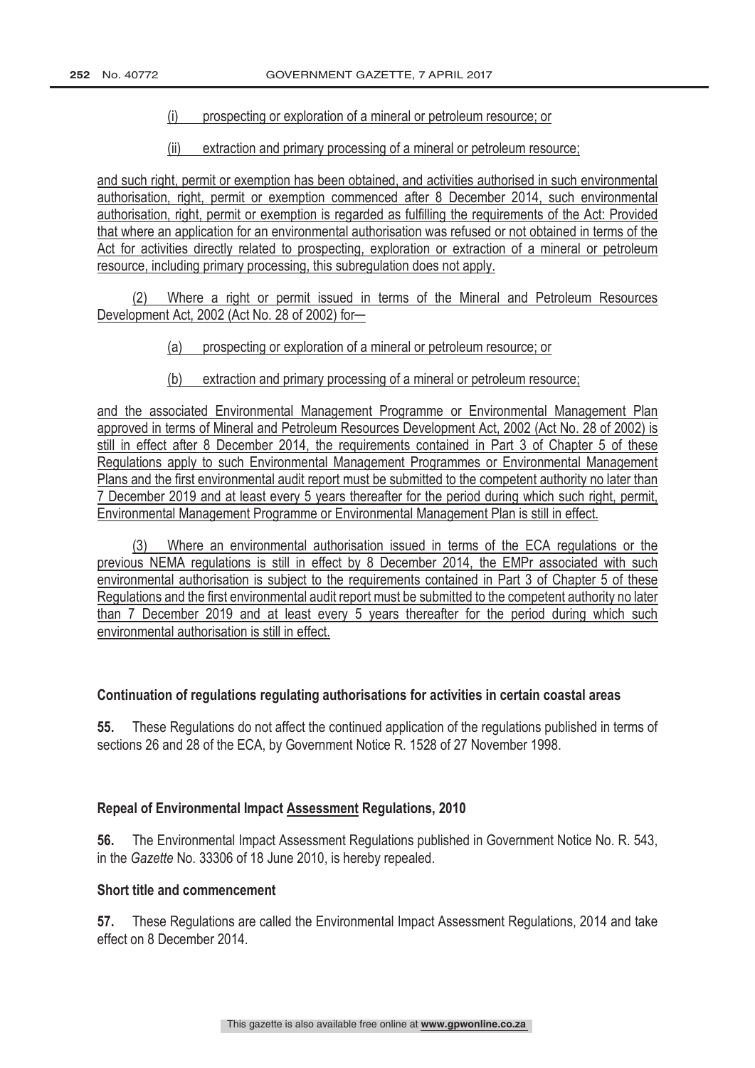(i) prospecting or exploration of a mineral or petroleum resource; or

(ii) extraction and primary processing of a mineral or petroleum resource;

and such right, permit or exemption has been obtained, and activities authorised in such environmental authorisation, right, permit or exemption commenced after 8 December 2014, such environmental authorisation, right, permit or exemption is regarded as fulfilling the requirements of the Act: Provided that where an application for an environmental authorisation was refused or not obtained in terms of the Act for activities directly related to prospecting, exploration or extraction of a mineral or petroleum resource, including primary processing, this subregulation does not apply.

(2) Where a right or permit issued in terms of the Mineral and Petroleum Resources Development Act, 2002 (Act No. 28 of 2002) for—

(a) prospecting or exploration of a mineral or petroleum resource; or

(b) extraction and primary processing of a mineral or petroleum resource;

and the associated Environmental Management Programme or Environmental Management Plan approved in terms of Mineral and Petroleum Resources Development Act, 2002 (Act No. 28 of 2002) is still in effect after 8 December 2014, the requirements contained in Part 3 of Chapter 5 of these Regulations apply to such Environmental Management Programmes or Environmental Management Plans and the first environmental audit report must be submitted to the competent authority no later than 7 December 2019 and at least every 5 years thereafter for the period during which such right, permit, Environmental Management Programme or Environmental Management Plan is still in effect.

(3) Where an environmental authorisation issued in terms of the ECA regulations or the previous NEMA regulations is still in effect by 8 December 2014, the EMPr associated with such environmental authorisation is subject to the requirements contained in Part 3 of Chapter 5 of these Regulations and the first environmental audit report must be submitted to the competent authority no later than 7 December 2019 and at least every 5 years thereafter for the period during which such environmental authorisation is still in effect.

**Continuation of regulations regulating authorisations for activities in certain coastal areas**

**55.** These Regulations do not affect the continued application of the regulations published in terms of sections 26 and 28 of the ECA, by Government Notice R. 1528 of 27 November 1998.

**Repeal of Environmental Impact Assessment Regulations, 2010**

**56.** The Environmental Impact Assessment Regulations published in Government Notice No. R. 543, in the *Gazette* No. 33306 of 18 June 2010, is hereby repealed.

**Short title and commencement**

**57.** These Regulations are called the Environmental Impact Assessment Regulations, 2014 and take effect on 8 December 2014.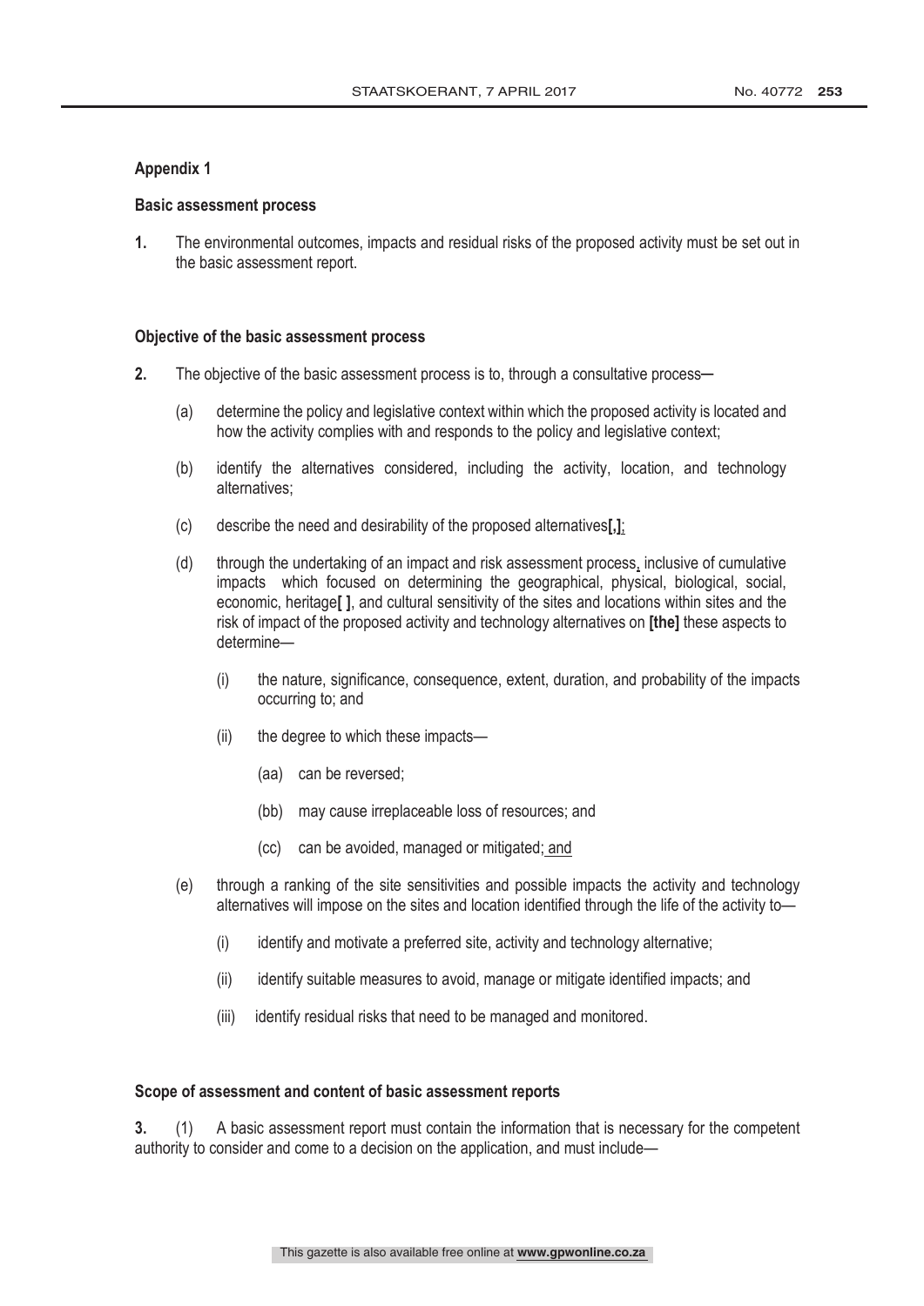**Appendix 1**

**Basic assessment process**

**1.** The environmental outcomes, impacts and residual risks of the proposed activity must be set out in the basic assessment report.

**Objective of the basic assessment process**

**2.** The objective of the basic assessment process is to, through a consultative process—

(a) determine the policy and legislative context within which the proposed activity is located and how the activity complies with and responds to the policy and legislative context;

(b) identify the alternatives considered, including the activity, location, and technology alternatives;

(c) describe the need and desirability of the proposed alternatives**[,]**;

(d) through the undertaking of an impact and risk assessment process, inclusive of cumulative impacts which focused on determining the geographical, physical, biological, social, economic, heritage**[ ]**, and cultural sensitivity of the sites and locations within sites and the risk of impact of the proposed activity and technology alternatives on **[the]** these aspects to determine—

(i) the nature, significance, consequence, extent, duration, and probability of the impacts occurring to; and

(ii) the degree to which these impacts—

(aa) can be reversed;

(bb) may cause irreplaceable loss of resources; and

(cc) can be avoided, managed or mitigated; and

(e) through a ranking of the site sensitivities and possible impacts the activity and technology alternatives will impose on the sites and location identified through the life of the activity to—

(i) identify and motivate a preferred site, activity and technology alternative;

(ii) identify suitable measures to avoid, manage or mitigate identified impacts; and

(iii) identify residual risks that need to be managed and monitored.

**Scope of assessment and content of basic assessment reports**

**3.** (1) A basic assessment report must contain the information that is necessary for the competent authority to consider and come to a decision on the application, and must include—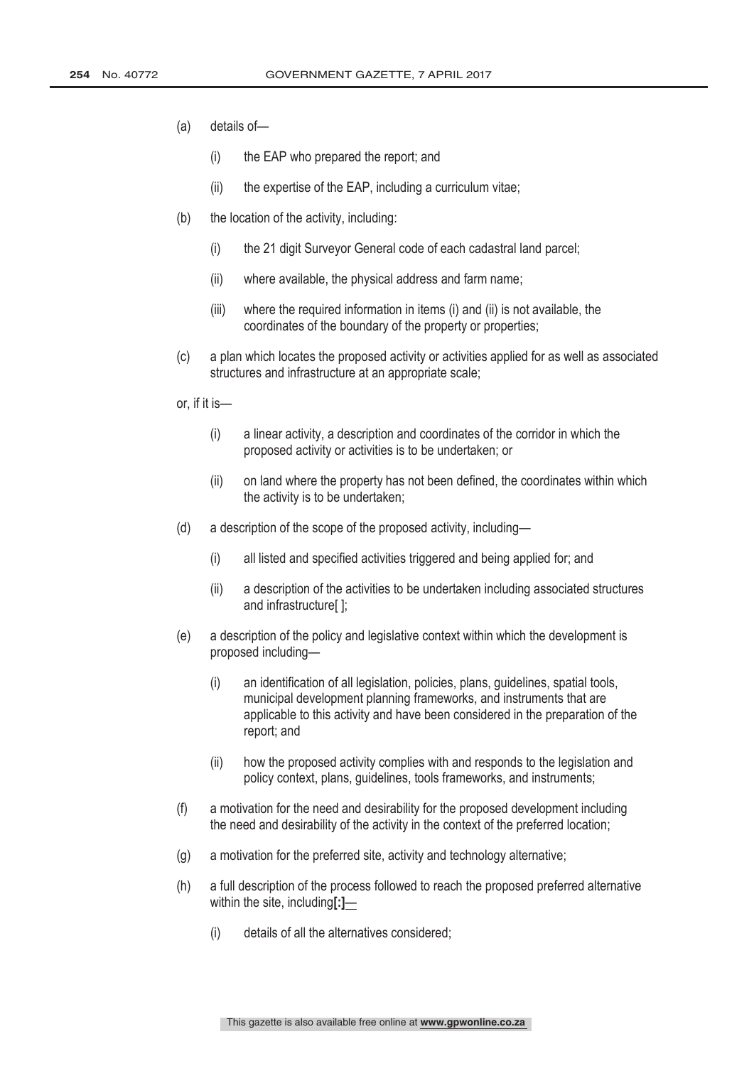(a) details of—

  (i) the EAP who prepared the report; and

  (ii) the expertise of the EAP, including a curriculum vitae;

(b) the location of the activity, including:

  (i) the 21 digit Surveyor General code of each cadastral land parcel;

  (ii) where available, the physical address and farm name;

  (iii) where the required information in items (i) and (ii) is not available, the coordinates of the boundary of the property or properties;

(c) a plan which locates the proposed activity or activities applied for as well as associated structures and infrastructure at an appropriate scale;

or, if it is—

  (i) a linear activity, a description and coordinates of the corridor in which the proposed activity or activities is to be undertaken; or

  (ii) on land where the property has not been defined, the coordinates within which the activity is to be undertaken;

(d) a description of the scope of the proposed activity, including—

  (i) all listed and specified activities triggered and being applied for; and

  (ii) a description of the activities to be undertaken including associated structures and infrastructure[ ];

(e) a description of the policy and legislative context within which the development is proposed including—

  (i) an identification of all legislation, policies, plans, guidelines, spatial tools, municipal development planning frameworks, and instruments that are applicable to this activity and have been considered in the preparation of the report; and

  (ii) how the proposed activity complies with and responds to the legislation and policy context, plans, guidelines, tools frameworks, and instruments;

(f) a motivation for the need and desirability for the proposed development including the need and desirability of the activity in the context of the preferred location;

(g) a motivation for the preferred site, activity and technology alternative;

(h) a full description of the process followed to reach the proposed preferred alternative within the site, including**[:]**—

  (i) details of all the alternatives considered;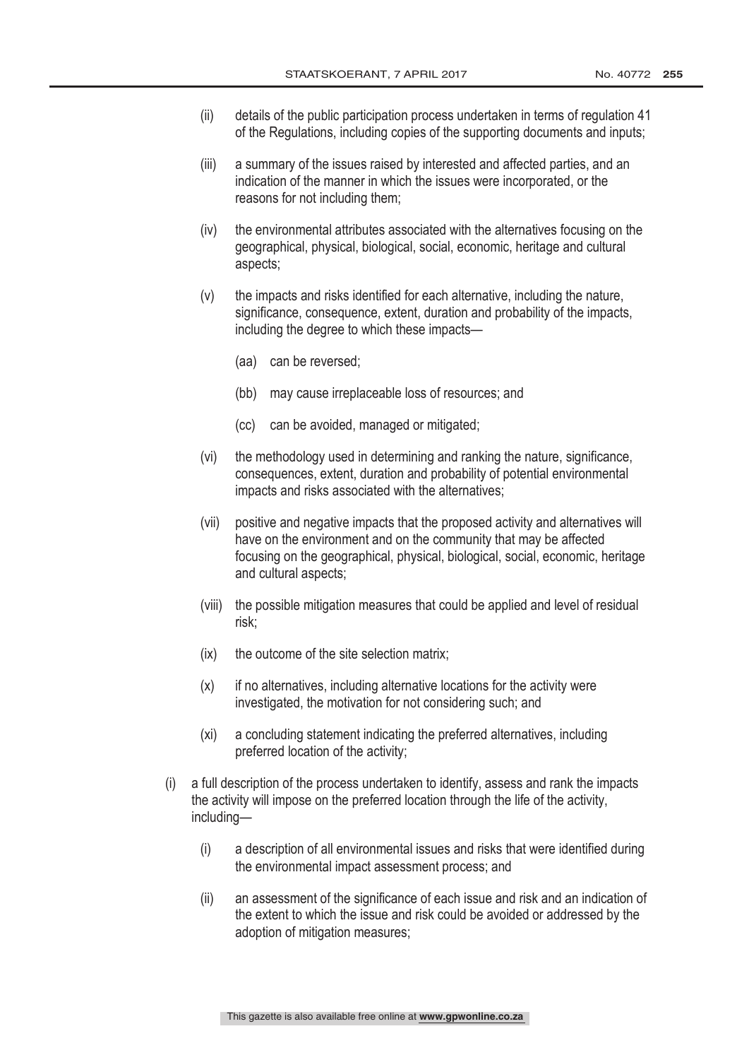(ii) details of the public participation process undertaken in terms of regulation 41 of the Regulations, including copies of the supporting documents and inputs;

(iii) a summary of the issues raised by interested and affected parties, and an indication of the manner in which the issues were incorporated, or the reasons for not including them;

(iv) the environmental attributes associated with the alternatives focusing on the geographical, physical, biological, social, economic, heritage and cultural aspects;

(v) the impacts and risks identified for each alternative, including the nature, significance, consequence, extent, duration and probability of the impacts, including the degree to which these impacts—

  (aa) can be reversed;

  (bb) may cause irreplaceable loss of resources; and

  (cc) can be avoided, managed or mitigated;

(vi) the methodology used in determining and ranking the nature, significance, consequences, extent, duration and probability of potential environmental impacts and risks associated with the alternatives;

(vii) positive and negative impacts that the proposed activity and alternatives will have on the environment and on the community that may be affected focusing on the geographical, physical, biological, social, economic, heritage and cultural aspects;

(viii) the possible mitigation measures that could be applied and level of residual risk;

(ix) the outcome of the site selection matrix;

(x) if no alternatives, including alternative locations for the activity were investigated, the motivation for not considering such; and

(xi) a concluding statement indicating the preferred alternatives, including preferred location of the activity;

(i) a full description of the process undertaken to identify, assess and rank the impacts the activity will impose on the preferred location through the life of the activity, including—

  (i) a description of all environmental issues and risks that were identified during the environmental impact assessment process; and

  (ii) an assessment of the significance of each issue and risk and an indication of the extent to which the issue and risk could be avoided or addressed by the adoption of mitigation measures;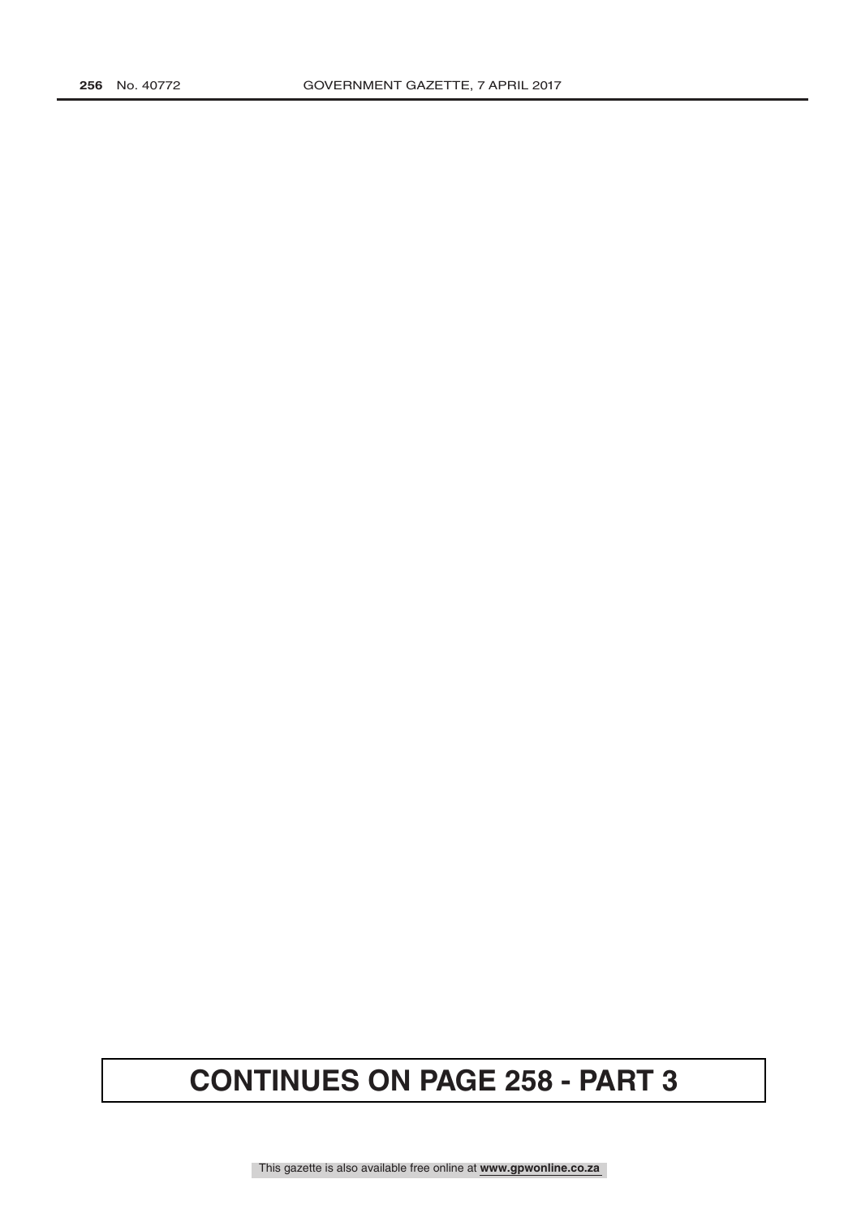**CONTINUES ON PAGE 258 - PART 3**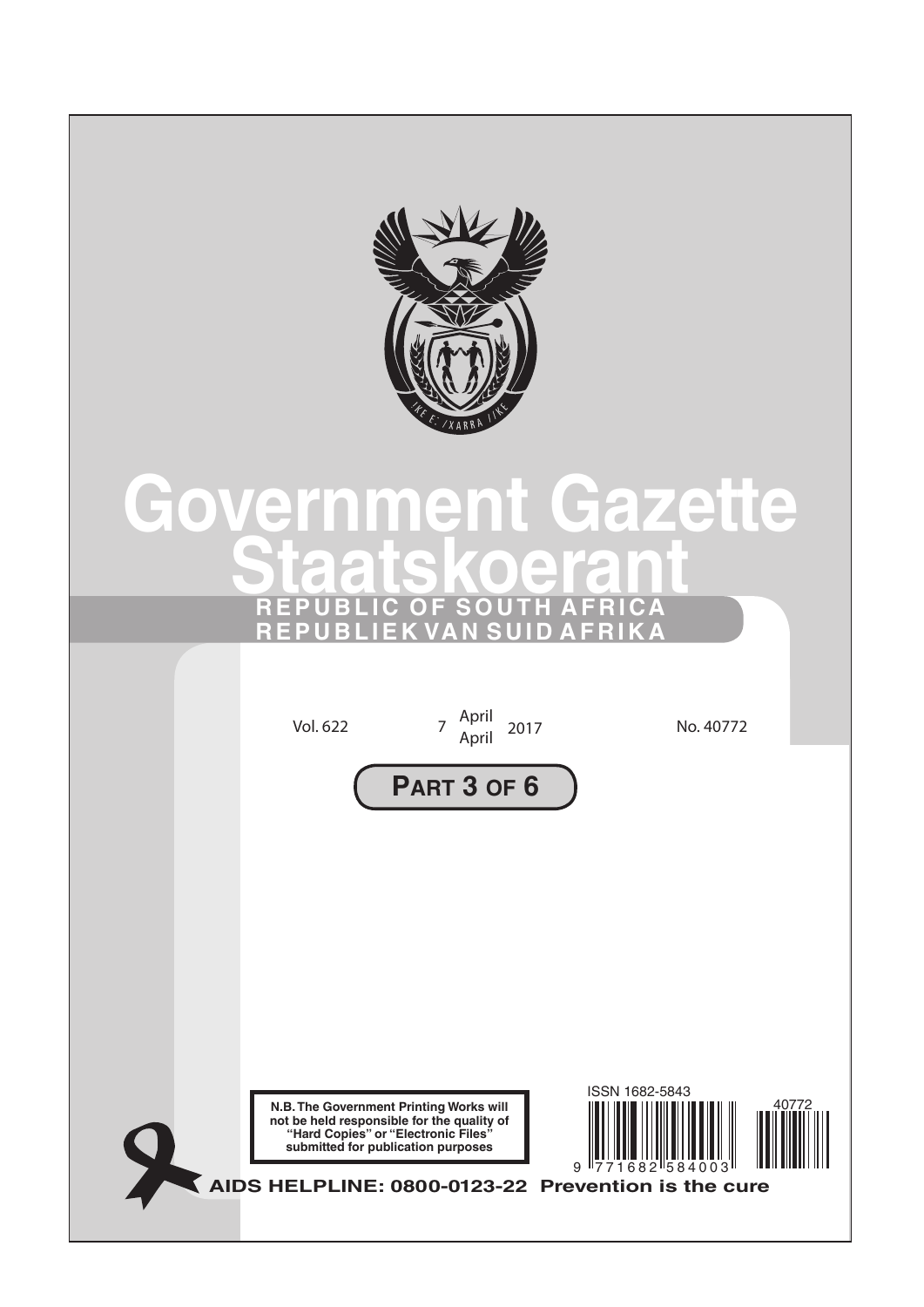# Government Gazette

# Staatskoerant

**REPUBLIC OF SOUTH AFRICA**

**REPUBLIEK VAN SUID AFRIKA**

Vol. 622 | 7 April / April 2017 | No. 40772

**PART 3 OF 6**

**N.B. The Government Printing Works will not be held responsible for the quality of "Hard Copies" or "Electronic Files" submitted for publication purposes**

ISSN 1682-5843

**AIDS HELPLINE: 0800-0123-22 Prevention is the cure**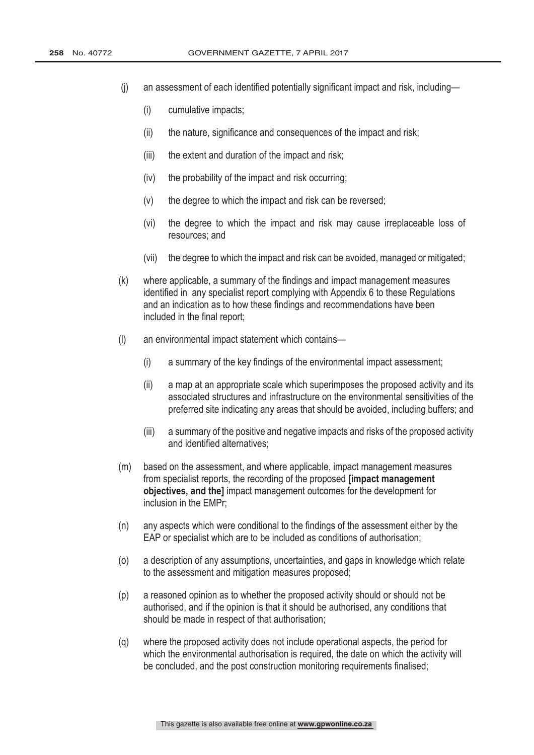(j) an assessment of each identified potentially significant impact and risk, including—

  (i) cumulative impacts;

  (ii) the nature, significance and consequences of the impact and risk;

  (iii) the extent and duration of the impact and risk;

  (iv) the probability of the impact and risk occurring;

  (v) the degree to which the impact and risk can be reversed;

  (vi) the degree to which the impact and risk may cause irreplaceable loss of resources; and

  (vii) the degree to which the impact and risk can be avoided, managed or mitigated;

(k) where applicable, a summary of the findings and impact management measures identified in any specialist report complying with Appendix 6 to these Regulations and an indication as to how these findings and recommendations have been included in the final report;

(l) an environmental impact statement which contains—

  (i) a summary of the key findings of the environmental impact assessment;

  (ii) a map at an appropriate scale which superimposes the proposed activity and its associated structures and infrastructure on the environmental sensitivities of the preferred site indicating any areas that should be avoided, including buffers; and

  (iii) a summary of the positive and negative impacts and risks of the proposed activity and identified alternatives;

(m) based on the assessment, and where applicable, impact management measures from specialist reports, the recording of the proposed **[impact management objectives, and the]** impact management outcomes for the development for inclusion in the EMPr;

(n) any aspects which were conditional to the findings of the assessment either by the EAP or specialist which are to be included as conditions of authorisation;

(o) a description of any assumptions, uncertainties, and gaps in knowledge which relate to the assessment and mitigation measures proposed;

(p) a reasoned opinion as to whether the proposed activity should or should not be authorised, and if the opinion is that it should be authorised, any conditions that should be made in respect of that authorisation;

(q) where the proposed activity does not include operational aspects, the period for which the environmental authorisation is required, the date on which the activity will be concluded, and the post construction monitoring requirements finalised;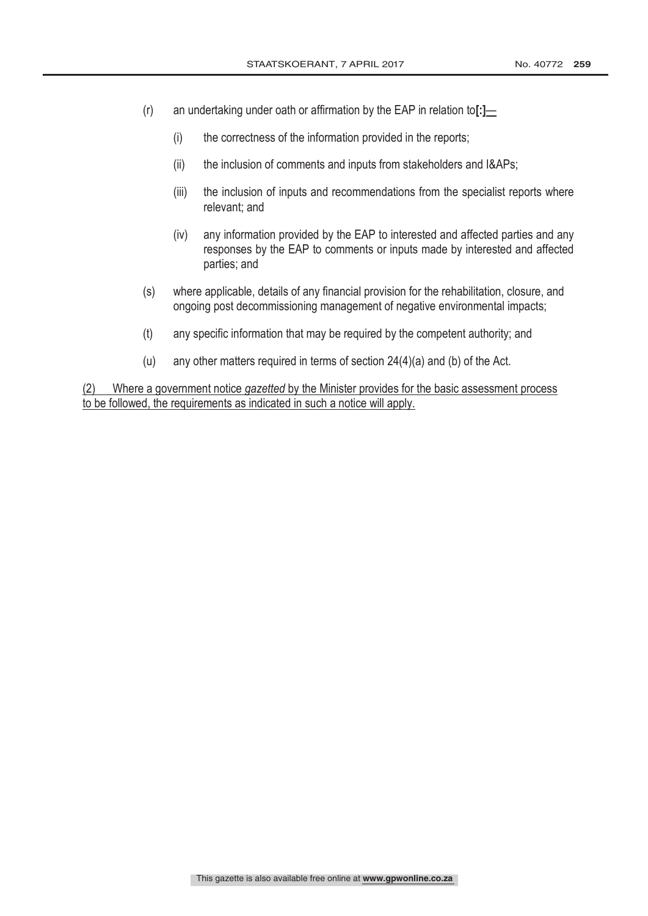(r) an undertaking under oath or affirmation by the EAP in relation to**[:]**<u>—</u>

   (i) the correctness of the information provided in the reports;

   (ii) the inclusion of comments and inputs from stakeholders and I&APs;

   (iii) the inclusion of inputs and recommendations from the specialist reports where relevant; and

   (iv) any information provided by the EAP to interested and affected parties and any responses by the EAP to comments or inputs made by interested and affected parties; and

(s) where applicable, details of any financial provision for the rehabilitation, closure, and ongoing post decommissioning management of negative environmental impacts;

(t) any specific information that may be required by the competent authority; and

(u) any other matters required in terms of section 24(4)(a) and (b) of the Act.

<u>(2) Where a government notice *gazetted* by the Minister provides for the basic assessment process to be followed, the requirements as indicated in such a notice will apply.</u>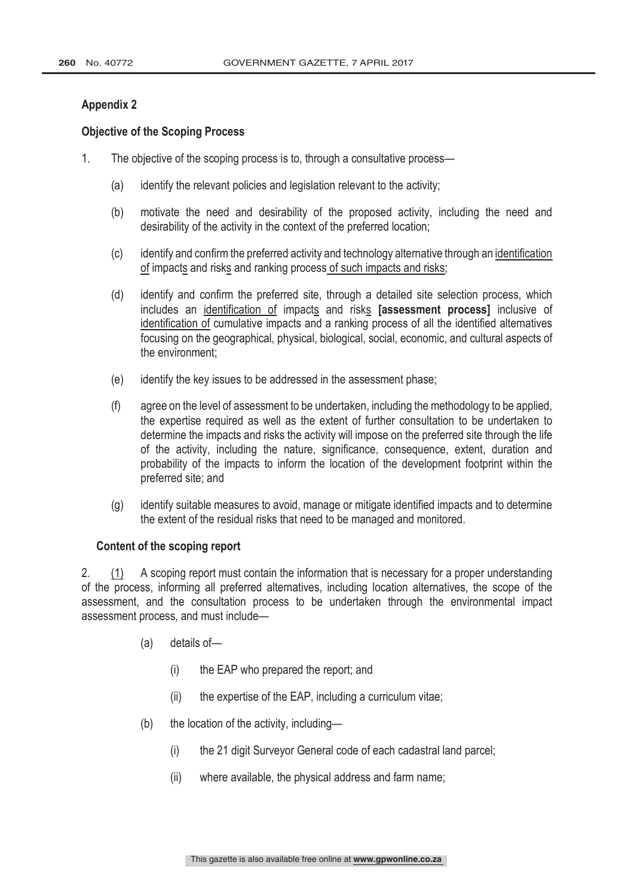## Appendix 2

### Objective of the Scoping Process

1. The objective of the scoping process is to, through a consultative process—

   (a) identify the relevant policies and legislation relevant to the activity;

   (b) motivate the need and desirability of the proposed activity, including the need and desirability of the activity in the context of the preferred location;

   (c) identify and confirm the preferred activity and technology alternative through an identification of impacts and risks and ranking process of such impacts and risks;

   (d) identify and confirm the preferred site, through a detailed site selection process, which includes an identification of impacts and risks **[assessment process]** inclusive of identification of cumulative impacts and a ranking process of all the identified alternatives focusing on the geographical, physical, biological, social, economic, and cultural aspects of the environment;

   (e) identify the key issues to be addressed in the assessment phase;

   (f) agree on the level of assessment to be undertaken, including the methodology to be applied, the expertise required as well as the extent of further consultation to be undertaken to determine the impacts and risks the activity will impose on the preferred site through the life of the activity, including the nature, significance, consequence, extent, duration and probability of the impacts to inform the location of the development footprint within the preferred site; and

   (g) identify suitable measures to avoid, manage or mitigate identified impacts and to determine the extent of the residual risks that need to be managed and monitored.

### Content of the scoping report

2. (1) A scoping report must contain the information that is necessary for a proper understanding of the process, informing all preferred alternatives, including location alternatives, the scope of the assessment, and the consultation process to be undertaken through the environmental impact assessment process, and must include—

   (a) details of—

      (i) the EAP who prepared the report; and

      (ii) the expertise of the EAP, including a curriculum vitae;

   (b) the location of the activity, including—

      (i) the 21 digit Surveyor General code of each cadastral land parcel;

      (ii) where available, the physical address and farm name;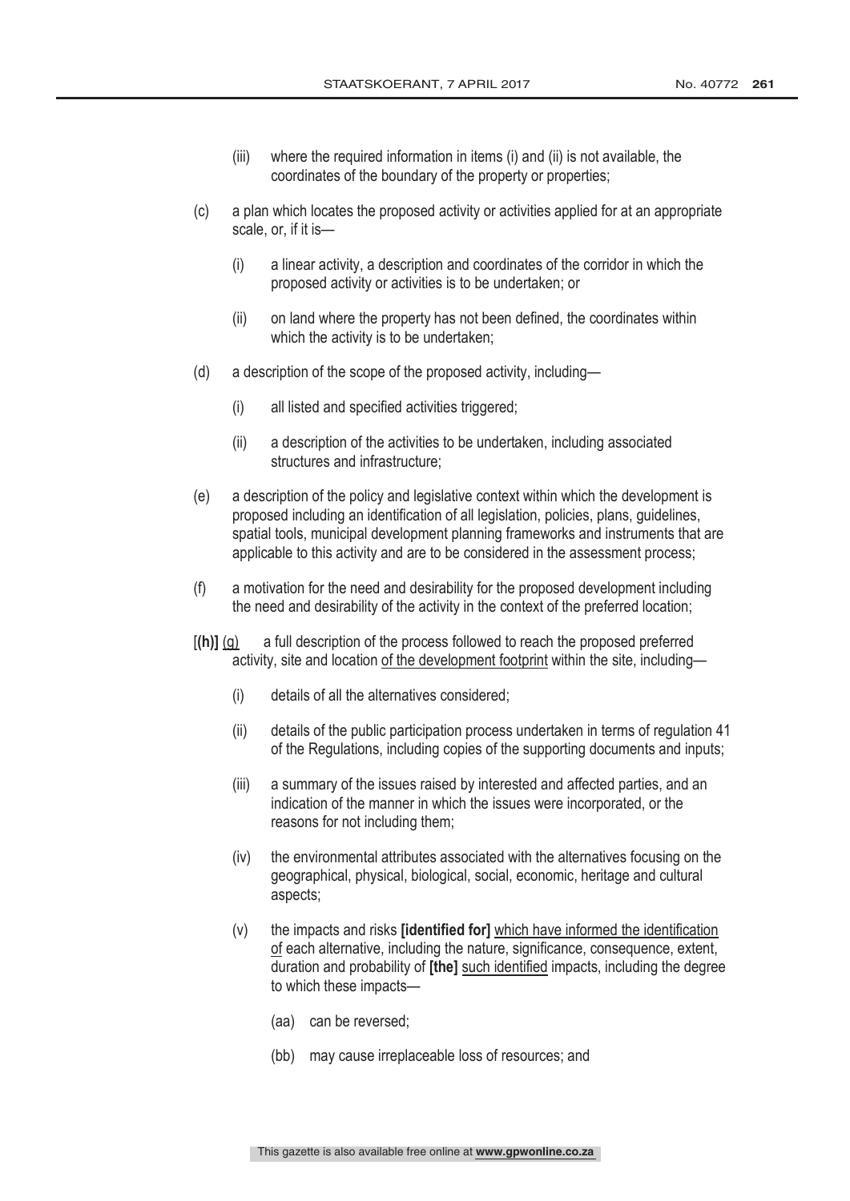(iii) where the required information in items (i) and (ii) is not available, the coordinates of the boundary of the property or properties;

(c) a plan which locates the proposed activity or activities applied for at an appropriate scale, or, if it is—

(i) a linear activity, a description and coordinates of the corridor in which the proposed activity or activities is to be undertaken; or

(ii) on land where the property has not been defined, the coordinates within which the activity is to be undertaken;

(d) a description of the scope of the proposed activity, including—

(i) all listed and specified activities triggered;

(ii) a description of the activities to be undertaken, including associated structures and infrastructure;

(e) a description of the policy and legislative context within which the development is proposed including an identification of all legislation, policies, plans, guidelines, spatial tools, municipal development planning frameworks and instruments that are applicable to this activity and are to be considered in the assessment process;

(f) a motivation for the need and desirability for the proposed development including the need and desirability of the activity in the context of the preferred location;

**[(h)]** <u>(g)</u> a full description of the process followed to reach the proposed preferred activity, site and location <u>of the development footprint</u> within the site, including—

(i) details of all the alternatives considered;

(ii) details of the public participation process undertaken in terms of regulation 41 of the Regulations, including copies of the supporting documents and inputs;

(iii) a summary of the issues raised by interested and affected parties, and an indication of the manner in which the issues were incorporated, or the reasons for not including them;

(iv) the environmental attributes associated with the alternatives focusing on the geographical, physical, biological, social, economic, heritage and cultural aspects;

(v) the impacts and risks **[identified for]** <u>which have informed the identification of</u> each alternative, including the nature, significance, consequence, extent, duration and probability of **[the]** <u>such identified</u> impacts, including the degree to which these impacts—

(aa) can be reversed;

(bb) may cause irreplaceable loss of resources; and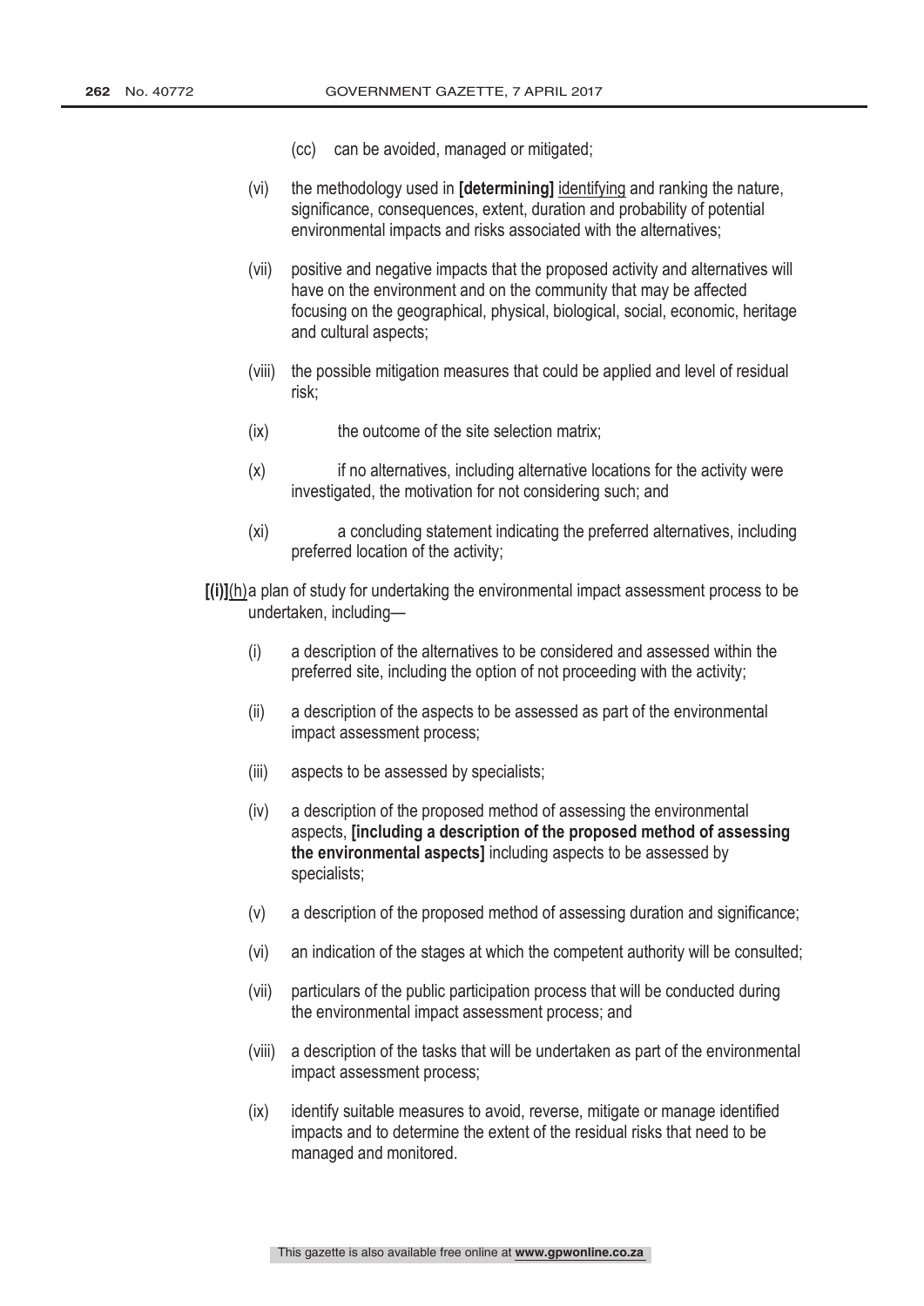(cc) can be avoided, managed or mitigated;

(vi) the methodology used in **[determining]** <u>identifying</u> and ranking the nature, significance, consequences, extent, duration and probability of potential environmental impacts and risks associated with the alternatives;

(vii) positive and negative impacts that the proposed activity and alternatives will have on the environment and on the community that may be affected focusing on the geographical, physical, biological, social, economic, heritage and cultural aspects;

(viii) the possible mitigation measures that could be applied and level of residual risk;

(ix) the outcome of the site selection matrix;

(x) if no alternatives, including alternative locations for the activity were investigated, the motivation for not considering such; and

(xi) a concluding statement indicating the preferred alternatives, including preferred location of the activity;

**[(i)]**<u>(h)</u> a plan of study for undertaking the environmental impact assessment process to be undertaken, including—

(i) a description of the alternatives to be considered and assessed within the preferred site, including the option of not proceeding with the activity;

(ii) a description of the aspects to be assessed as part of the environmental impact assessment process;

(iii) aspects to be assessed by specialists;

(iv) a description of the proposed method of assessing the environmental aspects, **[including a description of the proposed method of assessing the environmental aspects]** including aspects to be assessed by specialists;

(v) a description of the proposed method of assessing duration and significance;

(vi) an indication of the stages at which the competent authority will be consulted;

(vii) particulars of the public participation process that will be conducted during the environmental impact assessment process; and

(viii) a description of the tasks that will be undertaken as part of the environmental impact assessment process;

(ix) identify suitable measures to avoid, reverse, mitigate or manage identified impacts and to determine the extent of the residual risks that need to be managed and monitored.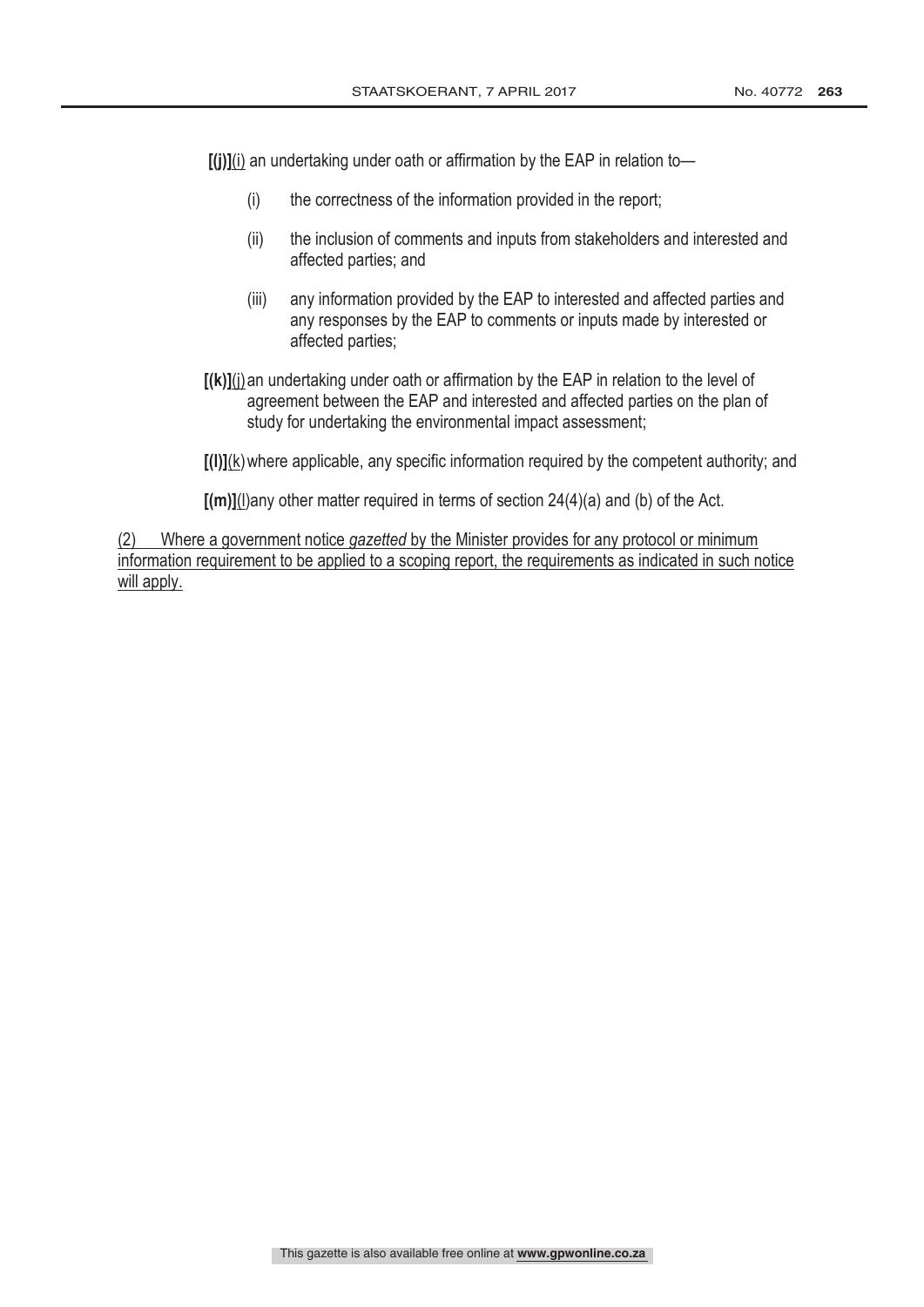**[(j)]**(i) an undertaking under oath or affirmation by the EAP in relation to—

(i) the correctness of the information provided in the report;

(ii) the inclusion of comments and inputs from stakeholders and interested and affected parties; and

(iii) any information provided by the EAP to interested and affected parties and any responses by the EAP to comments or inputs made by interested or affected parties;

**[(k)]**(j) an undertaking under oath or affirmation by the EAP in relation to the level of agreement between the EAP and interested and affected parties on the plan of study for undertaking the environmental impact assessment;

**[(l)]**(k) where applicable, any specific information required by the competent authority; and

**[(m)]**(l) any other matter required in terms of section 24(4)(a) and (b) of the Act.

(2) Where a government notice *gazetted* by the Minister provides for any protocol or minimum information requirement to be applied to a scoping report, the requirements as indicated in such notice will apply.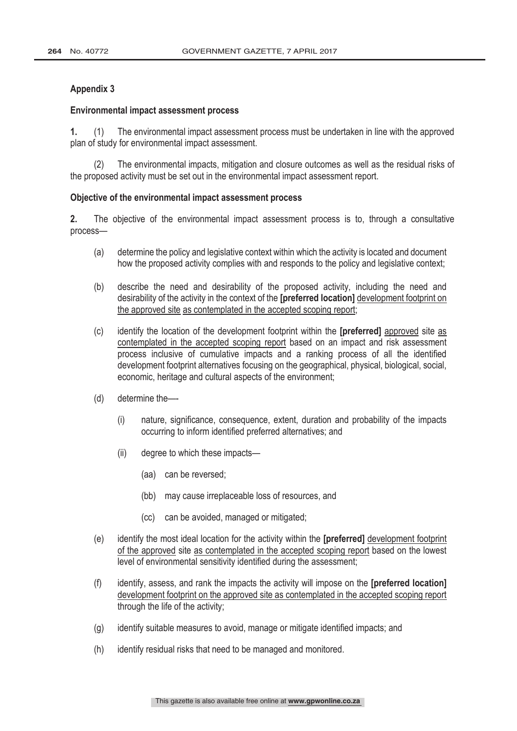**Appendix 3**

**Environmental impact assessment process**

**1.** (1) The environmental impact assessment process must be undertaken in line with the approved plan of study for environmental impact assessment.

(2) The environmental impacts, mitigation and closure outcomes as well as the residual risks of the proposed activity must be set out in the environmental impact assessment report.

**Objective of the environmental impact assessment process**

**2.** The objective of the environmental impact assessment process is to, through a consultative process—

(a) determine the policy and legislative context within which the activity is located and document how the proposed activity complies with and responds to the policy and legislative context;

(b) describe the need and desirability of the proposed activity, including the need and desirability of the activity in the context of the **[preferred location]** <u>development footprint on the approved site</u> <u>as contemplated in the accepted scoping report</u>;

(c) identify the location of the development footprint within the **[preferred]** <u>approved</u> site <u>as contemplated in the accepted scoping report</u> based on an impact and risk assessment process inclusive of cumulative impacts and a ranking process of all the identified development footprint alternatives focusing on the geographical, physical, biological, social, economic, heritage and cultural aspects of the environment;

(d) determine the—-

(i) nature, significance, consequence, extent, duration and probability of the impacts occurring to inform identified preferred alternatives; and

(ii) degree to which these impacts—

(aa) can be reversed;

(bb) may cause irreplaceable loss of resources, and

(cc) can be avoided, managed or mitigated;

(e) identify the most ideal location for the activity within the **[preferred]** <u>development footprint of the approved</u> site <u>as contemplated in the accepted scoping report</u> based on the lowest level of environmental sensitivity identified during the assessment;

(f) identify, assess, and rank the impacts the activity will impose on the **[preferred location]** <u>development footprint on the approved site as contemplated in the accepted scoping report</u> through the life of the activity;

(g) identify suitable measures to avoid, manage or mitigate identified impacts; and

(h) identify residual risks that need to be managed and monitored.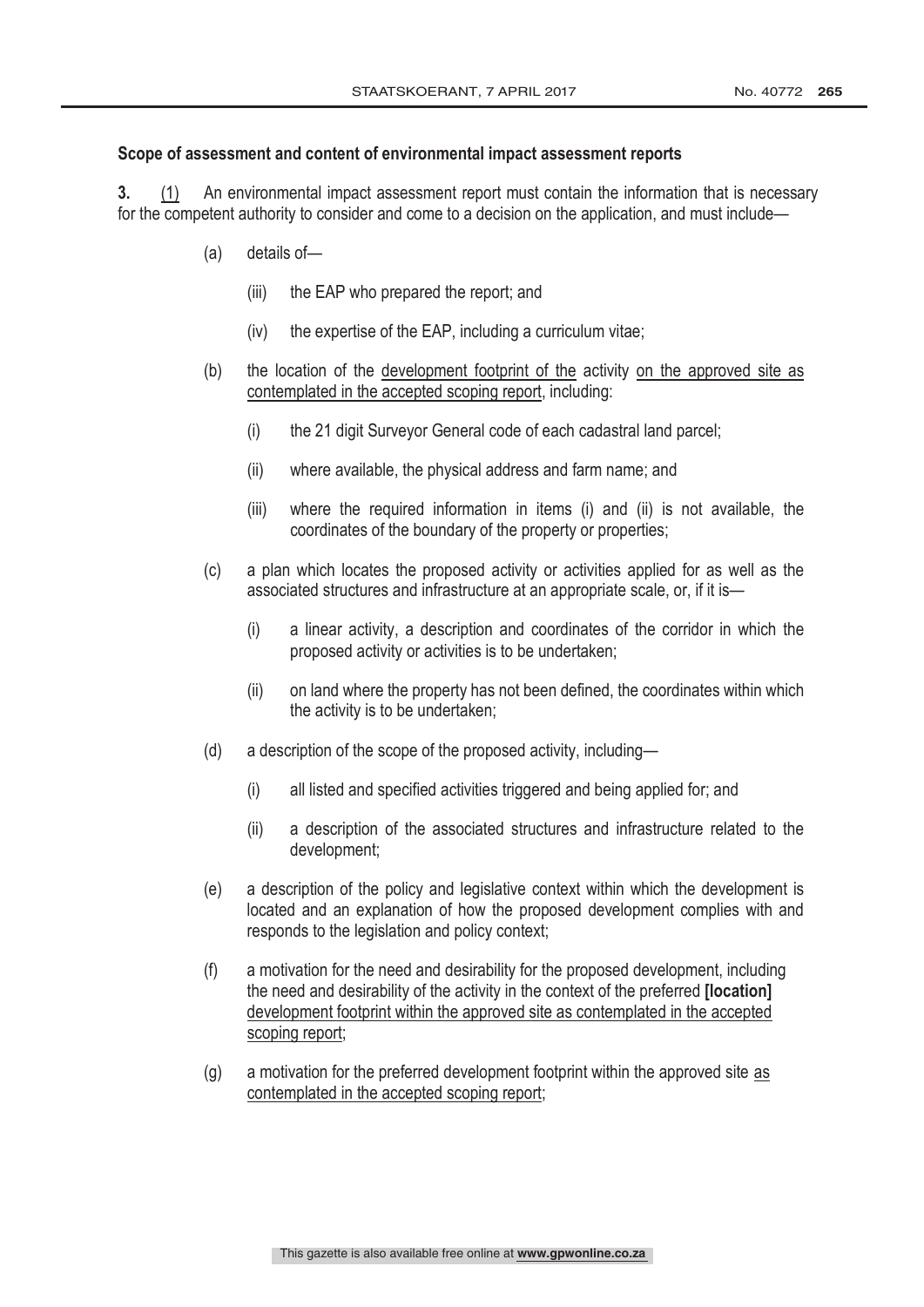**Scope of assessment and content of environmental impact assessment reports**

**3.** (1) An environmental impact assessment report must contain the information that is necessary for the competent authority to consider and come to a decision on the application, and must include—

(a) details of—

(iii) the EAP who prepared the report; and

(iv) the expertise of the EAP, including a curriculum vitae;

(b) the location of the development footprint of the activity on the approved site as contemplated in the accepted scoping report, including:

(i) the 21 digit Surveyor General code of each cadastral land parcel;

(ii) where available, the physical address and farm name; and

(iii) where the required information in items (i) and (ii) is not available, the coordinates of the boundary of the property or properties;

(c) a plan which locates the proposed activity or activities applied for as well as the associated structures and infrastructure at an appropriate scale, or, if it is—

(i) a linear activity, a description and coordinates of the corridor in which the proposed activity or activities is to be undertaken;

(ii) on land where the property has not been defined, the coordinates within which the activity is to be undertaken;

(d) a description of the scope of the proposed activity, including—

(i) all listed and specified activities triggered and being applied for; and

(ii) a description of the associated structures and infrastructure related to the development;

(e) a description of the policy and legislative context within which the development is located and an explanation of how the proposed development complies with and responds to the legislation and policy context;

(f) a motivation for the need and desirability for the proposed development, including the need and desirability of the activity in the context of the preferred **[location]** development footprint within the approved site as contemplated in the accepted scoping report;

(g) a motivation for the preferred development footprint within the approved site as contemplated in the accepted scoping report;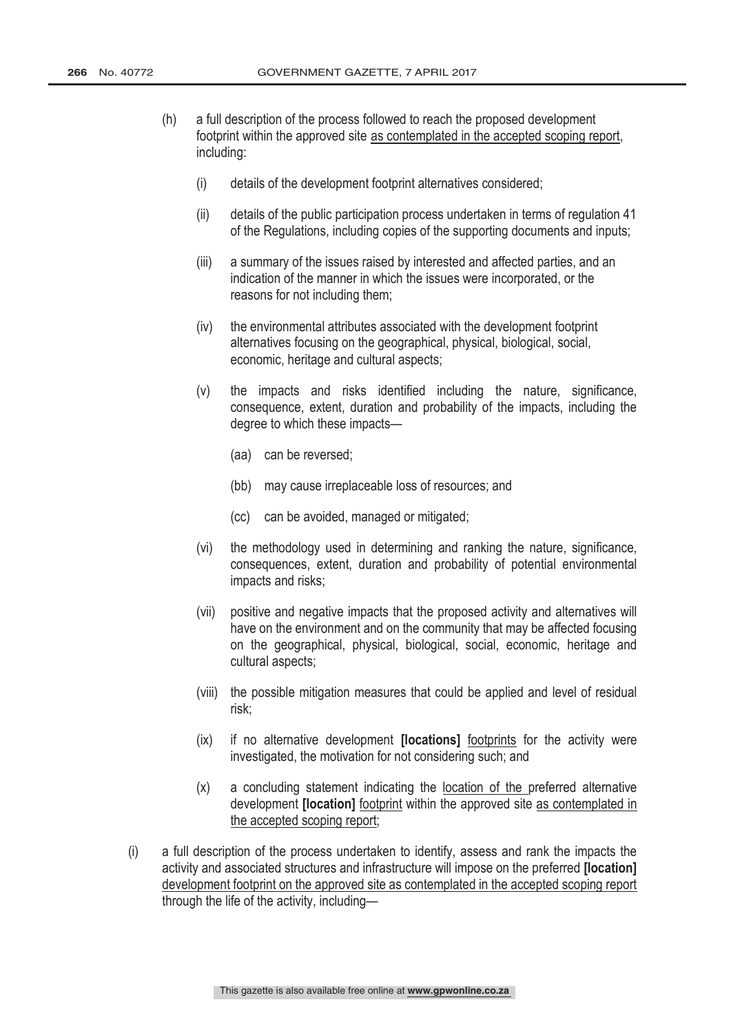(h) a full description of the process followed to reach the proposed development footprint within the approved site <u>as contemplated in the accepted scoping report</u>, including:

  (i) details of the development footprint alternatives considered;

  (ii) details of the public participation process undertaken in terms of regulation 41 of the Regulations, including copies of the supporting documents and inputs;

  (iii) a summary of the issues raised by interested and affected parties, and an indication of the manner in which the issues were incorporated, or the reasons for not including them;

  (iv) the environmental attributes associated with the development footprint alternatives focusing on the geographical, physical, biological, social, economic, heritage and cultural aspects;

  (v) the impacts and risks identified including the nature, significance, consequence, extent, duration and probability of the impacts, including the degree to which these impacts—

    (aa) can be reversed;

    (bb) may cause irreplaceable loss of resources; and

    (cc) can be avoided, managed or mitigated;

  (vi) the methodology used in determining and ranking the nature, significance, consequences, extent, duration and probability of potential environmental impacts and risks;

  (vii) positive and negative impacts that the proposed activity and alternatives will have on the environment and on the community that may be affected focusing on the geographical, physical, biological, social, economic, heritage and cultural aspects;

  (viii) the possible mitigation measures that could be applied and level of residual risk;

  (ix) if no alternative development **[locations]** <u>footprints</u> for the activity were investigated, the motivation for not considering such; and

  (x) a concluding statement indicating the <u>location of the</u> preferred alternative development **[location]** <u>footprint</u> within the approved site <u>as contemplated in the accepted scoping report</u>;

(i) a full description of the process undertaken to identify, assess and rank the impacts the activity and associated structures and infrastructure will impose on the preferred **[location]** <u>development footprint on the approved site as contemplated in the accepted scoping report</u> through the life of the activity, including—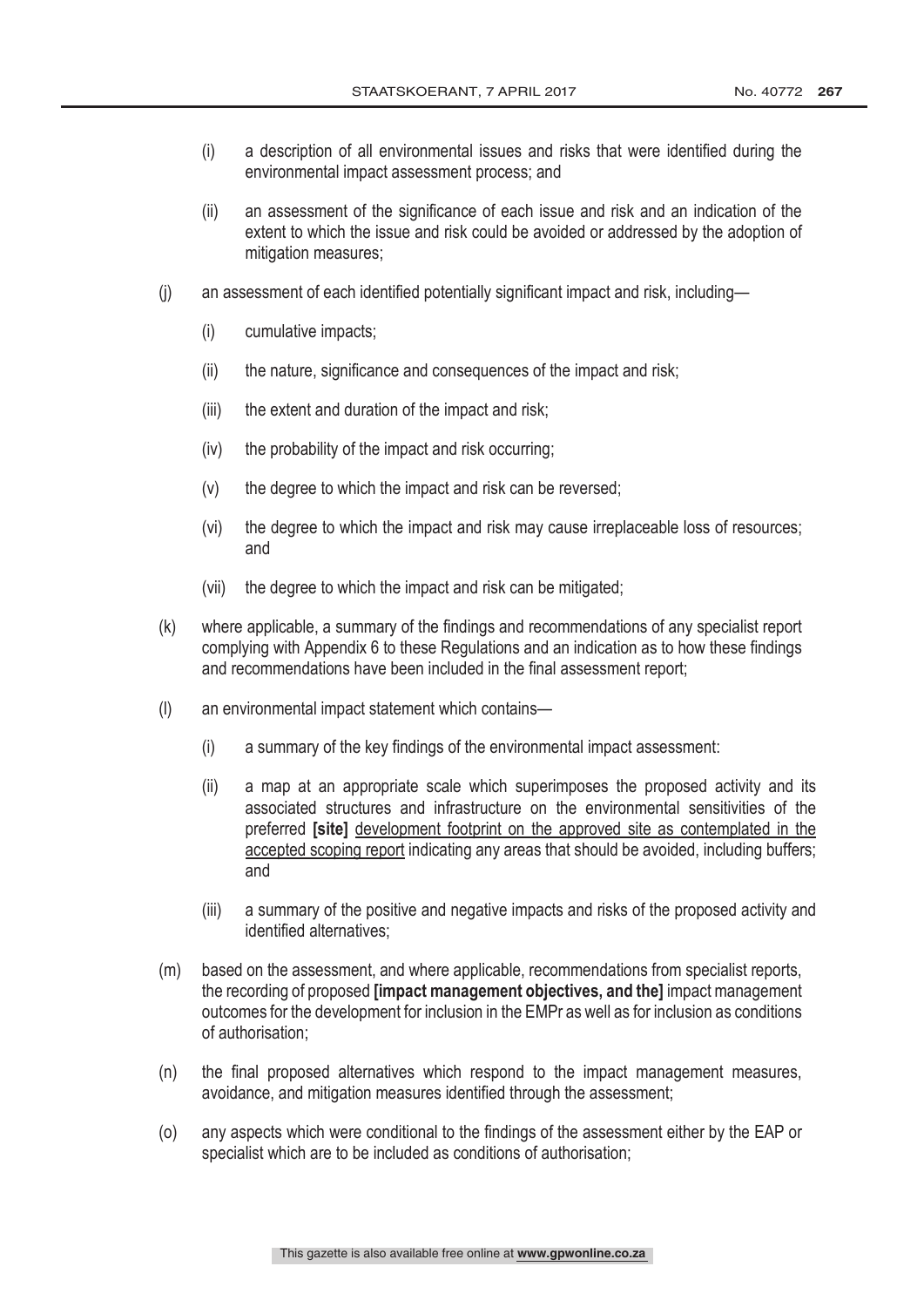(i) a description of all environmental issues and risks that were identified during the environmental impact assessment process; and

(ii) an assessment of the significance of each issue and risk and an indication of the extent to which the issue and risk could be avoided or addressed by the adoption of mitigation measures;

(j) an assessment of each identified potentially significant impact and risk, including—

(i) cumulative impacts;

(ii) the nature, significance and consequences of the impact and risk;

(iii) the extent and duration of the impact and risk;

(iv) the probability of the impact and risk occurring;

(v) the degree to which the impact and risk can be reversed;

(vi) the degree to which the impact and risk may cause irreplaceable loss of resources; and

(vii) the degree to which the impact and risk can be mitigated;

(k) where applicable, a summary of the findings and recommendations of any specialist report complying with Appendix 6 to these Regulations and an indication as to how these findings and recommendations have been included in the final assessment report;

(l) an environmental impact statement which contains—

(i) a summary of the key findings of the environmental impact assessment:

(ii) a map at an appropriate scale which superimposes the proposed activity and its associated structures and infrastructure on the environmental sensitivities of the preferred **[site]** <u>development footprint on the approved site as contemplated in the accepted scoping report</u> indicating any areas that should be avoided, including buffers; and

(iii) a summary of the positive and negative impacts and risks of the proposed activity and identified alternatives;

(m) based on the assessment, and where applicable, recommendations from specialist reports, the recording of proposed **[impact management objectives, and the]** impact management outcomes for the development for inclusion in the EMPr as well as for inclusion as conditions of authorisation;

(n) the final proposed alternatives which respond to the impact management measures, avoidance, and mitigation measures identified through the assessment;

(o) any aspects which were conditional to the findings of the assessment either by the EAP or specialist which are to be included as conditions of authorisation;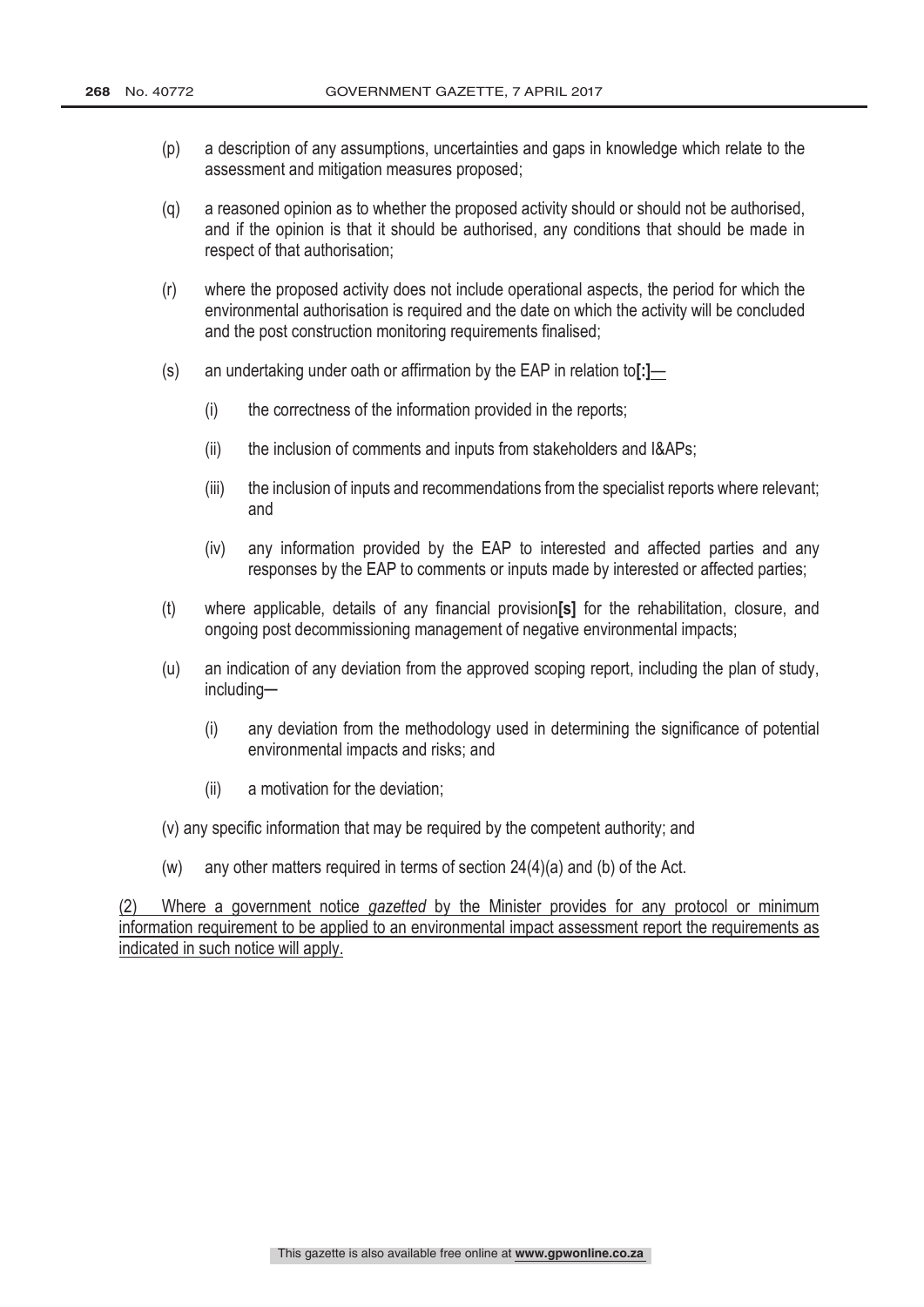(p) a description of any assumptions, uncertainties and gaps in knowledge which relate to the assessment and mitigation measures proposed;

(q) a reasoned opinion as to whether the proposed activity should or should not be authorised, and if the opinion is that it should be authorised, any conditions that should be made in respect of that authorisation;

(r) where the proposed activity does not include operational aspects, the period for which the environmental authorisation is required and the date on which the activity will be concluded and the post construction monitoring requirements finalised;

(s) an undertaking under oath or affirmation by the EAP in relation to**[:]**—

  (i) the correctness of the information provided in the reports;

  (ii) the inclusion of comments and inputs from stakeholders and I&APs;

  (iii) the inclusion of inputs and recommendations from the specialist reports where relevant; and

  (iv) any information provided by the EAP to interested and affected parties and any responses by the EAP to comments or inputs made by interested or affected parties;

(t) where applicable, details of any financial provision**[s]** for the rehabilitation, closure, and ongoing post decommissioning management of negative environmental impacts;

(u) an indication of any deviation from the approved scoping report, including the plan of study, including—

  (i) any deviation from the methodology used in determining the significance of potential environmental impacts and risks; and

  (ii) a motivation for the deviation;

(v) any specific information that may be required by the competent authority; and

(w) any other matters required in terms of section 24(4)(a) and (b) of the Act.

<u>(2) Where a government notice *gazetted* by the Minister provides for any protocol or minimum information requirement to be applied to an environmental impact assessment report the requirements as indicated in such notice will apply.</u>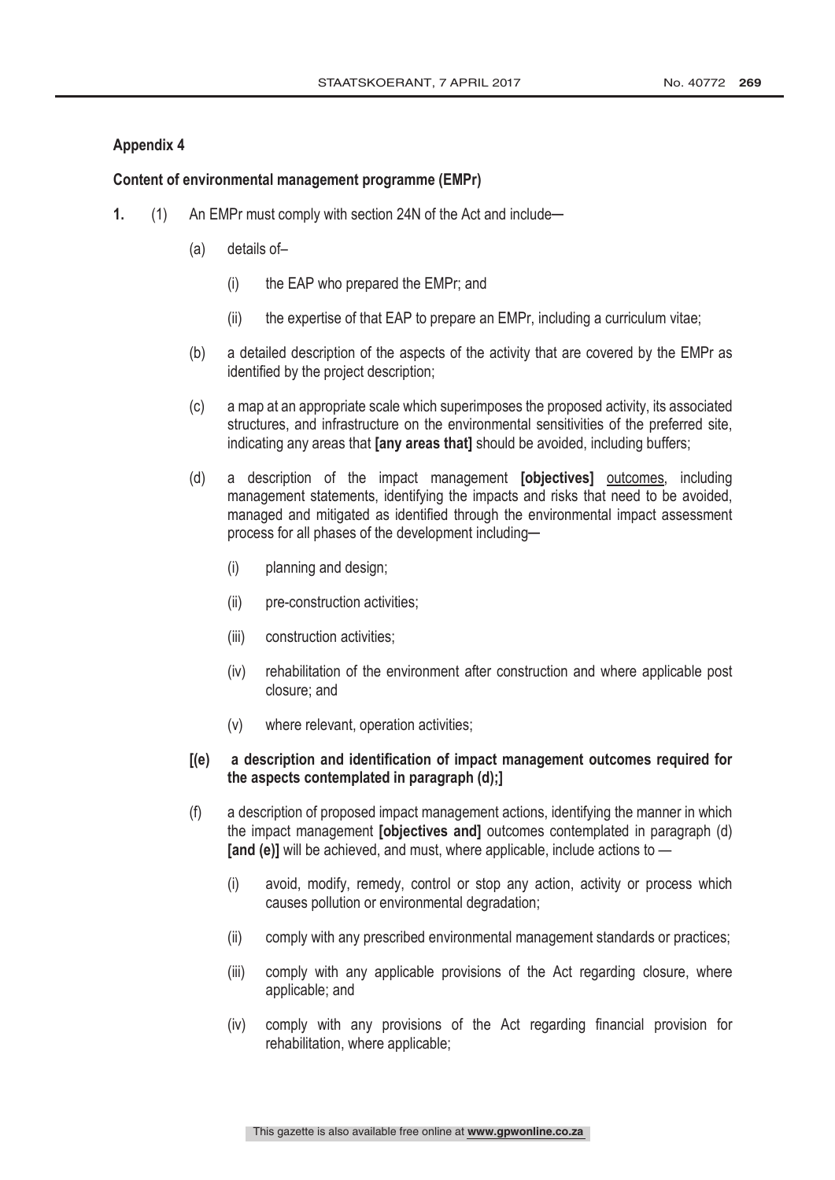**Appendix 4**

**Content of environmental management programme (EMPr)**

**1.** (1) An EMPr must comply with section 24N of the Act and include—

(a) details of–

(i) the EAP who prepared the EMPr; and

(ii) the expertise of that EAP to prepare an EMPr, including a curriculum vitae;

(b) a detailed description of the aspects of the activity that are covered by the EMPr as identified by the project description;

(c) a map at an appropriate scale which superimposes the proposed activity, its associated structures, and infrastructure on the environmental sensitivities of the preferred site, indicating any areas that **[any areas that]** should be avoided, including buffers;

(d) a description of the impact management **[objectives]** <u>outcomes</u>, including management statements, identifying the impacts and risks that need to be avoided, managed and mitigated as identified through the environmental impact assessment process for all phases of the development including—

(i) planning and design;

(ii) pre-construction activities;

(iii) construction activities;

(iv) rehabilitation of the environment after construction and where applicable post closure; and

(v) where relevant, operation activities;

**[(e) a description and identification of impact management outcomes required for the aspects contemplated in paragraph (d);]**

(f) a description of proposed impact management actions, identifying the manner in which the impact management **[objectives and]** outcomes contemplated in paragraph (d) **[and (e)]** will be achieved, and must, where applicable, include actions to —

(i) avoid, modify, remedy, control or stop any action, activity or process which causes pollution or environmental degradation;

(ii) comply with any prescribed environmental management standards or practices;

(iii) comply with any applicable provisions of the Act regarding closure, where applicable; and

(iv) comply with any provisions of the Act regarding financial provision for rehabilitation, where applicable;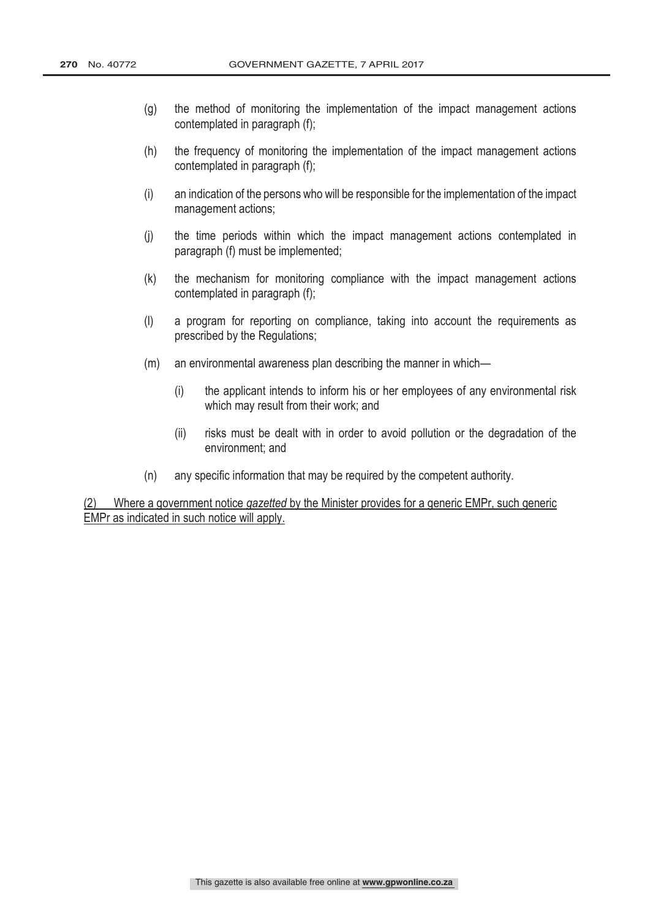(g) the method of monitoring the implementation of the impact management actions contemplated in paragraph (f);

(h) the frequency of monitoring the implementation of the impact management actions contemplated in paragraph (f);

(i) an indication of the persons who will be responsible for the implementation of the impact management actions;

(j) the time periods within which the impact management actions contemplated in paragraph (f) must be implemented;

(k) the mechanism for monitoring compliance with the impact management actions contemplated in paragraph (f);

(l) a program for reporting on compliance, taking into account the requirements as prescribed by the Regulations;

(m) an environmental awareness plan describing the manner in which—

  (i) the applicant intends to inform his or her employees of any environmental risk which may result from their work; and

  (ii) risks must be dealt with in order to avoid pollution or the degradation of the environment; and

(n) any specific information that may be required by the competent authority.

<u>(2) Where a government notice *gazetted* by the Minister provides for a generic EMPr, such generic EMPr as indicated in such notice will apply.</u>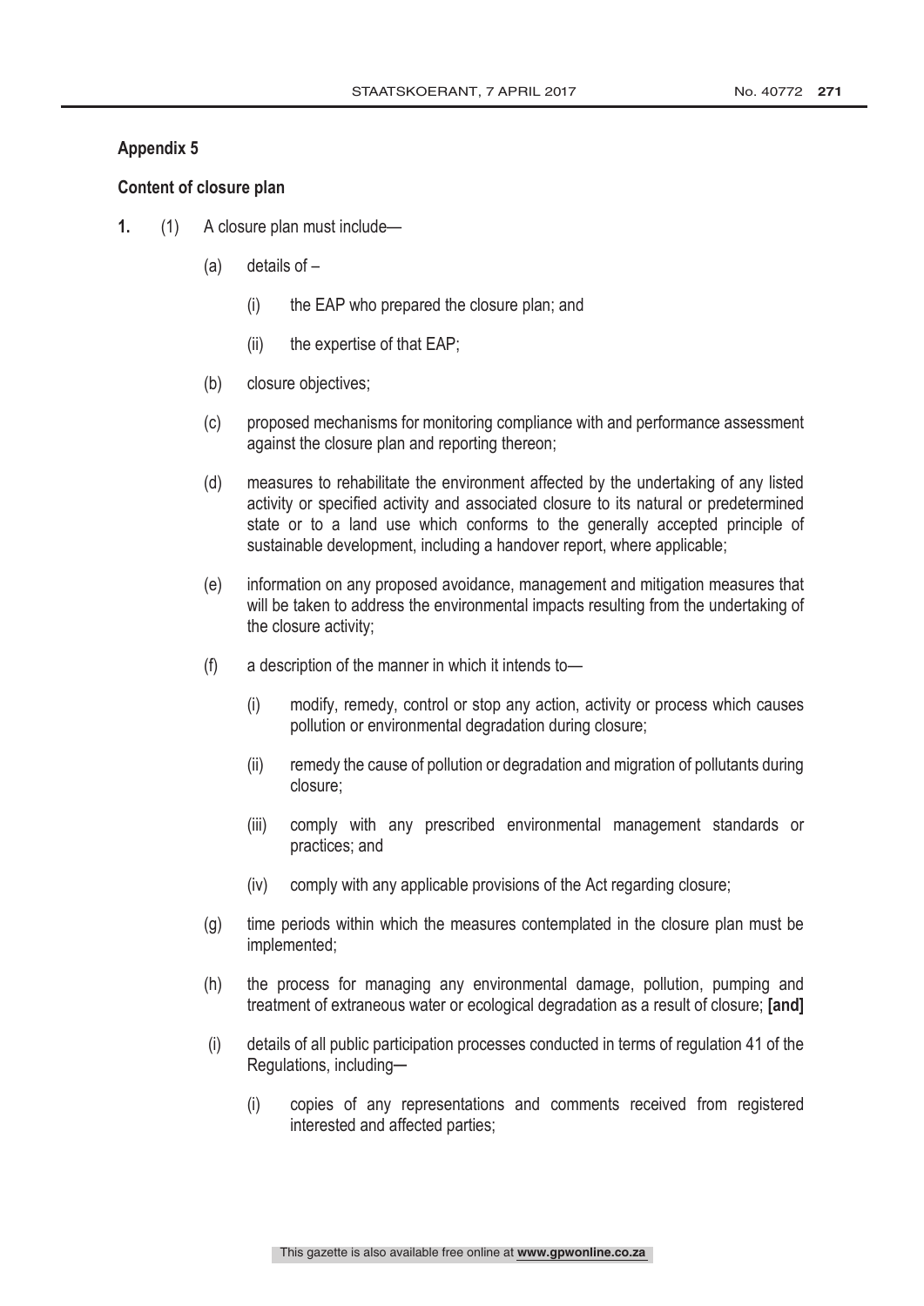**Appendix 5**

**Content of closure plan**

**1.** (1) A closure plan must include—

(a) details of –

(i) the EAP who prepared the closure plan; and

(ii) the expertise of that EAP;

(b) closure objectives;

(c) proposed mechanisms for monitoring compliance with and performance assessment against the closure plan and reporting thereon;

(d) measures to rehabilitate the environment affected by the undertaking of any listed activity or specified activity and associated closure to its natural or predetermined state or to a land use which conforms to the generally accepted principle of sustainable development, including a handover report, where applicable;

(e) information on any proposed avoidance, management and mitigation measures that will be taken to address the environmental impacts resulting from the undertaking of the closure activity;

(f) a description of the manner in which it intends to—

(i) modify, remedy, control or stop any action, activity or process which causes pollution or environmental degradation during closure;

(ii) remedy the cause of pollution or degradation and migration of pollutants during closure;

(iii) comply with any prescribed environmental management standards or practices; and

(iv) comply with any applicable provisions of the Act regarding closure;

(g) time periods within which the measures contemplated in the closure plan must be implemented;

(h) the process for managing any environmental damage, pollution, pumping and treatment of extraneous water or ecological degradation as a result of closure; **[and]**

(i) details of all public participation processes conducted in terms of regulation 41 of the Regulations, including—

(i) copies of any representations and comments received from registered interested and affected parties;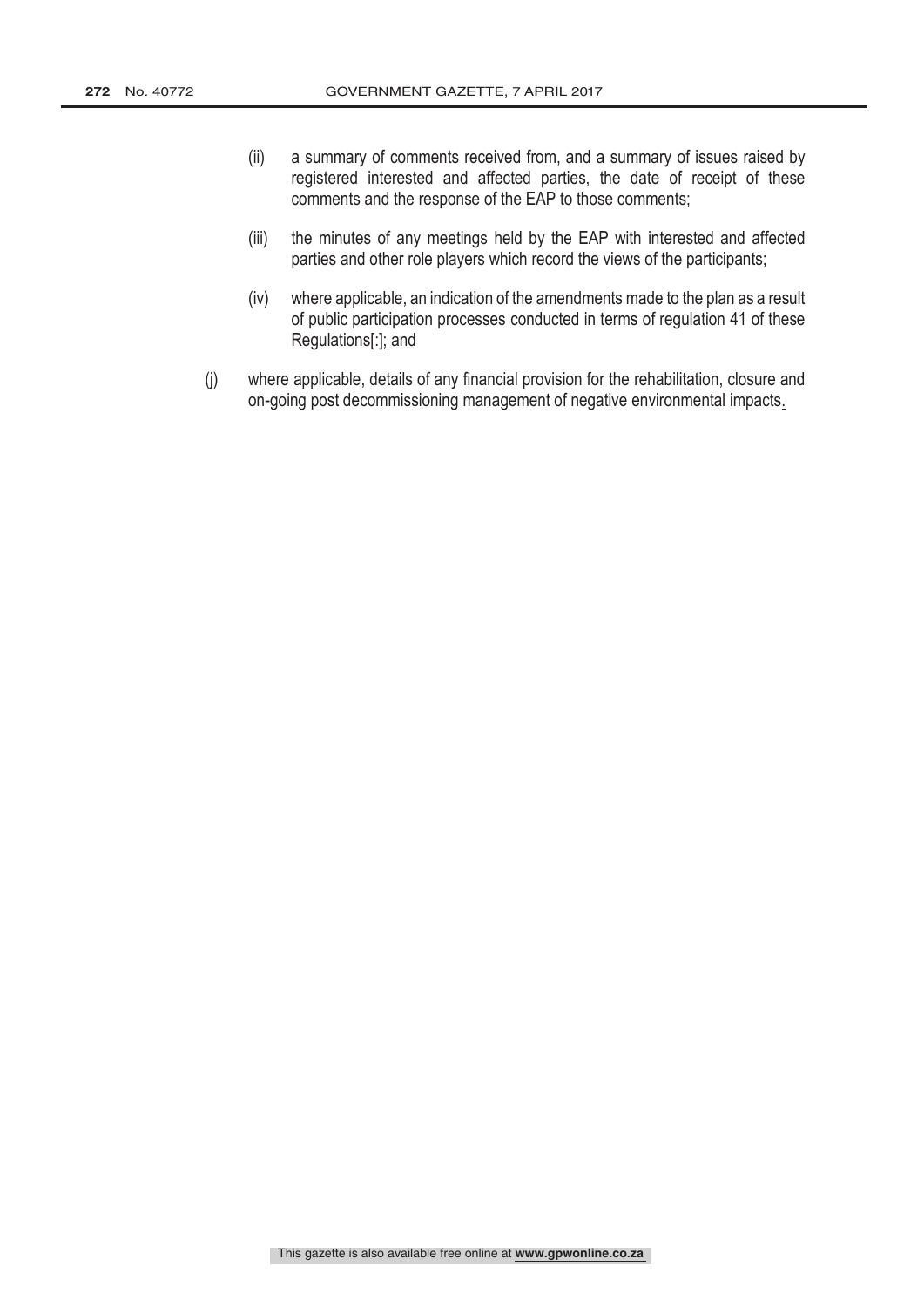(ii) a summary of comments received from, and a summary of issues raised by registered interested and affected parties, the date of receipt of these comments and the response of the EAP to those comments;

(iii) the minutes of any meetings held by the EAP with interested and affected parties and other role players which record the views of the participants;

(iv) where applicable, an indication of the amendments made to the plan as a result of public participation processes conducted in terms of regulation 41 of these Regulations[:]; and

(j) where applicable, details of any financial provision for the rehabilitation, closure and on-going post decommissioning management of negative environmental impacts.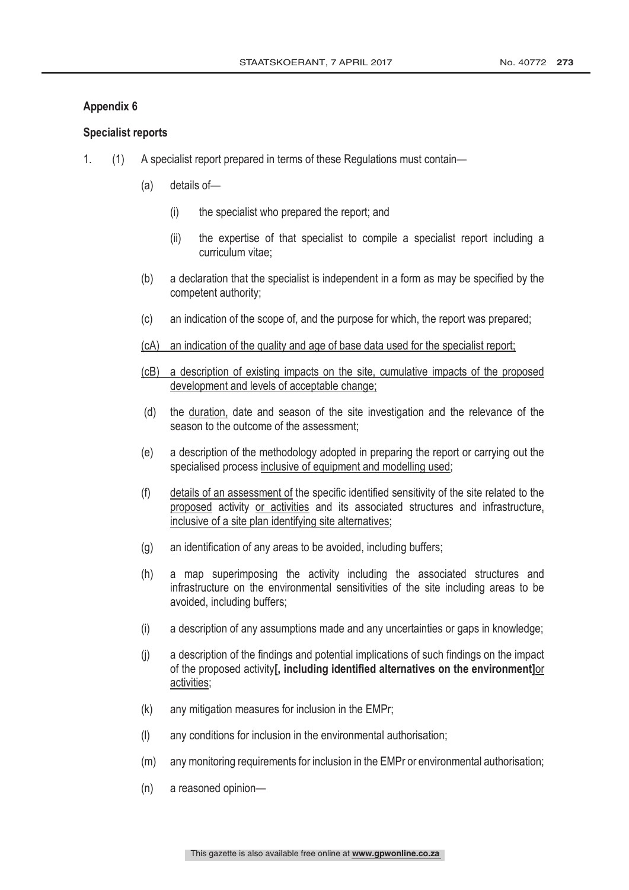## Appendix 6

### Specialist reports

1. (1) A specialist report prepared in terms of these Regulations must contain—

   (a) details of—

   (i) the specialist who prepared the report; and

   (ii) the expertise of that specialist to compile a specialist report including a curriculum vitae;

   (b) a declaration that the specialist is independent in a form as may be specified by the competent authority;

   (c) an indication of the scope of, and the purpose for which, the report was prepared;

   (cA) an indication of the quality and age of base data used for the specialist report;

   (cB) a description of existing impacts on the site, cumulative impacts of the proposed development and levels of acceptable change;

   (d) the duration, date and season of the site investigation and the relevance of the season to the outcome of the assessment;

   (e) a description of the methodology adopted in preparing the report or carrying out the specialised process inclusive of equipment and modelling used;

   (f) details of an assessment of the specific identified sensitivity of the site related to the proposed activity or activities and its associated structures and infrastructure, inclusive of a site plan identifying site alternatives;

   (g) an identification of any areas to be avoided, including buffers;

   (h) a map superimposing the activity including the associated structures and infrastructure on the environmental sensitivities of the site including areas to be avoided, including buffers;

   (i) a description of any assumptions made and any uncertainties or gaps in knowledge;

   (j) a description of the findings and potential implications of such findings on the impact of the proposed activity **[, including identified alternatives on the environment]** or activities;

   (k) any mitigation measures for inclusion in the EMPr;

   (l) any conditions for inclusion in the environmental authorisation;

   (m) any monitoring requirements for inclusion in the EMPr or environmental authorisation;

   (n) a reasoned opinion—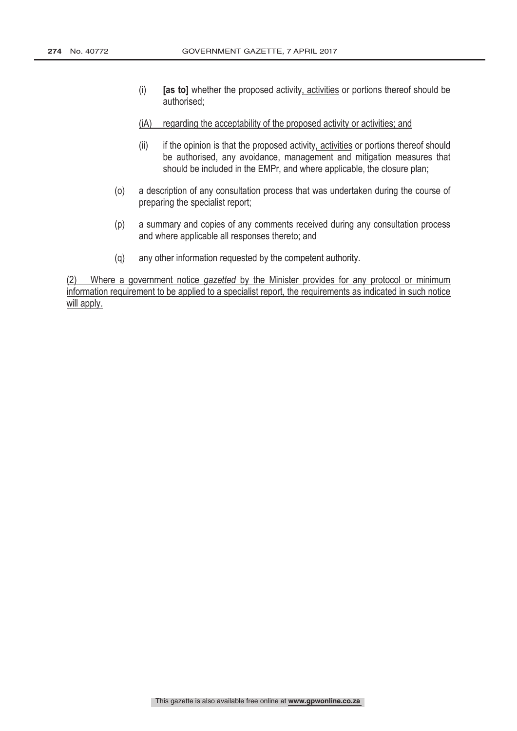(i) **[as to]** whether the proposed activity, activities or portions thereof should be authorised;

(iA) regarding the acceptability of the proposed activity or activities; and

(ii) if the opinion is that the proposed activity, activities or portions thereof should be authorised, any avoidance, management and mitigation measures that should be included in the EMPr, and where applicable, the closure plan;

(o) a description of any consultation process that was undertaken during the course of preparing the specialist report;

(p) a summary and copies of any comments received during any consultation process and where applicable all responses thereto; and

(q) any other information requested by the competent authority.

(2) Where a government notice *gazetted* by the Minister provides for any protocol or minimum information requirement to be applied to a specialist report, the requirements as indicated in such notice will apply.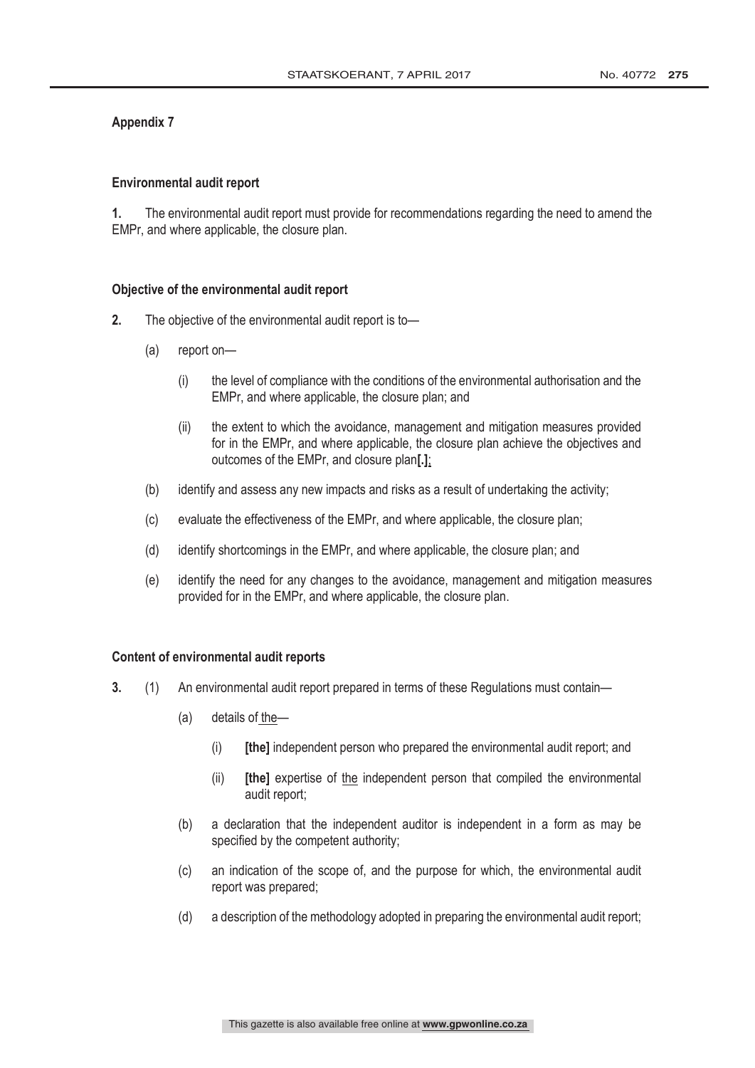**Appendix 7**

**Environmental audit report**

**1.** The environmental audit report must provide for recommendations regarding the need to amend the EMPr, and where applicable, the closure plan.

**Objective of the environmental audit report**

**2.** The objective of the environmental audit report is to—

(a) report on—

(i) the level of compliance with the conditions of the environmental authorisation and the EMPr, and where applicable, the closure plan; and

(ii) the extent to which the avoidance, management and mitigation measures provided for in the EMPr, and where applicable, the closure plan achieve the objectives and outcomes of the EMPr, and closure plan**[.]**;

(b) identify and assess any new impacts and risks as a result of undertaking the activity;

(c) evaluate the effectiveness of the EMPr, and where applicable, the closure plan;

(d) identify shortcomings in the EMPr, and where applicable, the closure plan; and

(e) identify the need for any changes to the avoidance, management and mitigation measures provided for in the EMPr, and where applicable, the closure plan.

**Content of environmental audit reports**

**3.** (1) An environmental audit report prepared in terms of these Regulations must contain—

(a) details of the—

(i) **[the]** independent person who prepared the environmental audit report; and

(ii) **[the]** expertise of the independent person that compiled the environmental audit report;

(b) a declaration that the independent auditor is independent in a form as may be specified by the competent authority;

(c) an indication of the scope of, and the purpose for which, the environmental audit report was prepared;

(d) a description of the methodology adopted in preparing the environmental audit report;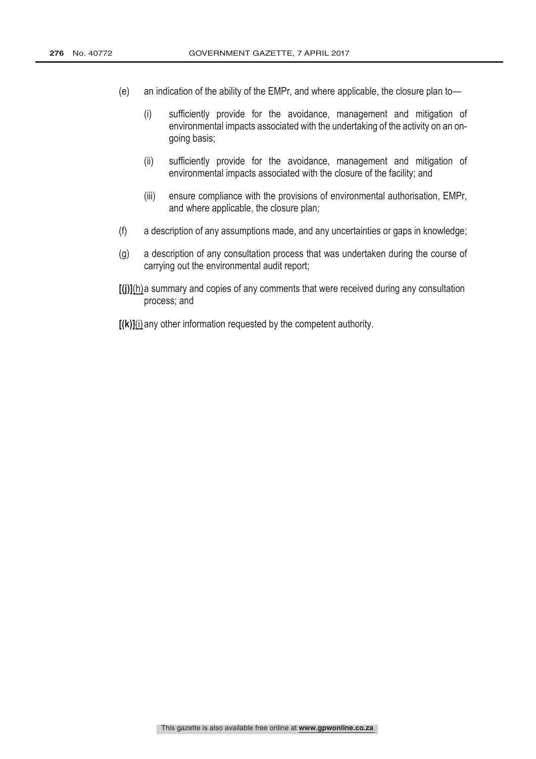(e) an indication of the ability of the EMPr, and where applicable, the closure plan to—

   (i) sufficiently provide for the avoidance, management and mitigation of environmental impacts associated with the undertaking of the activity on an on-going basis;

   (ii) sufficiently provide for the avoidance, management and mitigation of environmental impacts associated with the closure of the facility; and

   (iii) ensure compliance with the provisions of environmental authorisation, EMPr, and where applicable, the closure plan;

(f) a description of any assumptions made, and any uncertainties or gaps in knowledge;

(g) a description of any consultation process that was undertaken during the course of carrying out the environmental audit report;

**[(j)]**(h) a summary and copies of any comments that were received during any consultation process; and

**[(k)]**(i) any other information requested by the competent authority.